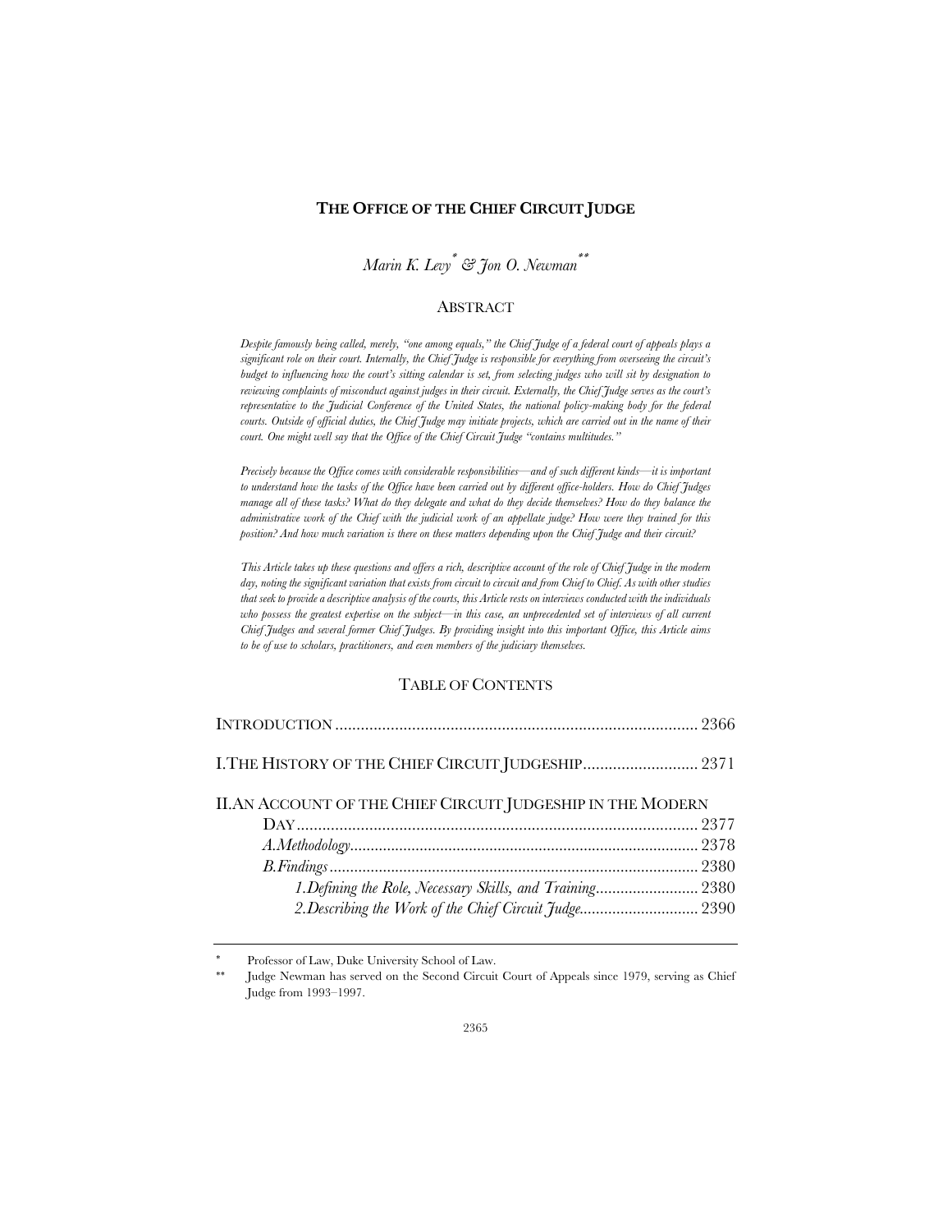# THE OFFICE OF THE CHIEF CIRCUIT JUDGE

*Marin K. Levy*[*] *& Jon O. Newman*[**]

## ABSTRACT

*Despite famously being called, merely, "one among equals," the Chief Judge of a federal court of appeals plays a significant role on their court. Internally, the Chief Judge is responsible for everything from overseeing the circuit's budget to influencing how the court's sitting calendar is set, from selecting judges who will sit by designation to reviewing complaints of misconduct against judges in their circuit. Externally, the Chief Judge serves as the court's representative to the Judicial Conference of the United States, the national policy-making body for the federal courts. Outside of official duties, the Chief Judge may initiate projects, which are carried out in the name of their court. One might well say that the Office of the Chief Circuit Judge "contains multitudes."*

*Precisely because the Office comes with considerable responsibilities—and of such different kinds—it is important to understand how the tasks of the Office have been carried out by different office-holders. How do Chief Judges manage all of these tasks? What do they delegate and what do they decide themselves? How do they balance the administrative work of the Chief with the judicial work of an appellate judge? How were they trained for this position? And how much variation is there on these matters depending upon the Chief Judge and their circuit?*

*This Article takes up these questions and offers a rich, descriptive account of the role of Chief Judge in the modern day, noting the significant variation that exists from circuit to circuit and from Chief to Chief. As with other studies that seek to provide a descriptive analysis of the courts, this Article rests on interviews conducted with the individuals who possess the greatest expertise on the subject—in this case, an unprecedented set of interviews of all current Chief Judges and several former Chief Judges. By providing insight into this important Office, this Article aims to be of use to scholars, practitioners, and even members of the judiciary themselves.*

## TABLE OF CONTENTS

INTRODUCTION .......... 2366

I. THE HISTORY OF THE CHIEF CIRCUIT JUDGESHIP .......... 2371

II. AN ACCOUNT OF THE CHIEF CIRCUIT JUDGESHIP IN THE MODERN DAY .......... 2377

- *A. Methodology* .......... 2378
- *B. Findings* .......... 2380
  - *1. Defining the Role, Necessary Skills, and Training* .......... 2380
  - *2. Describing the Work of the Chief Circuit Judge* .......... 2390

---

[*] Professor of Law, Duke University School of Law.

[**] Judge Newman has served on the Second Circuit Court of Appeals since 1979, serving as Chief Judge from 1993–1997.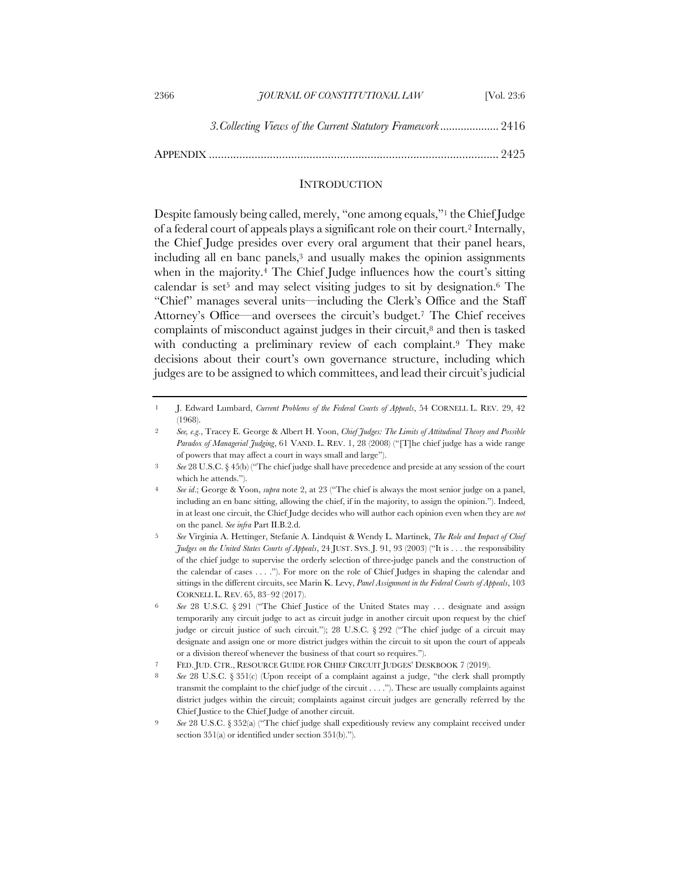*3. Collecting Views of the Current Statutory Framework* .................... 2416

APPENDIX .............................................................................................. 2425

## INTRODUCTION

Despite famously being called, merely, "one among equals,"[1] the Chief Judge of a federal court of appeals plays a significant role on their court.[2] Internally, the Chief Judge presides over every oral argument that their panel hears, including all en banc panels,[3] and usually makes the opinion assignments when in the majority.[4] The Chief Judge influences how the court's sitting calendar is set[5] and may select visiting judges to sit by designation.[6] The "Chief" manages several units—including the Clerk's Office and the Staff Attorney's Office—and oversees the circuit's budget.[7] The Chief receives complaints of misconduct against judges in their circuit,[8] and then is tasked with conducting a preliminary review of each complaint.[9] They make decisions about their court's own governance structure, including which judges are to be assigned to which committees, and lead their circuit's judicial

---

1 J. Edward Lumbard, *Current Problems of the Federal Courts of Appeals*, 54 CORNELL L. REV. 29, 42 (1968).

2 *See, e.g.*, Tracey E. George & Albert H. Yoon, *Chief Judges: The Limits of Attitudinal Theory and Possible Paradox of Managerial Judging*, 61 VAND. L. REV. 1, 28 (2008) ("[T]he chief judge has a wide range of powers that may affect a court in ways small and large").

3 *See* 28 U.S.C. § 45(b) ("The chief judge shall have precedence and preside at any session of the court which he attends.").

4 *See id.*; George & Yoon, *supra* note 2, at 23 ("The chief is always the most senior judge on a panel, including an en banc sitting, allowing the chief, if in the majority, to assign the opinion."). Indeed, in at least one circuit, the Chief Judge decides who will author each opinion even when they are *not* on the panel. *See infra* Part II.B.2.d.

5 *See* Virginia A. Hettinger, Stefanie A. Lindquist & Wendy L. Martinek, *The Role and Impact of Chief Judges on the United States Courts of Appeals*, 24 JUST. SYS. J. 91, 93 (2003) ("It is . . . the responsibility of the chief judge to supervise the orderly selection of three-judge panels and the construction of the calendar of cases . . . ."). For more on the role of Chief Judges in shaping the calendar and sittings in the different circuits, see Marin K. Levy, *Panel Assignment in the Federal Courts of Appeals*, 103 CORNELL L. REV. 65, 83–92 (2017).

6 *See* 28 U.S.C. § 291 ("The Chief Justice of the United States may . . . designate and assign temporarily any circuit judge to act as circuit judge in another circuit upon request by the chief judge or circuit justice of such circuit."); 28 U.S.C. § 292 ("The chief judge of a circuit may designate and assign one or more district judges within the circuit to sit upon the court of appeals or a division thereof whenever the business of that court so requires.").

7 FED. JUD. CTR., RESOURCE GUIDE FOR CHIEF CIRCUIT JUDGES' DESKBOOK 7 (2019).

8 *See* 28 U.S.C. § 351(c) (Upon receipt of a complaint against a judge, "the clerk shall promptly transmit the complaint to the chief judge of the circuit . . . ."). These are usually complaints against district judges within the circuit; complaints against circuit judges are generally referred by the Chief Justice to the Chief Judge of another circuit.

9 *See* 28 U.S.C. § 352(a) ("The chief judge shall expeditiously review any complaint received under section 351(a) or identified under section 351(b).").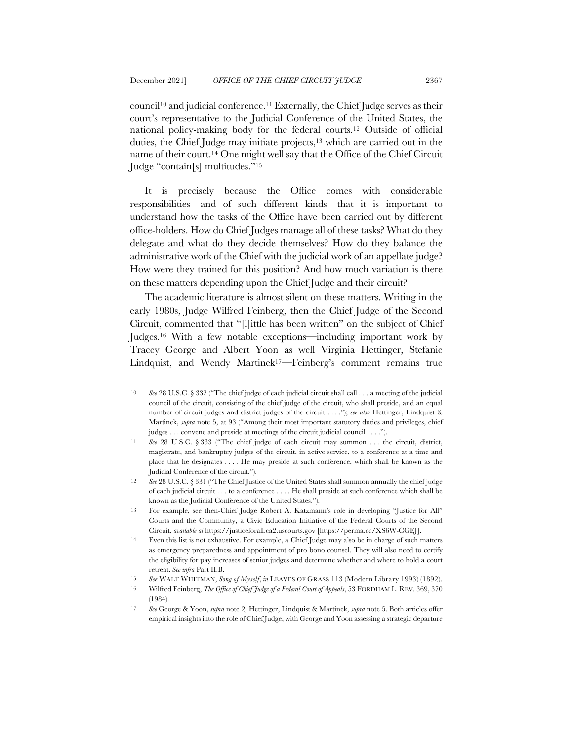council[10] and judicial conference.[11] Externally, the Chief Judge serves as their court's representative to the Judicial Conference of the United States, the national policy-making body for the federal courts.[12] Outside of official duties, the Chief Judge may initiate projects,[13] which are carried out in the name of their court.[14] One might well say that the Office of the Chief Circuit Judge "contain[s] multitudes."[15]

It is precisely because the Office comes with considerable responsibilities—and of such different kinds—that it is important to understand how the tasks of the Office have been carried out by different office-holders. How do Chief Judges manage all of these tasks? What do they delegate and what do they decide themselves? How do they balance the administrative work of the Chief with the judicial work of an appellate judge? How were they trained for this position? And how much variation is there on these matters depending upon the Chief Judge and their circuit?

The academic literature is almost silent on these matters. Writing in the early 1980s, Judge Wilfred Feinberg, then the Chief Judge of the Second Circuit, commented that "[l]ittle has been written" on the subject of Chief Judges.[16] With a few notable exceptions—including important work by Tracey George and Albert Yoon as well Virginia Hettinger, Stefanie Lindquist, and Wendy Martinek[17]—Feinberg's comment remains true

---

10 *See* 28 U.S.C. § 332 ("The chief judge of each judicial circuit shall call . . . a meeting of the judicial council of the circuit, consisting of the chief judge of the circuit, who shall preside, and an equal number of circuit judges and district judges of the circuit . . . ."); *see also* Hettinger, Lindquist & Martinek, *supra* note 5, at 93 ("Among their most important statutory duties and privileges, chief judges . . . convene and preside at meetings of the circuit judicial council . . . .").

11 *See* 28 U.S.C. § 333 ("The chief judge of each circuit may summon . . . the circuit, district, magistrate, and bankruptcy judges of the circuit, in active service, to a conference at a time and place that he designates . . . . He may preside at such conference, which shall be known as the Judicial Conference of the circuit.").

12 *See* 28 U.S.C. § 331 ("The Chief Justice of the United States shall summon annually the chief judge of each judicial circuit . . . to a conference . . . . He shall preside at such conference which shall be known as the Judicial Conference of the United States.").

13 For example, see then-Chief Judge Robert A. Katzmann's role in developing "Justice for All" Courts and the Community, a Civic Education Initiative of the Federal Courts of the Second Circuit, *available at* https://justiceforall.ca2.uscourts.gov [https://perma.cc/XS6W-CGEJ].

14 Even this list is not exhaustive. For example, a Chief Judge may also be in charge of such matters as emergency preparedness and appointment of pro bono counsel. They will also need to certify the eligibility for pay increases of senior judges and determine whether and where to hold a court retreat. *See infra* Part II.B.

15 *See* WALT WHITMAN, *Song of Myself*, *in* LEAVES OF GRASS 113 (Modern Library 1993) (1892).

16 Wilfred Feinberg, *The Office of Chief Judge of a Federal Court of Appeals*, 53 FORDHAM L. REV. 369, 370 (1984).

17 *See* George & Yoon, *supra* note 2; Hettinger, Lindquist & Martinek, *supra* note 5. Both articles offer empirical insights into the role of Chief Judge, with George and Yoon assessing a strategic departure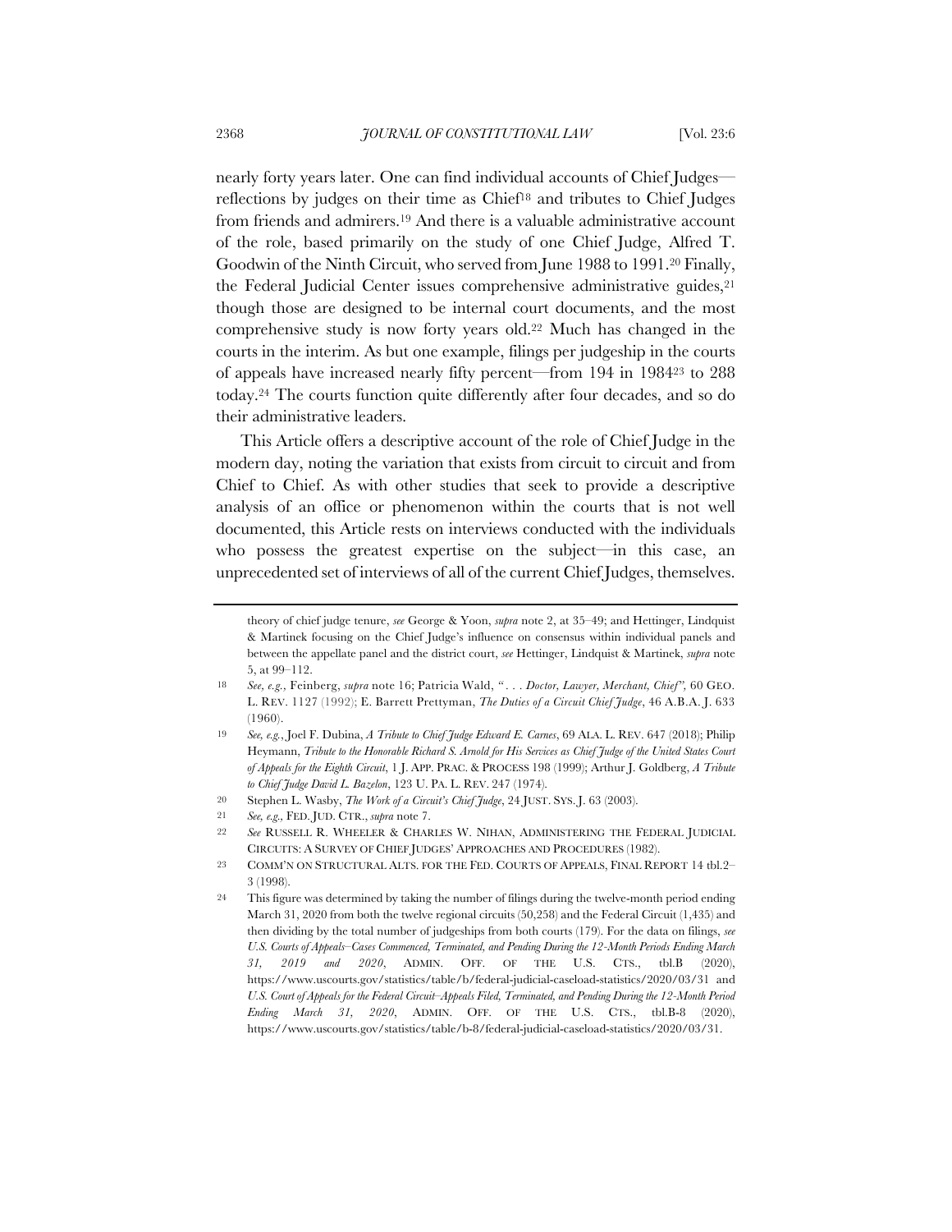nearly forty years later. One can find individual accounts of Chief Judges—reflections by judges on their time as Chief[18] and tributes to Chief Judges from friends and admirers.[19] And there is a valuable administrative account of the role, based primarily on the study of one Chief Judge, Alfred T. Goodwin of the Ninth Circuit, who served from June 1988 to 1991.[20] Finally, the Federal Judicial Center issues comprehensive administrative guides,[21] though those are designed to be internal court documents, and the most comprehensive study is now forty years old.[22] Much has changed in the courts in the interim. As but one example, filings per judgeship in the courts of appeals have increased nearly fifty percent—from 194 in 1984[23] to 288 today.[24] The courts function quite differently after four decades, and so do their administrative leaders.

This Article offers a descriptive account of the role of Chief Judge in the modern day, noting the variation that exists from circuit to circuit and from Chief to Chief. As with other studies that seek to provide a descriptive analysis of an office or phenomenon within the courts that is not well documented, this Article rests on interviews conducted with the individuals who possess the greatest expertise on the subject—in this case, an unprecedented set of interviews of all of the current Chief Judges, themselves.

---

theory of chief judge tenure, *see* George & Yoon, *supra* note 2, at 35–49; and Hettinger, Lindquist & Martinek focusing on the Chief Judge's influence on consensus within individual panels and between the appellate panel and the district court, *see* Hettinger, Lindquist & Martinek, *supra* note 5, at 99–112.

18 *See, e.g.*, Feinberg, *supra* note 16; Patricia Wald, *". . . Doctor, Lawyer, Merchant, Chief"*, 60 GEO. L. REV. 1127 (1992); E. Barrett Prettyman, *The Duties of a Circuit Chief Judge*, 46 A.B.A. J. 633 (1960).

19 *See, e.g.*, Joel F. Dubina, *A Tribute to Chief Judge Edward E. Carnes*, 69 ALA. L. REV. 647 (2018); Philip Heymann, *Tribute to the Honorable Richard S. Arnold for His Services as Chief Judge of the United States Court of Appeals for the Eighth Circuit*, 1 J. APP. PRAC. & PROCESS 198 (1999); Arthur J. Goldberg, *A Tribute to Chief Judge David L. Bazelon*, 123 U. PA. L. REV. 247 (1974).

20 Stephen L. Wasby, *The Work of a Circuit's Chief Judge*, 24 JUST. SYS. J. 63 (2003).

21 *See, e.g.*, FED. JUD. CTR., *supra* note 7.

22 *See* RUSSELL R. WHEELER & CHARLES W. NIHAN, ADMINISTERING THE FEDERAL JUDICIAL CIRCUITS: A SURVEY OF CHIEF JUDGES' APPROACHES AND PROCEDURES (1982).

23 COMM'N ON STRUCTURAL ALTS. FOR THE FED. COURTS OF APPEALS, FINAL REPORT 14 tbl.2–3 (1998).

24 This figure was determined by taking the number of filings during the twelve-month period ending March 31, 2020 from both the twelve regional circuits (50,258) and the Federal Circuit (1,435) and then dividing by the total number of judgeships from both courts (179). For the data on filings, *see* *U.S. Courts of Appeals–Cases Commenced, Terminated, and Pending During the 12-Month Periods Ending March 31, 2019 and 2020*, ADMIN. OFF. OF THE U.S. CTS., tbl.B (2020), https://www.uscourts.gov/statistics/table/b/federal-judicial-caseload-statistics/2020/03/31 and *U.S. Court of Appeals for the Federal Circuit–Appeals Filed, Terminated, and Pending During the 12-Month Period Ending March 31, 2020*, ADMIN. OFF. OF THE U.S. CTS., tbl.B-8 (2020), https://www.uscourts.gov/statistics/table/b-8/federal-judicial-caseload-statistics/2020/03/31.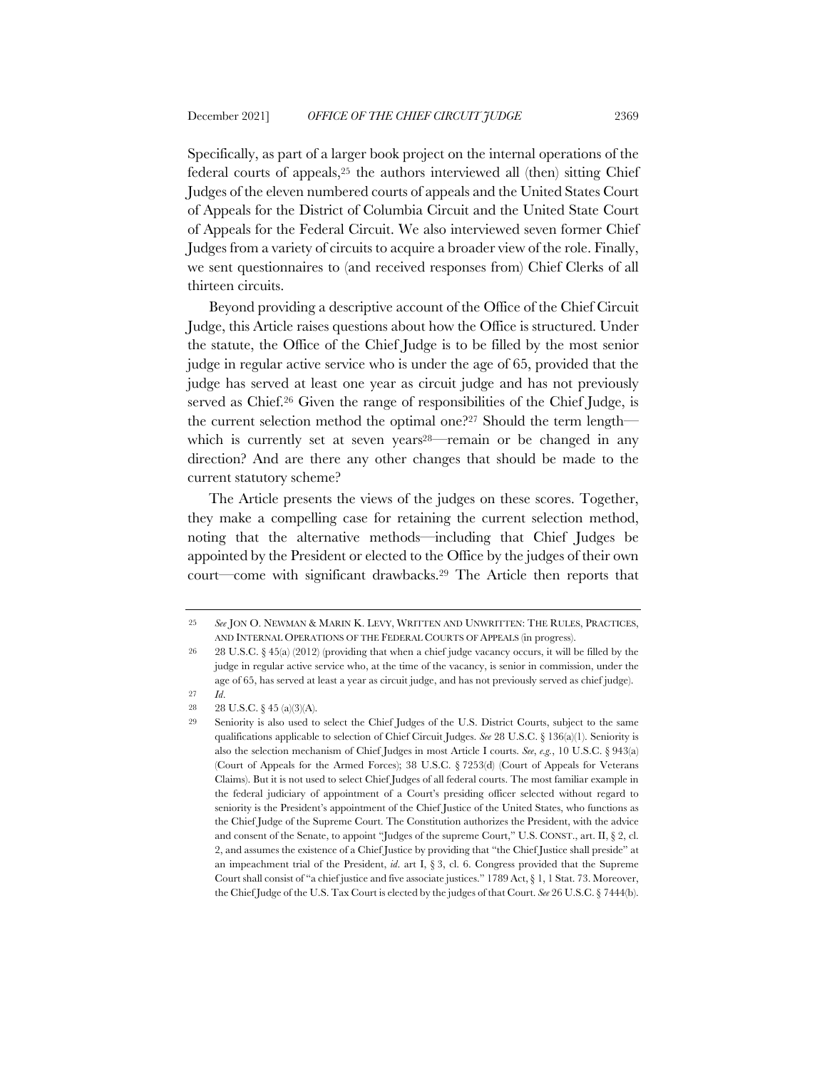Specifically, as part of a larger book project on the internal operations of the federal courts of appeals,[25] the authors interviewed all (then) sitting Chief Judges of the eleven numbered courts of appeals and the United States Court of Appeals for the District of Columbia Circuit and the United State Court of Appeals for the Federal Circuit. We also interviewed seven former Chief Judges from a variety of circuits to acquire a broader view of the role. Finally, we sent questionnaires to (and received responses from) Chief Clerks of all thirteen circuits.

Beyond providing a descriptive account of the Office of the Chief Circuit Judge, this Article raises questions about how the Office is structured. Under the statute, the Office of the Chief Judge is to be filled by the most senior judge in regular active service who is under the age of 65, provided that the judge has served at least one year as circuit judge and has not previously served as Chief.[26] Given the range of responsibilities of the Chief Judge, is the current selection method the optimal one?[27] Should the term length—which is currently set at seven years[28]—remain or be changed in any direction? And are there any other changes that should be made to the current statutory scheme?

The Article presents the views of the judges on these scores. Together, they make a compelling case for retaining the current selection method, noting that the alternative methods—including that Chief Judges be appointed by the President or elected to the Office by the judges of their own court—come with significant drawbacks.[29] The Article then reports that

---

[25] *See* JON O. NEWMAN & MARIN K. LEVY, WRITTEN AND UNWRITTEN: THE RULES, PRACTICES, AND INTERNAL OPERATIONS OF THE FEDERAL COURTS OF APPEALS (in progress).

[26] 28 U.S.C. § 45(a) (2012) (providing that when a chief judge vacancy occurs, it will be filled by the judge in regular active service who, at the time of the vacancy, is senior in commission, under the age of 65, has served at least a year as circuit judge, and has not previously served as chief judge).

[27] *Id.*

[28] 28 U.S.C. § 45 (a)(3)(A).

[29] Seniority is also used to select the Chief Judges of the U.S. District Courts, subject to the same qualifications applicable to selection of Chief Circuit Judges. *See* 28 U.S.C. § 136(a)(1). Seniority is also the selection mechanism of Chief Judges in most Article I courts. *See*, *e.g.*, 10 U.S.C. § 943(a) (Court of Appeals for the Armed Forces); 38 U.S.C. § 7253(d) (Court of Appeals for Veterans Claims). But it is not used to select Chief Judges of all federal courts. The most familiar example in the federal judiciary of appointment of a Court's presiding officer selected without regard to seniority is the President's appointment of the Chief Justice of the United States, who functions as the Chief Judge of the Supreme Court. The Constitution authorizes the President, with the advice and consent of the Senate, to appoint "Judges of the supreme Court," U.S. CONST., art. II, § 2, cl. 2, and assumes the existence of a Chief Justice by providing that "the Chief Justice shall preside" at an impeachment trial of the President, *id.* art I, § 3, cl. 6. Congress provided that the Supreme Court shall consist of "a chief justice and five associate justices." 1789 Act, § 1, 1 Stat. 73. Moreover, the Chief Judge of the U.S. Tax Court is elected by the judges of that Court. *See* 26 U.S.C. § 7444(b).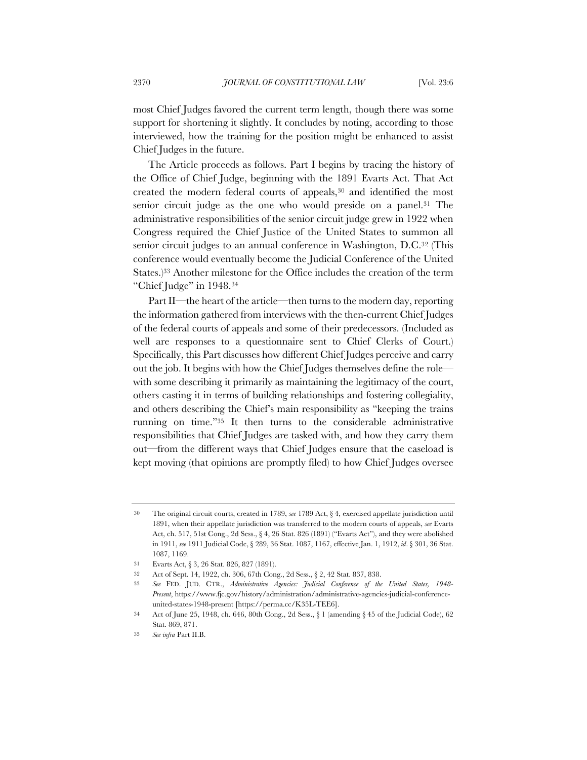most Chief Judges favored the current term length, though there was some support for shortening it slightly. It concludes by noting, according to those interviewed, how the training for the position might be enhanced to assist Chief Judges in the future.

The Article proceeds as follows. Part I begins by tracing the history of the Office of Chief Judge, beginning with the 1891 Evarts Act. That Act created the modern federal courts of appeals,[30] and identified the most senior circuit judge as the one who would preside on a panel.[31] The administrative responsibilities of the senior circuit judge grew in 1922 when Congress required the Chief Justice of the United States to summon all senior circuit judges to an annual conference in Washington, D.C.[32] (This conference would eventually become the Judicial Conference of the United States.)[33] Another milestone for the Office includes the creation of the term "Chief Judge" in 1948.[34]

Part II—the heart of the article—then turns to the modern day, reporting the information gathered from interviews with the then-current Chief Judges of the federal courts of appeals and some of their predecessors. (Included as well are responses to a questionnaire sent to Chief Clerks of Court.) Specifically, this Part discusses how different Chief Judges perceive and carry out the job. It begins with how the Chief Judges themselves define the role—with some describing it primarily as maintaining the legitimacy of the court, others casting it in terms of building relationships and fostering collegiality, and others describing the Chief's main responsibility as "keeping the trains running on time."[35] It then turns to the considerable administrative responsibilities that Chief Judges are tasked with, and how they carry them out—from the different ways that Chief Judges ensure that the caseload is kept moving (that opinions are promptly filed) to how Chief Judges oversee

---

30 The original circuit courts, created in 1789, *see* 1789 Act, § 4, exercised appellate jurisdiction until 1891, when their appellate jurisdiction was transferred to the modern courts of appeals, *see* Evarts Act, ch. 517, 51st Cong., 2d Sess., § 4, 26 Stat. 826 (1891) ("Evarts Act"), and they were abolished in 1911, *see* 1911 Judicial Code, § 289, 36 Stat. 1087, 1167, effective Jan. 1, 1912, *id*. § 301, 36 Stat. 1087, 1169.

31 Evarts Act, § 3, 26 Stat. 826, 827 (1891).

32 Act of Sept. 14, 1922, ch. 306, 67th Cong., 2d Sess., § 2, 42 Stat. 837, 838.

33 *See* FED. JUD. CTR., *Administrative Agencies: Judicial Conference of the United States, 1948-Present*, https://www.fjc.gov/history/administration/administrative-agencies-judicial-conference-united-states-1948-present [https://perma.cc/K35L-TEE6].

34 Act of June 25, 1948, ch. 646, 80th Cong., 2d Sess., § 1 (amending § 45 of the Judicial Code), 62 Stat. 869, 871.

35 *See infra* Part II.B.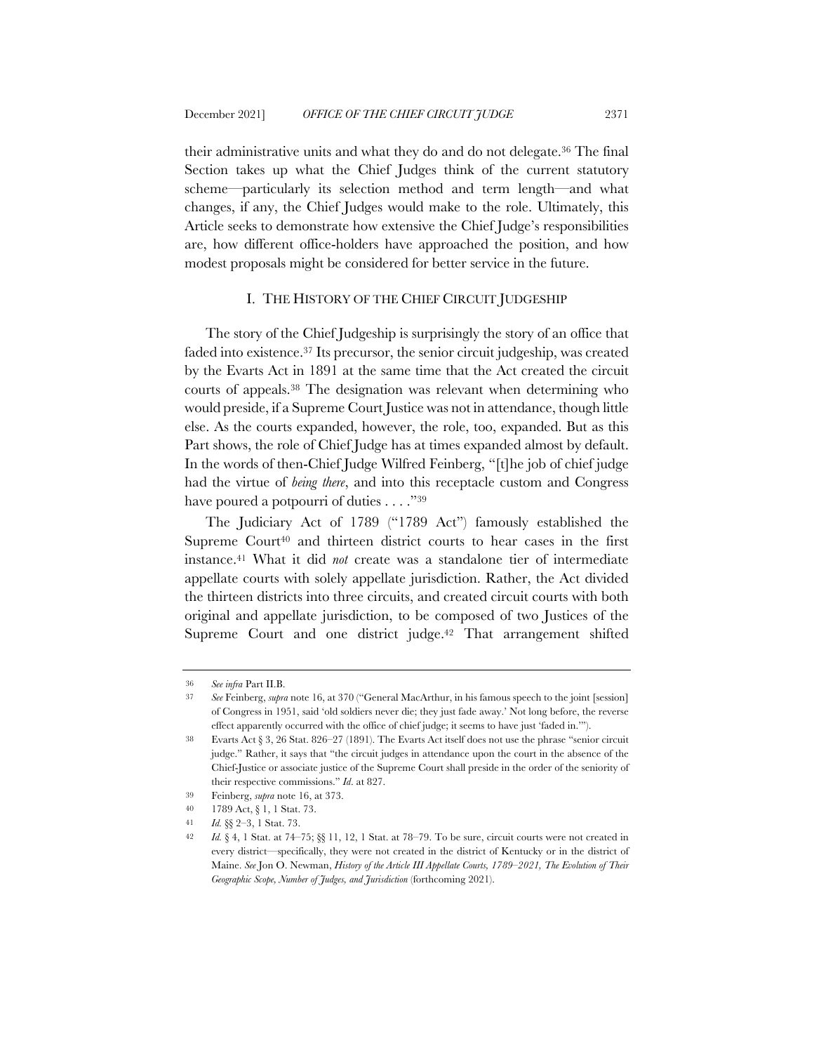their administrative units and what they do and do not delegate.[36] The final Section takes up what the Chief Judges think of the current statutory scheme—particularly its selection method and term length—and what changes, if any, the Chief Judges would make to the role. Ultimately, this Article seeks to demonstrate how extensive the Chief Judge's responsibilities are, how different office-holders have approached the position, and how modest proposals might be considered for better service in the future.

## I. THE HISTORY OF THE CHIEF CIRCUIT JUDGESHIP

The story of the Chief Judgeship is surprisingly the story of an office that faded into existence.[37] Its precursor, the senior circuit judgeship, was created by the Evarts Act in 1891 at the same time that the Act created the circuit courts of appeals.[38] The designation was relevant when determining who would preside, if a Supreme Court Justice was not in attendance, though little else. As the courts expanded, however, the role, too, expanded. But as this Part shows, the role of Chief Judge has at times expanded almost by default. In the words of then-Chief Judge Wilfred Feinberg, "[t]he job of chief judge had the virtue of *being there*, and into this receptacle custom and Congress have poured a potpourri of duties . . . ."[39]

The Judiciary Act of 1789 ("1789 Act") famously established the Supreme Court[40] and thirteen district courts to hear cases in the first instance.[41] What it did *not* create was a standalone tier of intermediate appellate courts with solely appellate jurisdiction. Rather, the Act divided the thirteen districts into three circuits, and created circuit courts with both original and appellate jurisdiction, to be composed of two Justices of the Supreme Court and one district judge.[42] That arrangement shifted

---

36 *See infra* Part II.B.

37 *See* Feinberg, *supra* note 16, at 370 ("General MacArthur, in his famous speech to the joint [session] of Congress in 1951, said 'old soldiers never die; they just fade away.' Not long before, the reverse effect apparently occurred with the office of chief judge; it seems to have just 'faded in.'").

38 Evarts Act § 3, 26 Stat. 826–27 (1891). The Evarts Act itself does not use the phrase "senior circuit judge." Rather, it says that "the circuit judges in attendance upon the court in the absence of the Chief-Justice or associate justice of the Supreme Court shall preside in the order of the seniority of their respective commissions." *Id.* at 827.

39 Feinberg, *supra* note 16, at 373.

40 1789 Act, § 1, 1 Stat. 73.

41 *Id.* §§ 2–3, 1 Stat. 73.

42 *Id.* § 4, 1 Stat. at 74–75; §§ 11, 12, 1 Stat. at 78–79. To be sure, circuit courts were not created in every district—specifically, they were not created in the district of Kentucky or in the district of Maine. *See* Jon O. Newman, *History of the Article III Appellate Courts, 1789–2021, The Evolution of Their Geographic Scope, Number of Judges, and Jurisdiction* (forthcoming 2021).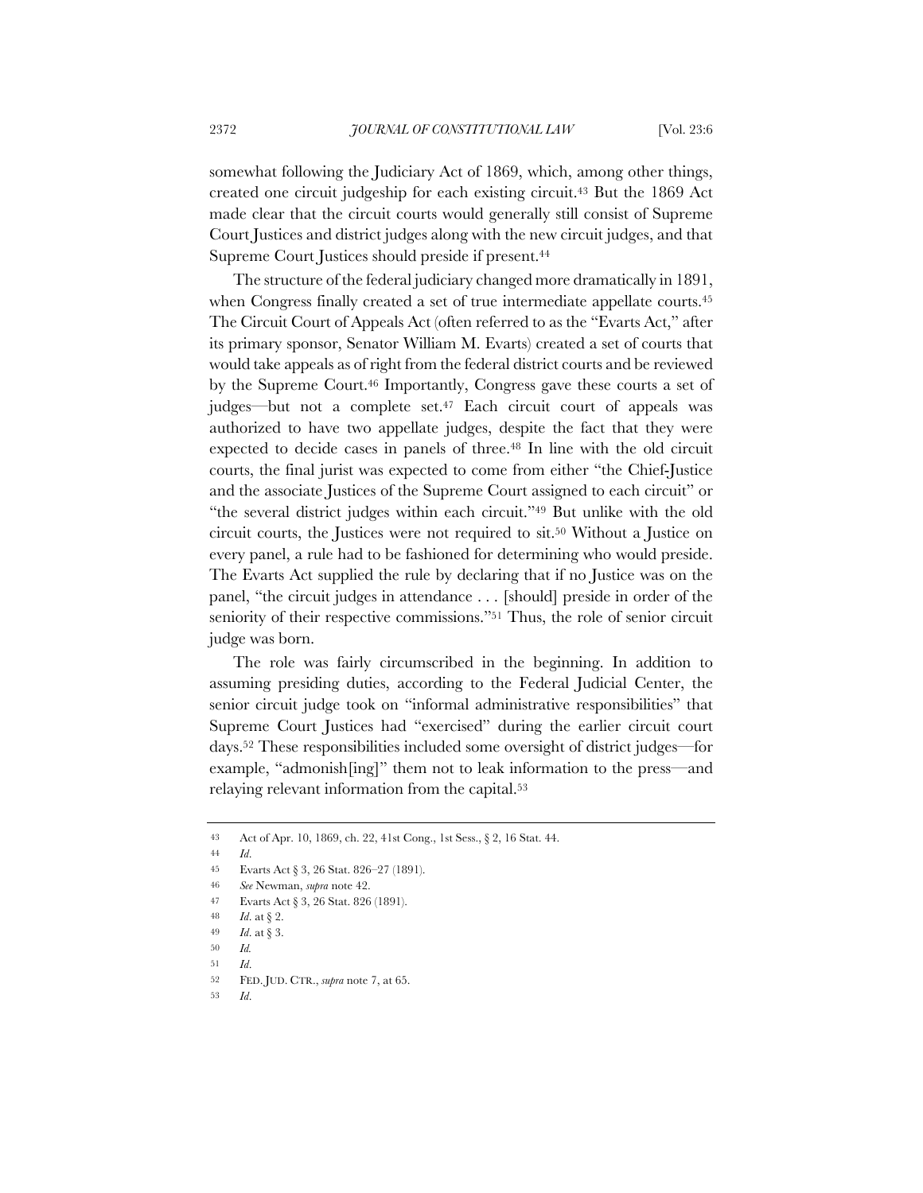somewhat following the Judiciary Act of 1869, which, among other things, created one circuit judgeship for each existing circuit.[43] But the 1869 Act made clear that the circuit courts would generally still consist of Supreme Court Justices and district judges along with the new circuit judges, and that Supreme Court Justices should preside if present.[44]

The structure of the federal judiciary changed more dramatically in 1891, when Congress finally created a set of true intermediate appellate courts.[45] The Circuit Court of Appeals Act (often referred to as the "Evarts Act," after its primary sponsor, Senator William M. Evarts) created a set of courts that would take appeals as of right from the federal district courts and be reviewed by the Supreme Court.[46] Importantly, Congress gave these courts a set of judges—but not a complete set.[47] Each circuit court of appeals was authorized to have two appellate judges, despite the fact that they were expected to decide cases in panels of three.[48] In line with the old circuit courts, the final jurist was expected to come from either "the Chief-Justice and the associate Justices of the Supreme Court assigned to each circuit" or "the several district judges within each circuit."[49] But unlike with the old circuit courts, the Justices were not required to sit.[50] Without a Justice on every panel, a rule had to be fashioned for determining who would preside. The Evarts Act supplied the rule by declaring that if no Justice was on the panel, "the circuit judges in attendance . . . [should] preside in order of the seniority of their respective commissions."[51] Thus, the role of senior circuit judge was born.

The role was fairly circumscribed in the beginning. In addition to assuming presiding duties, according to the Federal Judicial Center, the senior circuit judge took on "informal administrative responsibilities" that Supreme Court Justices had "exercised" during the earlier circuit court days.[52] These responsibilities included some oversight of district judges—for example, "admonish[ing]" them not to leak information to the press—and relaying relevant information from the capital.[53]

---

43 Act of Apr. 10, 1869, ch. 22, 41st Cong., 1st Sess., § 2, 16 Stat. 44.

44 *Id*.

45 Evarts Act § 3, 26 Stat. 826–27 (1891).

46 *See* Newman, *supra* note 42.

47 Evarts Act § 3, 26 Stat. 826 (1891).

48 *Id*. at § 2.

49 *Id*. at § 3.

50 *Id.*

51 *Id*.

52 FED. JUD. CTR., *supra* note 7, at 65.

53 *Id*.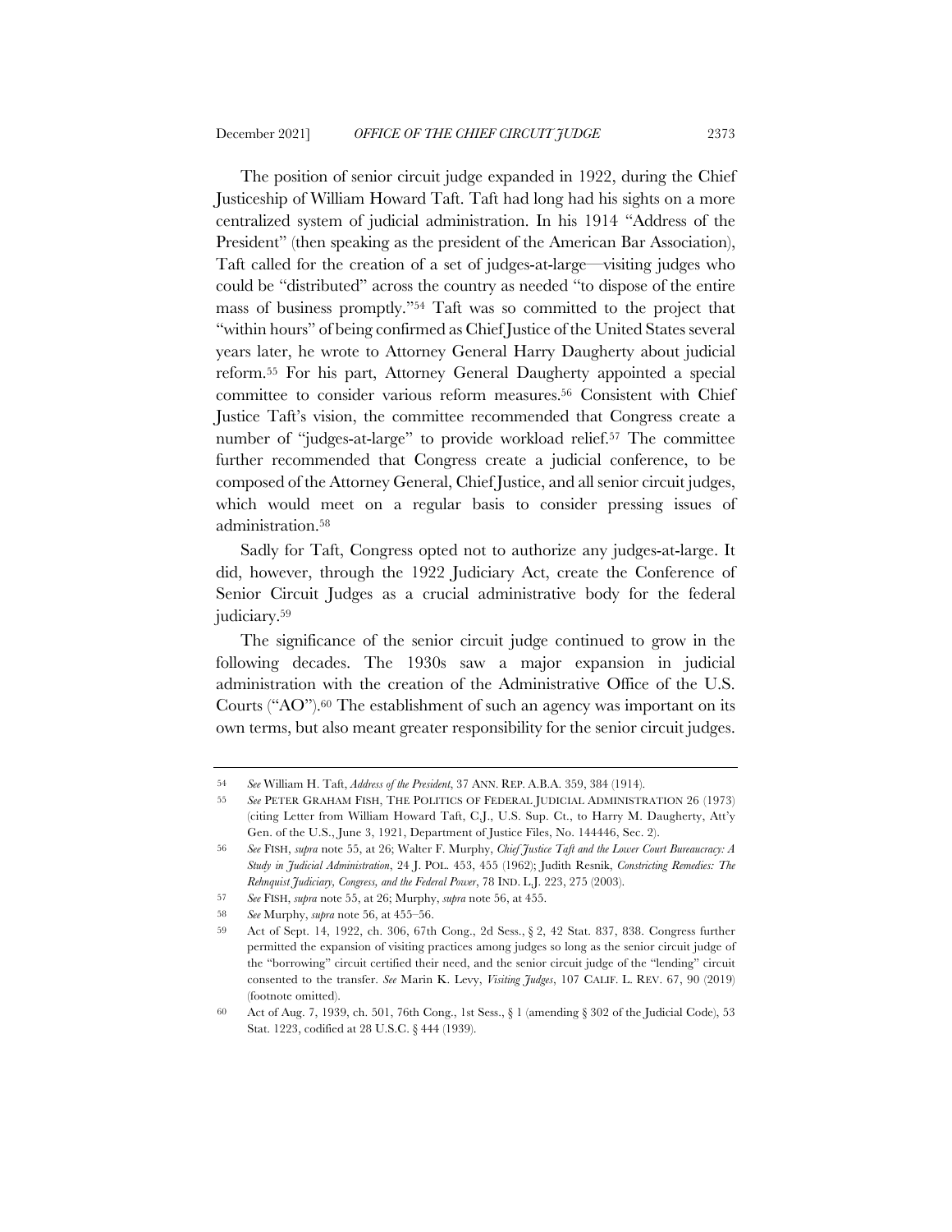The position of senior circuit judge expanded in 1922, during the Chief Justiceship of William Howard Taft. Taft had long had his sights on a more centralized system of judicial administration. In his 1914 "Address of the President" (then speaking as the president of the American Bar Association), Taft called for the creation of a set of judges-at-large—visiting judges who could be "distributed" across the country as needed "to dispose of the entire mass of business promptly."[54] Taft was so committed to the project that "within hours" of being confirmed as Chief Justice of the United States several years later, he wrote to Attorney General Harry Daugherty about judicial reform.[55] For his part, Attorney General Daugherty appointed a special committee to consider various reform measures.[56] Consistent with Chief Justice Taft's vision, the committee recommended that Congress create a number of "judges-at-large" to provide workload relief.[57] The committee further recommended that Congress create a judicial conference, to be composed of the Attorney General, Chief Justice, and all senior circuit judges, which would meet on a regular basis to consider pressing issues of administration.[58]

Sadly for Taft, Congress opted not to authorize any judges-at-large. It did, however, through the 1922 Judiciary Act, create the Conference of Senior Circuit Judges as a crucial administrative body for the federal judiciary.[59]

The significance of the senior circuit judge continued to grow in the following decades. The 1930s saw a major expansion in judicial administration with the creation of the Administrative Office of the U.S. Courts ("AO").[60] The establishment of such an agency was important on its own terms, but also meant greater responsibility for the senior circuit judges.

---

54 *See* William H. Taft, *Address of the President*, 37 ANN. REP. A.B.A. 359, 384 (1914).

55 *See* PETER GRAHAM FISH, THE POLITICS OF FEDERAL JUDICIAL ADMINISTRATION 26 (1973) (citing Letter from William Howard Taft, C.J., U.S. Sup. Ct., to Harry M. Daugherty, Att'y Gen. of the U.S., June 3, 1921, Department of Justice Files, No. 144446, Sec. 2).

56 *See* FISH, *supra* note 55, at 26; Walter F. Murphy, *Chief Justice Taft and the Lower Court Bureaucracy: A Study in Judicial Administration*, 24 J. POL. 453, 455 (1962); Judith Resnik, *Constricting Remedies: The Rehnquist Judiciary, Congress, and the Federal Power*, 78 IND. L.J. 223, 275 (2003).

57 *See* FISH, *supra* note 55, at 26; Murphy, *supra* note 56, at 455.

58 *See* Murphy, *supra* note 56, at 455–56.

59 Act of Sept. 14, 1922, ch. 306, 67th Cong., 2d Sess., § 2, 42 Stat. 837, 838. Congress further permitted the expansion of visiting practices among judges so long as the senior circuit judge of the "borrowing" circuit certified their need, and the senior circuit judge of the "lending" circuit consented to the transfer. *See* Marin K. Levy, *Visiting Judges*, 107 CALIF. L. REV. 67, 90 (2019) (footnote omitted).

60 Act of Aug. 7, 1939, ch. 501, 76th Cong., 1st Sess., § 1 (amending § 302 of the Judicial Code), 53 Stat. 1223, codified at 28 U.S.C. § 444 (1939).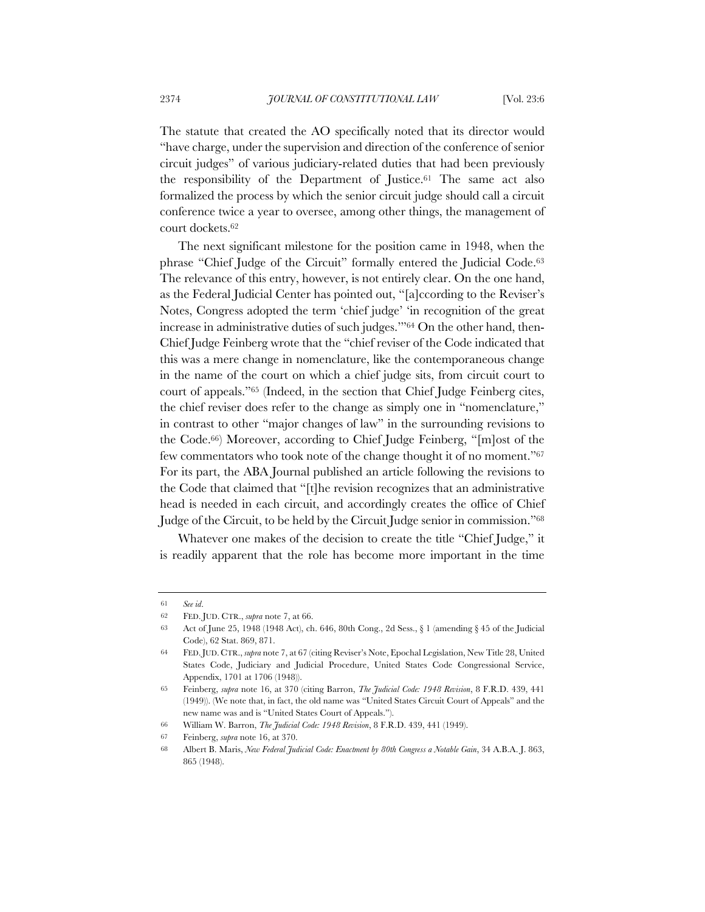The statute that created the AO specifically noted that its director would "have charge, under the supervision and direction of the conference of senior circuit judges" of various judiciary-related duties that had been previously the responsibility of the Department of Justice.[61] The same act also formalized the process by which the senior circuit judge should call a circuit conference twice a year to oversee, among other things, the management of court dockets.[62]

The next significant milestone for the position came in 1948, when the phrase "Chief Judge of the Circuit" formally entered the Judicial Code.[63] The relevance of this entry, however, is not entirely clear. On the one hand, as the Federal Judicial Center has pointed out, "[a]ccording to the Reviser's Notes, Congress adopted the term 'chief judge' 'in recognition of the great increase in administrative duties of such judges.'"[64] On the other hand, then-Chief Judge Feinberg wrote that the "chief reviser of the Code indicated that this was a mere change in nomenclature, like the contemporaneous change in the name of the court on which a chief judge sits, from circuit court to court of appeals."[65] (Indeed, in the section that Chief Judge Feinberg cites, the chief reviser does refer to the change as simply one in "nomenclature," in contrast to other "major changes of law" in the surrounding revisions to the Code.[66]) Moreover, according to Chief Judge Feinberg, "[m]ost of the few commentators who took note of the change thought it of no moment."[67] For its part, the ABA Journal published an article following the revisions to the Code that claimed that "[t]he revision recognizes that an administrative head is needed in each circuit, and accordingly creates the office of Chief Judge of the Circuit, to be held by the Circuit Judge senior in commission."[68]

Whatever one makes of the decision to create the title "Chief Judge," it is readily apparent that the role has become more important in the time

---

61 *See id*.

62 FED. JUD. CTR., *supra* note 7, at 66.

63 Act of June 25, 1948 (1948 Act), ch. 646, 80th Cong., 2d Sess., § 1 (amending § 45 of the Judicial Code), 62 Stat. 869, 871.

64 FED. JUD. CTR., *supra* note 7, at 67 (citing Reviser's Note, Epochal Legislation, New Title 28, United States Code, Judiciary and Judicial Procedure, United States Code Congressional Service, Appendix, 1701 at 1706 (1948)).

65 Feinberg, *supra* note 16, at 370 (citing Barron, *The Judicial Code: 1948 Revision*, 8 F.R.D. 439, 441 (1949)). (We note that, in fact, the old name was "United States Circuit Court of Appeals" and the new name was and is "United States Court of Appeals.").

66 William W. Barron, *The Judicial Code: 1948 Revision*, 8 F.R.D. 439, 441 (1949).

67 Feinberg, *supra* note 16, at 370.

68 Albert B. Maris, *New Federal Judicial Code: Enactment by 80th Congress a Notable Gain*, 34 A.B.A. J. 863, 865 (1948).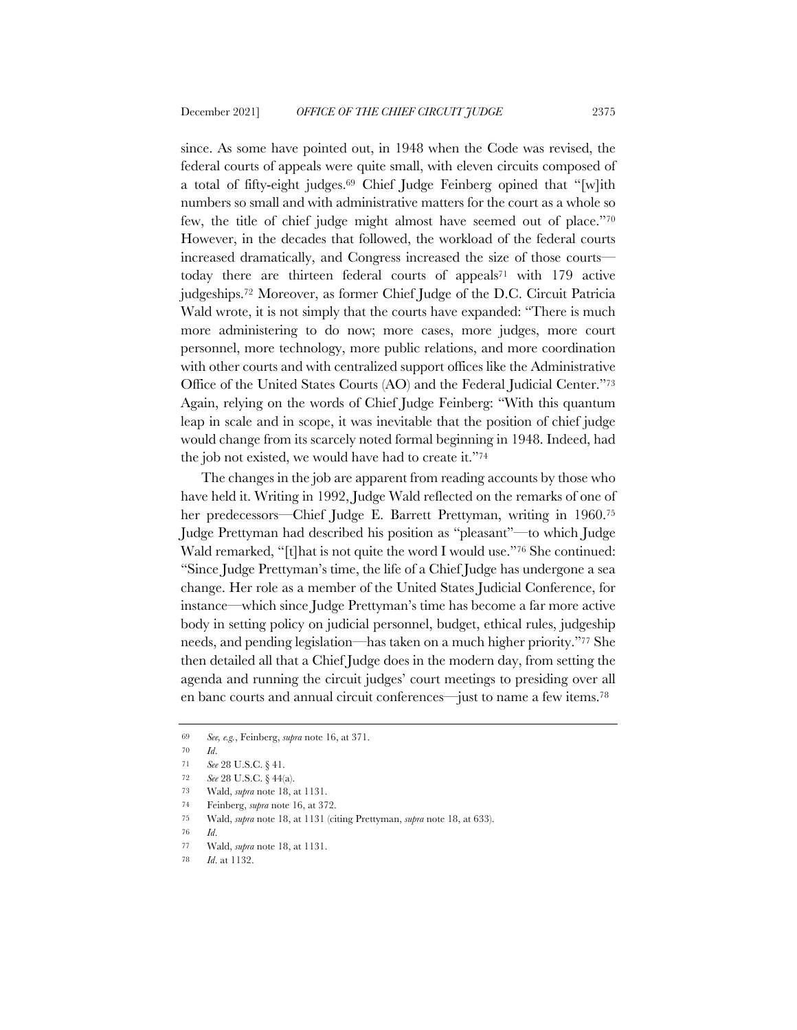since. As some have pointed out, in 1948 when the Code was revised, the federal courts of appeals were quite small, with eleven circuits composed of a total of fifty-eight judges.[69] Chief Judge Feinberg opined that "[w]ith numbers so small and with administrative matters for the court as a whole so few, the title of chief judge might almost have seemed out of place."[70] However, in the decades that followed, the workload of the federal courts increased dramatically, and Congress increased the size of those courts—today there are thirteen federal courts of appeals[71] with 179 active judgeships.[72] Moreover, as former Chief Judge of the D.C. Circuit Patricia Wald wrote, it is not simply that the courts have expanded: "There is much more administering to do now; more cases, more judges, more court personnel, more technology, more public relations, and more coordination with other courts and with centralized support offices like the Administrative Office of the United States Courts (AO) and the Federal Judicial Center."[73] Again, relying on the words of Chief Judge Feinberg: "With this quantum leap in scale and in scope, it was inevitable that the position of chief judge would change from its scarcely noted formal beginning in 1948. Indeed, had the job not existed, we would have had to create it."[74]

The changes in the job are apparent from reading accounts by those who have held it. Writing in 1992, Judge Wald reflected on the remarks of one of her predecessors—Chief Judge E. Barrett Prettyman, writing in 1960.[75] Judge Prettyman had described his position as "pleasant"—to which Judge Wald remarked, "[t]hat is not quite the word I would use."[76] She continued: "Since Judge Prettyman's time, the life of a Chief Judge has undergone a sea change. Her role as a member of the United States Judicial Conference, for instance—which since Judge Prettyman's time has become a far more active body in setting policy on judicial personnel, budget, ethical rules, judgeship needs, and pending legislation—has taken on a much higher priority."[77] She then detailed all that a Chief Judge does in the modern day, from setting the agenda and running the circuit judges' court meetings to presiding over all en banc courts and annual circuit conferences—just to name a few items.[78]

---

69 *See, e.g.*, Feinberg, *supra* note 16, at 371.

70 *Id.*

71 *See* 28 U.S.C. § 41.

72 *See* 28 U.S.C. § 44(a).

73 Wald, *supra* note 18, at 1131.

74 Feinberg, *supra* note 16, at 372.

75 Wald, *supra* note 18, at 1131 (citing Prettyman, *supra* note 18, at 633).

76 *Id.*

77 Wald, *supra* note 18, at 1131.

78 *Id.* at 1132.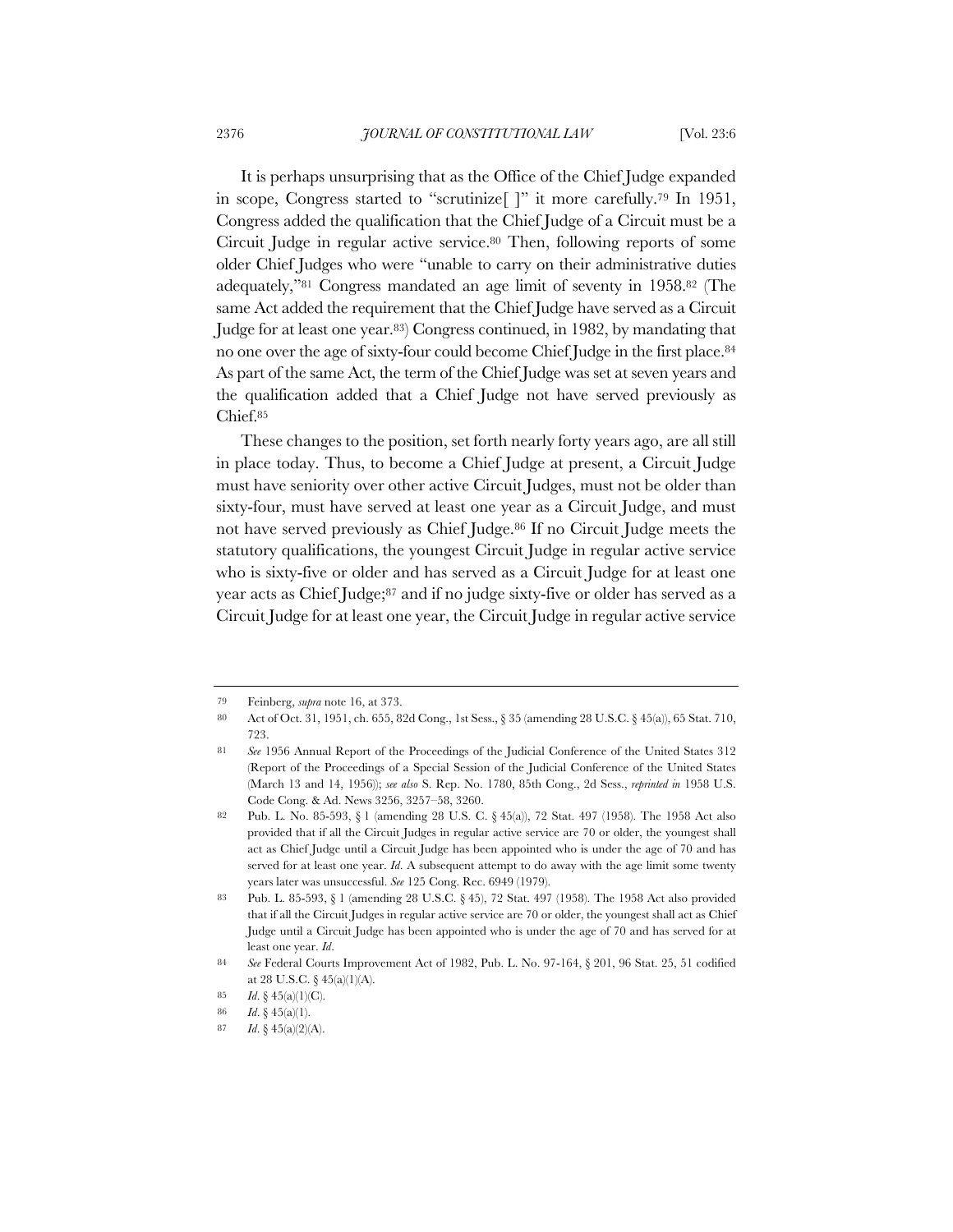It is perhaps unsurprising that as the Office of the Chief Judge expanded in scope, Congress started to "scrutinize[ ]" it more carefully.[79] In 1951, Congress added the qualification that the Chief Judge of a Circuit must be a Circuit Judge in regular active service.[80] Then, following reports of some older Chief Judges who were "unable to carry on their administrative duties adequately,"[81] Congress mandated an age limit of seventy in 1958.[82] (The same Act added the requirement that the Chief Judge have served as a Circuit Judge for at least one year.[83]) Congress continued, in 1982, by mandating that no one over the age of sixty-four could become Chief Judge in the first place.[84] As part of the same Act, the term of the Chief Judge was set at seven years and the qualification added that a Chief Judge not have served previously as Chief.[85]

These changes to the position, set forth nearly forty years ago, are all still in place today. Thus, to become a Chief Judge at present, a Circuit Judge must have seniority over other active Circuit Judges, must not be older than sixty-four, must have served at least one year as a Circuit Judge, and must not have served previously as Chief Judge.[86] If no Circuit Judge meets the statutory qualifications, the youngest Circuit Judge in regular active service who is sixty-five or older and has served as a Circuit Judge for at least one year acts as Chief Judge;[87] and if no judge sixty-five or older has served as a Circuit Judge for at least one year, the Circuit Judge in regular active service

---

79 Feinberg, *supra* note 16, at 373.

80 Act of Oct. 31, 1951, ch. 655, 82d Cong., 1st Sess., § 35 (amending 28 U.S.C. § 45(a)), 65 Stat. 710, 723.

81 *See* 1956 Annual Report of the Proceedings of the Judicial Conference of the United States 312 (Report of the Proceedings of a Special Session of the Judicial Conference of the United States (March 13 and 14, 1956)); *see also* S. Rep. No. 1780, 85th Cong., 2d Sess., *reprinted in* 1958 U.S. Code Cong. & Ad. News 3256, 3257–58, 3260.

82 Pub. L. No. 85-593, § 1 (amending 28 U.S. C. § 45(a)), 72 Stat. 497 (1958). The 1958 Act also provided that if all the Circuit Judges in regular active service are 70 or older, the youngest shall act as Chief Judge until a Circuit Judge has been appointed who is under the age of 70 and has served for at least one year. *Id.* A subsequent attempt to do away with the age limit some twenty years later was unsuccessful. *See* 125 Cong. Rec. 6949 (1979).

83 Pub. L. 85-593, § 1 (amending 28 U.S.C. § 45), 72 Stat. 497 (1958). The 1958 Act also provided that if all the Circuit Judges in regular active service are 70 or older, the youngest shall act as Chief Judge until a Circuit Judge has been appointed who is under the age of 70 and has served for at least one year. *Id.*

84 *See* Federal Courts Improvement Act of 1982, Pub. L. No. 97-164, § 201, 96 Stat. 25, 51 codified at 28 U.S.C. § 45(a)(1)(A).

85 *Id.* § 45(a)(1)(C).

86 *Id.* § 45(a)(1).

87 *Id.* § 45(a)(2)(A).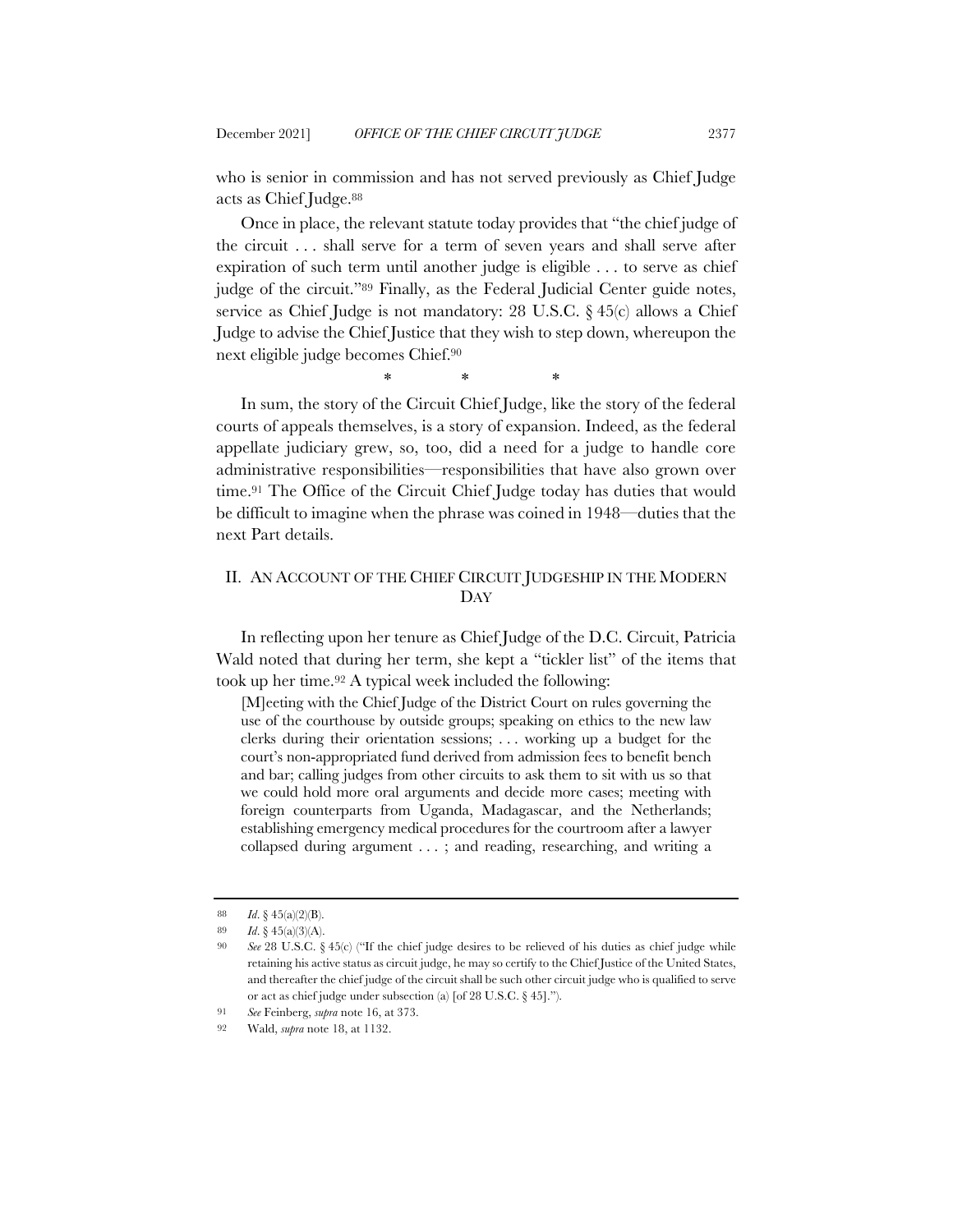who is senior in commission and has not served previously as Chief Judge acts as Chief Judge.[88]

Once in place, the relevant statute today provides that "the chief judge of the circuit . . . shall serve for a term of seven years and shall serve after expiration of such term until another judge is eligible . . . to serve as chief judge of the circuit."[89] Finally, as the Federal Judicial Center guide notes, service as Chief Judge is not mandatory: 28 U.S.C. § 45(c) allows a Chief Judge to advise the Chief Justice that they wish to step down, whereupon the next eligible judge becomes Chief.[90]

\* \* \*

In sum, the story of the Circuit Chief Judge, like the story of the federal courts of appeals themselves, is a story of expansion. Indeed, as the federal appellate judiciary grew, so, too, did a need for a judge to handle core administrative responsibilities—responsibilities that have also grown over time.[91] The Office of the Circuit Chief Judge today has duties that would be difficult to imagine when the phrase was coined in 1948—duties that the next Part details.

## II. AN ACCOUNT OF THE CHIEF CIRCUIT JUDGESHIP IN THE MODERN DAY

In reflecting upon her tenure as Chief Judge of the D.C. Circuit, Patricia Wald noted that during her term, she kept a "tickler list" of the items that took up her time.[92] A typical week included the following:

> [M]eeting with the Chief Judge of the District Court on rules governing the use of the courthouse by outside groups; speaking on ethics to the new law clerks during their orientation sessions; . . . working up a budget for the court's non-appropriated fund derived from admission fees to benefit bench and bar; calling judges from other circuits to ask them to sit with us so that we could hold more oral arguments and decide more cases; meeting with foreign counterparts from Uganda, Madagascar, and the Netherlands; establishing emergency medical procedures for the courtroom after a lawyer collapsed during argument . . . ; and reading, researching, and writing a

---

88 *Id.* § 45(a)(2)(B).

89 *Id.* § 45(a)(3)(A).

90 *See* 28 U.S.C. § 45(c) ("If the chief judge desires to be relieved of his duties as chief judge while retaining his active status as circuit judge, he may so certify to the Chief Justice of the United States, and thereafter the chief judge of the circuit shall be such other circuit judge who is qualified to serve or act as chief judge under subsection (a) [of 28 U.S.C. § 45].").

91 *See* Feinberg, *supra* note 16, at 373.

92 Wald, *supra* note 18, at 1132.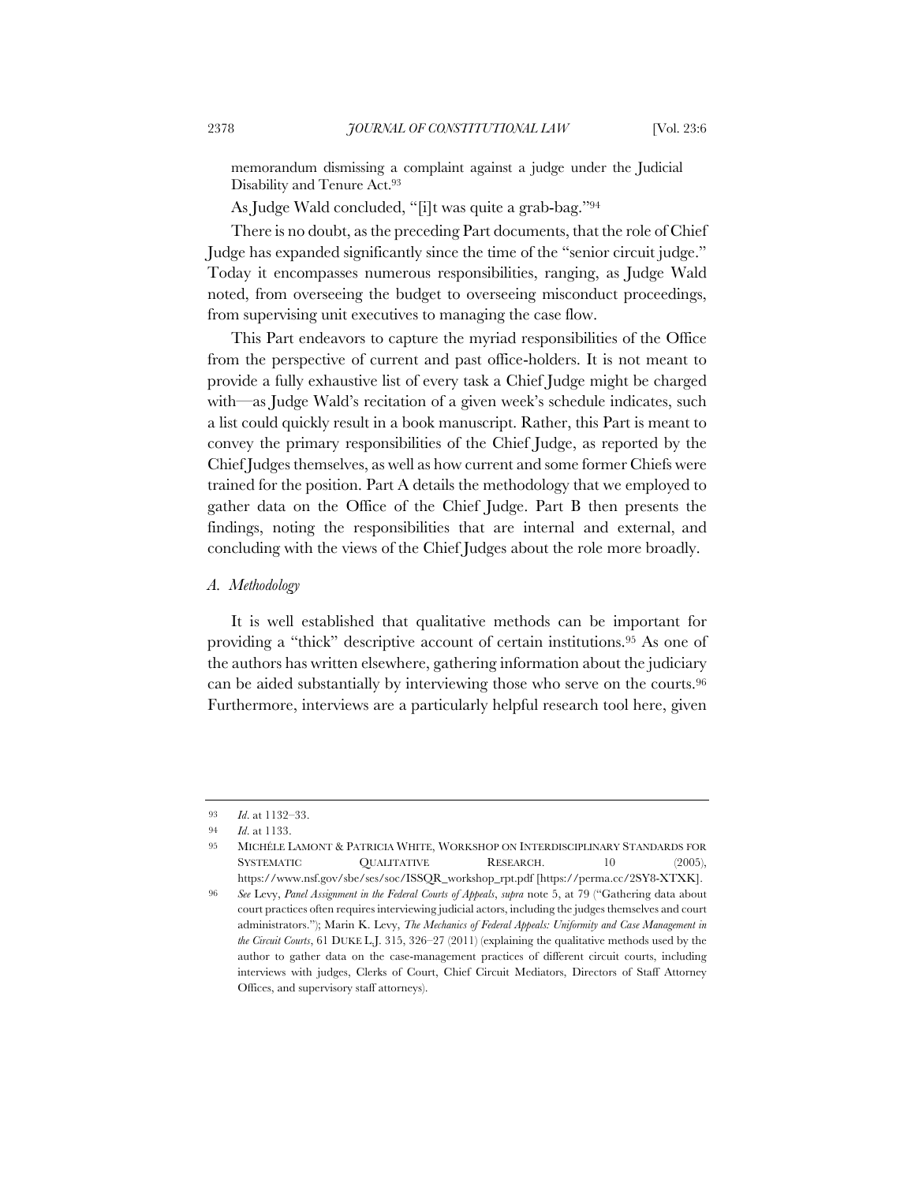memorandum dismissing a complaint against a judge under the Judicial Disability and Tenure Act.[93]

As Judge Wald concluded, "[i]t was quite a grab-bag."[94]

There is no doubt, as the preceding Part documents, that the role of Chief Judge has expanded significantly since the time of the "senior circuit judge." Today it encompasses numerous responsibilities, ranging, as Judge Wald noted, from overseeing the budget to overseeing misconduct proceedings, from supervising unit executives to managing the case flow.

This Part endeavors to capture the myriad responsibilities of the Office from the perspective of current and past office-holders. It is not meant to provide a fully exhaustive list of every task a Chief Judge might be charged with—as Judge Wald's recitation of a given week's schedule indicates, such a list could quickly result in a book manuscript. Rather, this Part is meant to convey the primary responsibilities of the Chief Judge, as reported by the Chief Judges themselves, as well as how current and some former Chiefs were trained for the position. Part A details the methodology that we employed to gather data on the Office of the Chief Judge. Part B then presents the findings, noting the responsibilities that are internal and external, and concluding with the views of the Chief Judges about the role more broadly.

### *A. Methodology*

It is well established that qualitative methods can be important for providing a "thick" descriptive account of certain institutions.[95] As one of the authors has written elsewhere, gathering information about the judiciary can be aided substantially by interviewing those who serve on the courts.[96] Furthermore, interviews are a particularly helpful research tool here, given

---

93 *Id*. at 1132–33.

94 *Id*. at 1133.

95 MICHÈLE LAMONT & PATRICIA WHITE, WORKSHOP ON INTERDISCIPLINARY STANDARDS FOR SYSTEMATIC QUALITATIVE RESEARCH. 10 (2005), https://www.nsf.gov/sbe/ses/soc/ISSQR_workshop_rpt.pdf [https://perma.cc/2SY8-XTXK].

96 *See* Levy, *Panel Assignment in the Federal Courts of Appeals*, *supra* note 5, at 79 ("Gathering data about court practices often requires interviewing judicial actors, including the judges themselves and court administrators."); Marin K. Levy, *The Mechanics of Federal Appeals: Uniformity and Case Management in the Circuit Courts*, 61 DUKE L.J. 315, 326–27 (2011) (explaining the qualitative methods used by the author to gather data on the case-management practices of different circuit courts, including interviews with judges, Clerks of Court, Chief Circuit Mediators, Directors of Staff Attorney Offices, and supervisory staff attorneys).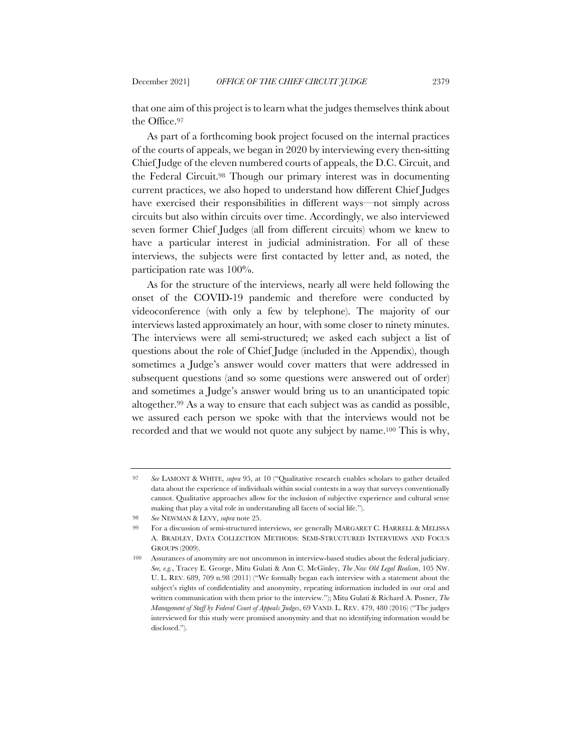that one aim of this project is to learn what the judges themselves think about the Office.[97]

As part of a forthcoming book project focused on the internal practices of the courts of appeals, we began in 2020 by interviewing every then-sitting Chief Judge of the eleven numbered courts of appeals, the D.C. Circuit, and the Federal Circuit.[98] Though our primary interest was in documenting current practices, we also hoped to understand how different Chief Judges have exercised their responsibilities in different ways—not simply across circuits but also within circuits over time. Accordingly, we also interviewed seven former Chief Judges (all from different circuits) whom we knew to have a particular interest in judicial administration. For all of these interviews, the subjects were first contacted by letter and, as noted, the participation rate was 100%.

As for the structure of the interviews, nearly all were held following the onset of the COVID-19 pandemic and therefore were conducted by videoconference (with only a few by telephone). The majority of our interviews lasted approximately an hour, with some closer to ninety minutes. The interviews were all semi-structured; we asked each subject a list of questions about the role of Chief Judge (included in the Appendix), though sometimes a Judge's answer would cover matters that were addressed in subsequent questions (and so some questions were answered out of order) and sometimes a Judge's answer would bring us to an unanticipated topic altogether.[99] As a way to ensure that each subject was as candid as possible, we assured each person we spoke with that the interviews would not be recorded and that we would not quote any subject by name.[100] This is why,

---

97 *See* LAMONT & WHITE, *supra* 95, at 10 ("Qualitative research enables scholars to gather detailed data about the experience of individuals within social contexts in a way that surveys conventionally cannot. Qualitative approaches allow for the inclusion of subjective experience and cultural sense making that play a vital role in understanding all facets of social life.").

98 *See* NEWMAN & LEVY, *supra* note 25.

99 For a discussion of semi-structured interviews, see generally MARGARET C. HARRELL & MELISSA A. BRADLEY, DATA COLLECTION METHODS: SEMI-STRUCTURED INTERVIEWS AND FOCUS GROUPS (2009).

100 Assurances of anonymity are not uncommon in interview-based studies about the federal judiciary. *See, e.g.*, Tracey E. George, Mitu Gulati & Ann C. McGinley, *The New Old Legal Realism*, 105 NW. U. L. REV. 689, 709 n.98 (2011) ("We formally began each interview with a statement about the subject's rights of confidentiality and anonymity, repeating information included in our oral and written communication with them prior to the interview."); Mitu Gulati & Richard A. Posner, *The Management of Staff by Federal Court of Appeals Judges*, 69 VAND. L. REV. 479, 480 (2016) ("The judges interviewed for this study were promised anonymity and that no identifying information would be disclosed.").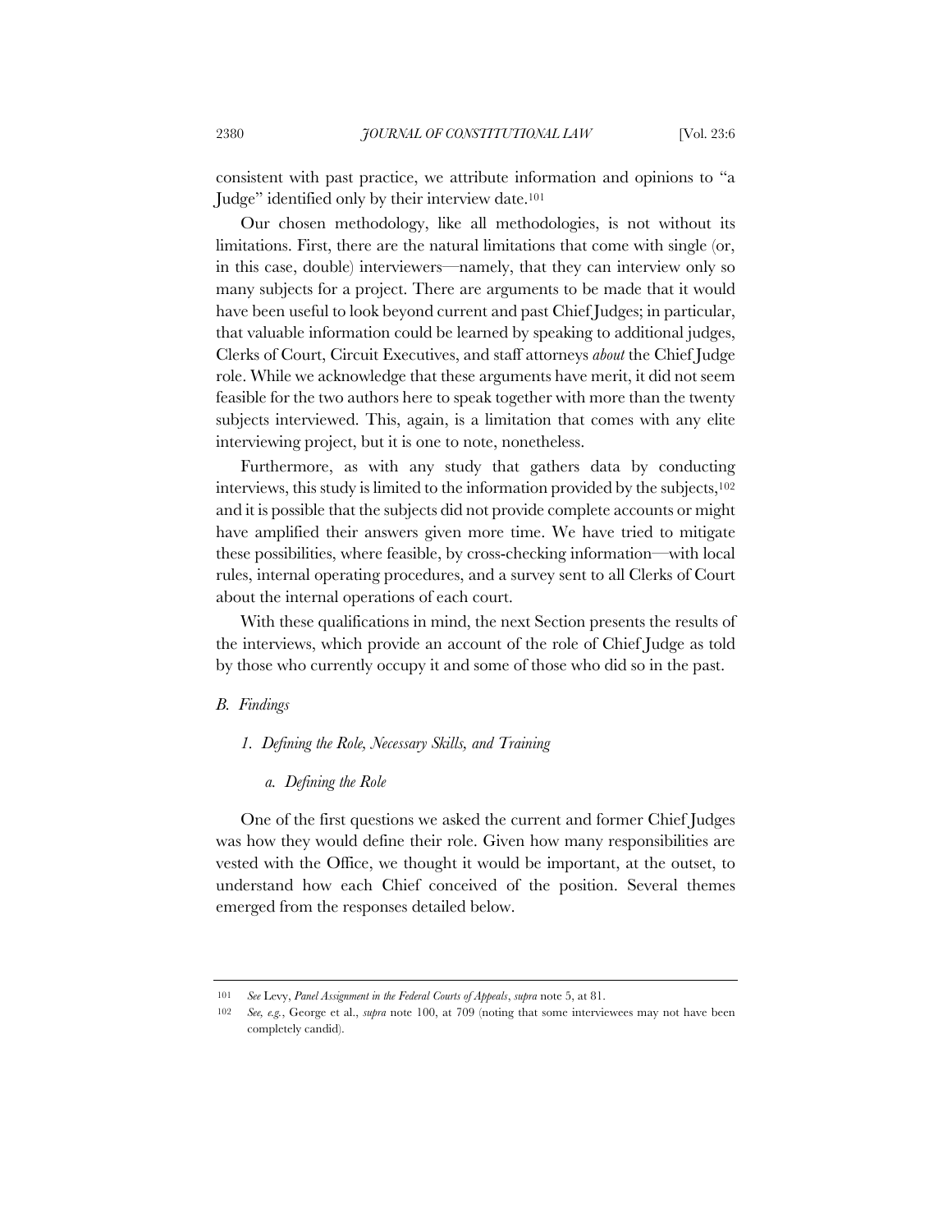consistent with past practice, we attribute information and opinions to "a Judge" identified only by their interview date.[101]

Our chosen methodology, like all methodologies, is not without its limitations. First, there are the natural limitations that come with single (or, in this case, double) interviewers—namely, that they can interview only so many subjects for a project. There are arguments to be made that it would have been useful to look beyond current and past Chief Judges; in particular, that valuable information could be learned by speaking to additional judges, Clerks of Court, Circuit Executives, and staff attorneys *about* the Chief Judge role. While we acknowledge that these arguments have merit, it did not seem feasible for the two authors here to speak together with more than the twenty subjects interviewed. This, again, is a limitation that comes with any elite interviewing project, but it is one to note, nonetheless.

Furthermore, as with any study that gathers data by conducting interviews, this study is limited to the information provided by the subjects,[102] and it is possible that the subjects did not provide complete accounts or might have amplified their answers given more time. We have tried to mitigate these possibilities, where feasible, by cross-checking information—with local rules, internal operating procedures, and a survey sent to all Clerks of Court about the internal operations of each court.

With these qualifications in mind, the next Section presents the results of the interviews, which provide an account of the role of Chief Judge as told by those who currently occupy it and some of those who did so in the past.

## *B. Findings*

### *1. Defining the Role, Necessary Skills, and Training*

#### *a. Defining the Role*

One of the first questions we asked the current and former Chief Judges was how they would define their role. Given how many responsibilities are vested with the Office, we thought it would be important, at the outset, to understand how each Chief conceived of the position. Several themes emerged from the responses detailed below.

---

101 *See* Levy, *Panel Assignment in the Federal Courts of Appeals*, *supra* note 5, at 81.

102 *See, e.g.*, George et al., *supra* note 100, at 709 (noting that some interviewees may not have been completely candid).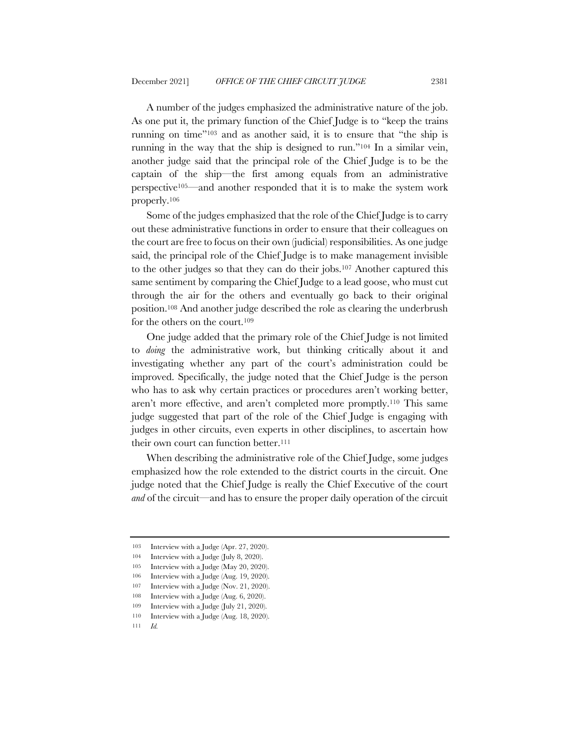A number of the judges emphasized the administrative nature of the job. As one put it, the primary function of the Chief Judge is to "keep the trains running on time"[103] and as another said, it is to ensure that "the ship is running in the way that the ship is designed to run."[104] In a similar vein, another judge said that the principal role of the Chief Judge is to be the captain of the ship—the first among equals from an administrative perspective[105]—and another responded that it is to make the system work properly.[106]

Some of the judges emphasized that the role of the Chief Judge is to carry out these administrative functions in order to ensure that their colleagues on the court are free to focus on their own (judicial) responsibilities. As one judge said, the principal role of the Chief Judge is to make management invisible to the other judges so that they can do their jobs.[107] Another captured this same sentiment by comparing the Chief Judge to a lead goose, who must cut through the air for the others and eventually go back to their original position.[108] And another judge described the role as clearing the underbrush for the others on the court.[109]

One judge added that the primary role of the Chief Judge is not limited to *doing* the administrative work, but thinking critically about it and investigating whether any part of the court's administration could be improved. Specifically, the judge noted that the Chief Judge is the person who has to ask why certain practices or procedures aren't working better, aren't more effective, and aren't completed more promptly.[110] This same judge suggested that part of the role of the Chief Judge is engaging with judges in other circuits, even experts in other disciplines, to ascertain how their own court can function better.[111]

When describing the administrative role of the Chief Judge, some judges emphasized how the role extended to the district courts in the circuit. One judge noted that the Chief Judge is really the Chief Executive of the court *and* of the circuit—and has to ensure the proper daily operation of the circuit

---

103 Interview with a Judge (Apr. 27, 2020).

104 Interview with a Judge (July 8, 2020).

105 Interview with a Judge (May 20, 2020).

106 Interview with a Judge (Aug. 19, 2020).

107 Interview with a Judge (Nov. 21, 2020).

108 Interview with a Judge (Aug. 6, 2020).

109 Interview with a Judge (July 21, 2020).

110 Interview with a Judge (Aug. 18, 2020).

111 *Id.*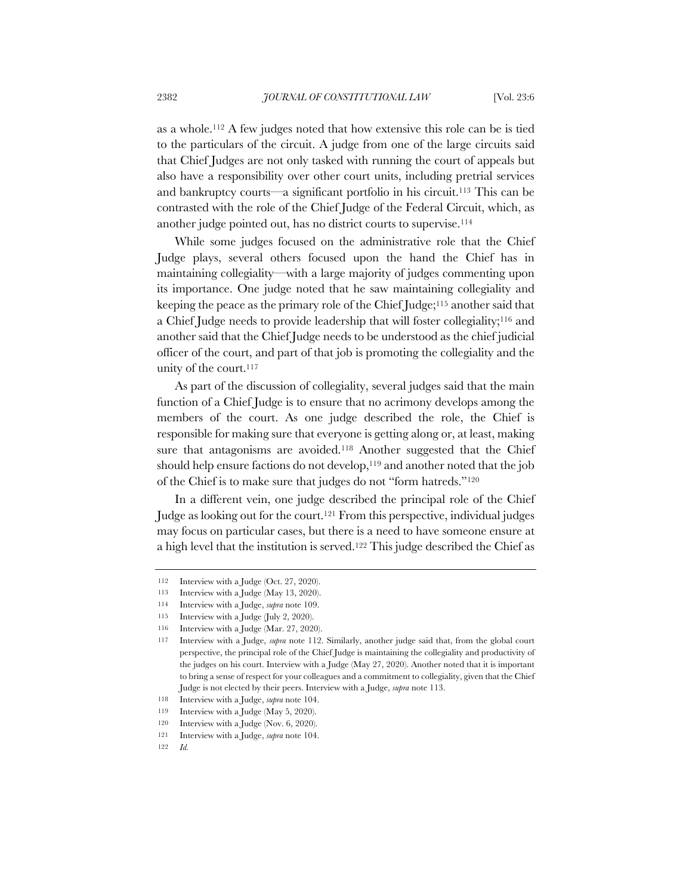as a whole.[112] A few judges noted that how extensive this role can be is tied to the particulars of the circuit. A judge from one of the large circuits said that Chief Judges are not only tasked with running the court of appeals but also have a responsibility over other court units, including pretrial services and bankruptcy courts—a significant portfolio in his circuit.[113] This can be contrasted with the role of the Chief Judge of the Federal Circuit, which, as another judge pointed out, has no district courts to supervise.[114]

While some judges focused on the administrative role that the Chief Judge plays, several others focused upon the hand the Chief has in maintaining collegiality—with a large majority of judges commenting upon its importance. One judge noted that he saw maintaining collegiality and keeping the peace as the primary role of the Chief Judge;[115] another said that a Chief Judge needs to provide leadership that will foster collegiality;[116] and another said that the Chief Judge needs to be understood as the chief judicial officer of the court, and part of that job is promoting the collegiality and the unity of the court.[117]

As part of the discussion of collegiality, several judges said that the main function of a Chief Judge is to ensure that no acrimony develops among the members of the court. As one judge described the role, the Chief is responsible for making sure that everyone is getting along or, at least, making sure that antagonisms are avoided.[118] Another suggested that the Chief should help ensure factions do not develop,[119] and another noted that the job of the Chief is to make sure that judges do not "form hatreds."[120]

In a different vein, one judge described the principal role of the Chief Judge as looking out for the court.[121] From this perspective, individual judges may focus on particular cases, but there is a need to have someone ensure at a high level that the institution is served.[122] This judge described the Chief as

---

112 Interview with a Judge (Oct. 27, 2020).

113 Interview with a Judge (May 13, 2020).

114 Interview with a Judge, *supra* note 109.

115 Interview with a Judge (July 2, 2020).

116 Interview with a Judge (Mar. 27, 2020).

117 Interview with a Judge, *supra* note 112. Similarly, another judge said that, from the global court perspective, the principal role of the Chief Judge is maintaining the collegiality and productivity of the judges on his court. Interview with a Judge (May 27, 2020). Another noted that it is important to bring a sense of respect for your colleagues and a commitment to collegiality, given that the Chief Judge is not elected by their peers. Interview with a Judge, *supra* note 113.

118 Interview with a Judge, *supra* note 104.

119 Interview with a Judge (May 5, 2020).

120 Interview with a Judge (Nov. 6, 2020).

121 Interview with a Judge, *supra* note 104.

122 *Id.*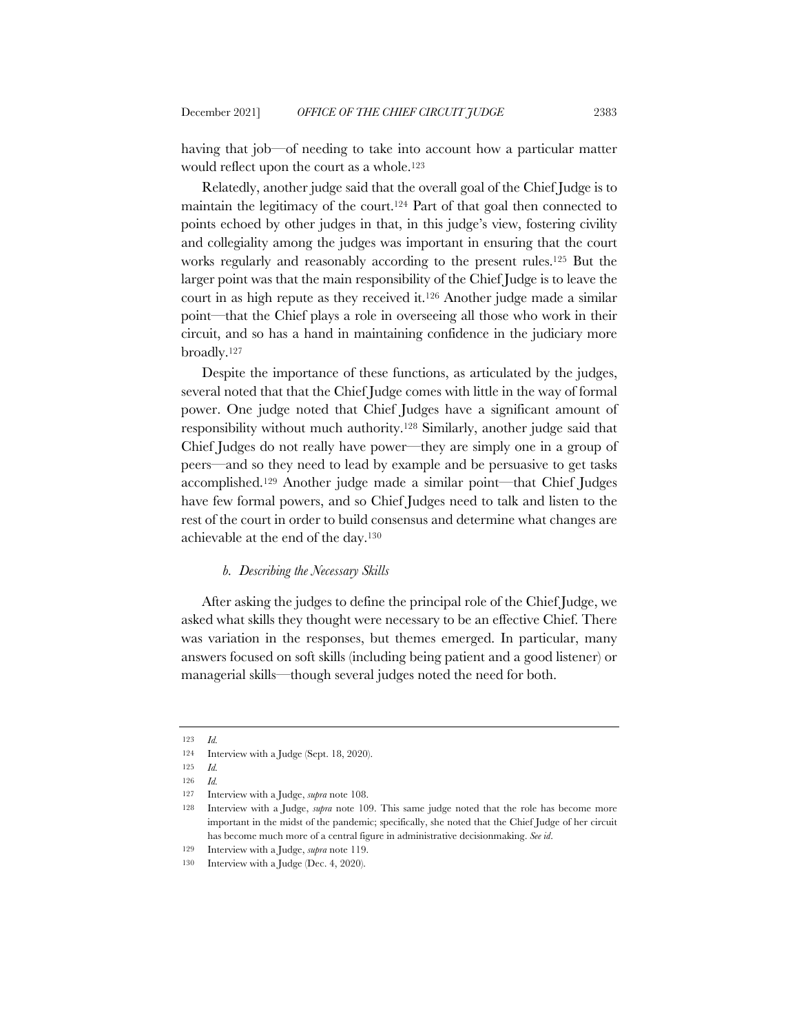having that job—of needing to take into account how a particular matter would reflect upon the court as a whole.[123]

Relatedly, another judge said that the overall goal of the Chief Judge is to maintain the legitimacy of the court.[124] Part of that goal then connected to points echoed by other judges in that, in this judge's view, fostering civility and collegiality among the judges was important in ensuring that the court works regularly and reasonably according to the present rules.[125] But the larger point was that the main responsibility of the Chief Judge is to leave the court in as high repute as they received it.[126] Another judge made a similar point—that the Chief plays a role in overseeing all those who work in their circuit, and so has a hand in maintaining confidence in the judiciary more broadly.[127]

Despite the importance of these functions, as articulated by the judges, several noted that that the Chief Judge comes with little in the way of formal power. One judge noted that Chief Judges have a significant amount of responsibility without much authority.[128] Similarly, another judge said that Chief Judges do not really have power—they are simply one in a group of peers—and so they need to lead by example and be persuasive to get tasks accomplished.[129] Another judge made a similar point—that Chief Judges have few formal powers, and so Chief Judges need to talk and listen to the rest of the court in order to build consensus and determine what changes are achievable at the end of the day.[130]

#### *b. Describing the Necessary Skills*

After asking the judges to define the principal role of the Chief Judge, we asked what skills they thought were necessary to be an effective Chief. There was variation in the responses, but themes emerged. In particular, many answers focused on soft skills (including being patient and a good listener) or managerial skills—though several judges noted the need for both.

---

123 *Id.*

124 Interview with a Judge (Sept. 18, 2020).

125 *Id.*

126 *Id.*

127 Interview with a Judge, *supra* note 108.

128 Interview with a Judge, *supra* note 109. This same judge noted that the role has become more important in the midst of the pandemic; specifically, she noted that the Chief Judge of her circuit has become much more of a central figure in administrative decisionmaking. *See id*.

129 Interview with a Judge, *supra* note 119.

130 Interview with a Judge (Dec. 4, 2020).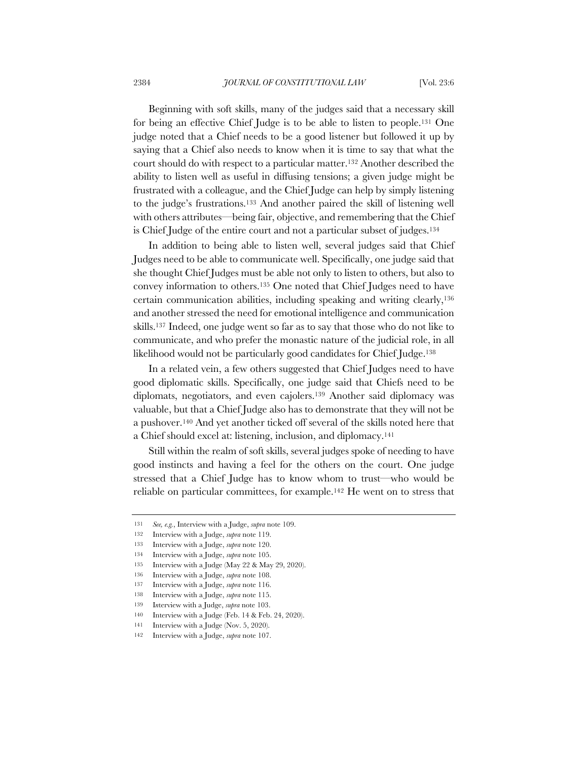Beginning with soft skills, many of the judges said that a necessary skill for being an effective Chief Judge is to be able to listen to people.[131] One judge noted that a Chief needs to be a good listener but followed it up by saying that a Chief also needs to know when it is time to say that what the court should do with respect to a particular matter.[132] Another described the ability to listen well as useful in diffusing tensions; a given judge might be frustrated with a colleague, and the Chief Judge can help by simply listening to the judge's frustrations.[133] And another paired the skill of listening well with others attributes—being fair, objective, and remembering that the Chief is Chief Judge of the entire court and not a particular subset of judges.[134]

In addition to being able to listen well, several judges said that Chief Judges need to be able to communicate well. Specifically, one judge said that she thought Chief Judges must be able not only to listen to others, but also to convey information to others.[135] One noted that Chief Judges need to have certain communication abilities, including speaking and writing clearly,[136] and another stressed the need for emotional intelligence and communication skills.[137] Indeed, one judge went so far as to say that those who do not like to communicate, and who prefer the monastic nature of the judicial role, in all likelihood would not be particularly good candidates for Chief Judge.[138]

In a related vein, a few others suggested that Chief Judges need to have good diplomatic skills. Specifically, one judge said that Chiefs need to be diplomats, negotiators, and even cajolers.[139] Another said diplomacy was valuable, but that a Chief Judge also has to demonstrate that they will not be a pushover.[140] And yet another ticked off several of the skills noted here that a Chief should excel at: listening, inclusion, and diplomacy.[141]

Still within the realm of soft skills, several judges spoke of needing to have good instincts and having a feel for the others on the court. One judge stressed that a Chief Judge has to know whom to trust—who would be reliable on particular committees, for example.[142] He went on to stress that

---

131 *See, e.g.*, Interview with a Judge, *supra* note 109.

132 Interview with a Judge, *supra* note 119.

133 Interview with a Judge, *supra* note 120.

134 Interview with a Judge, *supra* note 105.

135 Interview with a Judge (May 22 & May 29, 2020).

136 Interview with a Judge, *supra* note 108.

137 Interview with a Judge, *supra* note 116.

138 Interview with a Judge, *supra* note 115.

139 Interview with a Judge, *supra* note 103.

140 Interview with a Judge (Feb. 14 & Feb. 24, 2020).

141 Interview with a Judge (Nov. 5, 2020).

142 Interview with a Judge, *supra* note 107.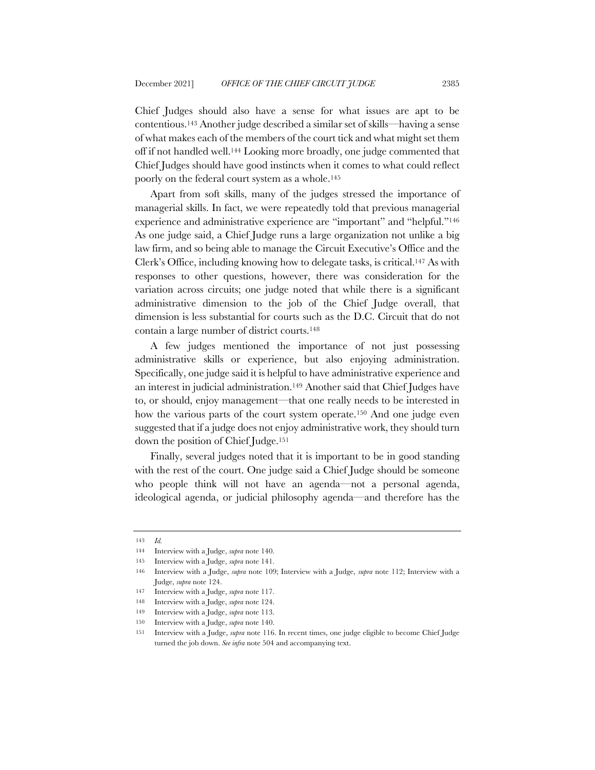Chief Judges should also have a sense for what issues are apt to be contentious.[143] Another judge described a similar set of skills—having a sense of what makes each of the members of the court tick and what might set them off if not handled well.[144] Looking more broadly, one judge commented that Chief Judges should have good instincts when it comes to what could reflect poorly on the federal court system as a whole.[145]

Apart from soft skills, many of the judges stressed the importance of managerial skills. In fact, we were repeatedly told that previous managerial experience and administrative experience are "important" and "helpful."[146] As one judge said, a Chief Judge runs a large organization not unlike a big law firm, and so being able to manage the Circuit Executive's Office and the Clerk's Office, including knowing how to delegate tasks, is critical.[147] As with responses to other questions, however, there was consideration for the variation across circuits; one judge noted that while there is a significant administrative dimension to the job of the Chief Judge overall, that dimension is less substantial for courts such as the D.C. Circuit that do not contain a large number of district courts.[148]

A few judges mentioned the importance of not just possessing administrative skills or experience, but also enjoying administration. Specifically, one judge said it is helpful to have administrative experience and an interest in judicial administration.[149] Another said that Chief Judges have to, or should, enjoy management—that one really needs to be interested in how the various parts of the court system operate.[150] And one judge even suggested that if a judge does not enjoy administrative work, they should turn down the position of Chief Judge.[151]

Finally, several judges noted that it is important to be in good standing with the rest of the court. One judge said a Chief Judge should be someone who people think will not have an agenda—not a personal agenda, ideological agenda, or judicial philosophy agenda—and therefore has the

---

143 *Id.*

144 Interview with a Judge, *supra* note 140.

145 Interview with a Judge, *supra* note 141.

146 Interview with a Judge, *supra* note 109; Interview with a Judge, *supra* note 112; Interview with a Judge, *supra* note 124.

147 Interview with a Judge, *supra* note 117.

148 Interview with a Judge, *supra* note 124.

149 Interview with a Judge, *supra* note 113.

150 Interview with a Judge, *supra* note 140.

151 Interview with a Judge, *supra* note 116. In recent times, one judge eligible to become Chief Judge turned the job down. *See infra* note 504 and accompanying text.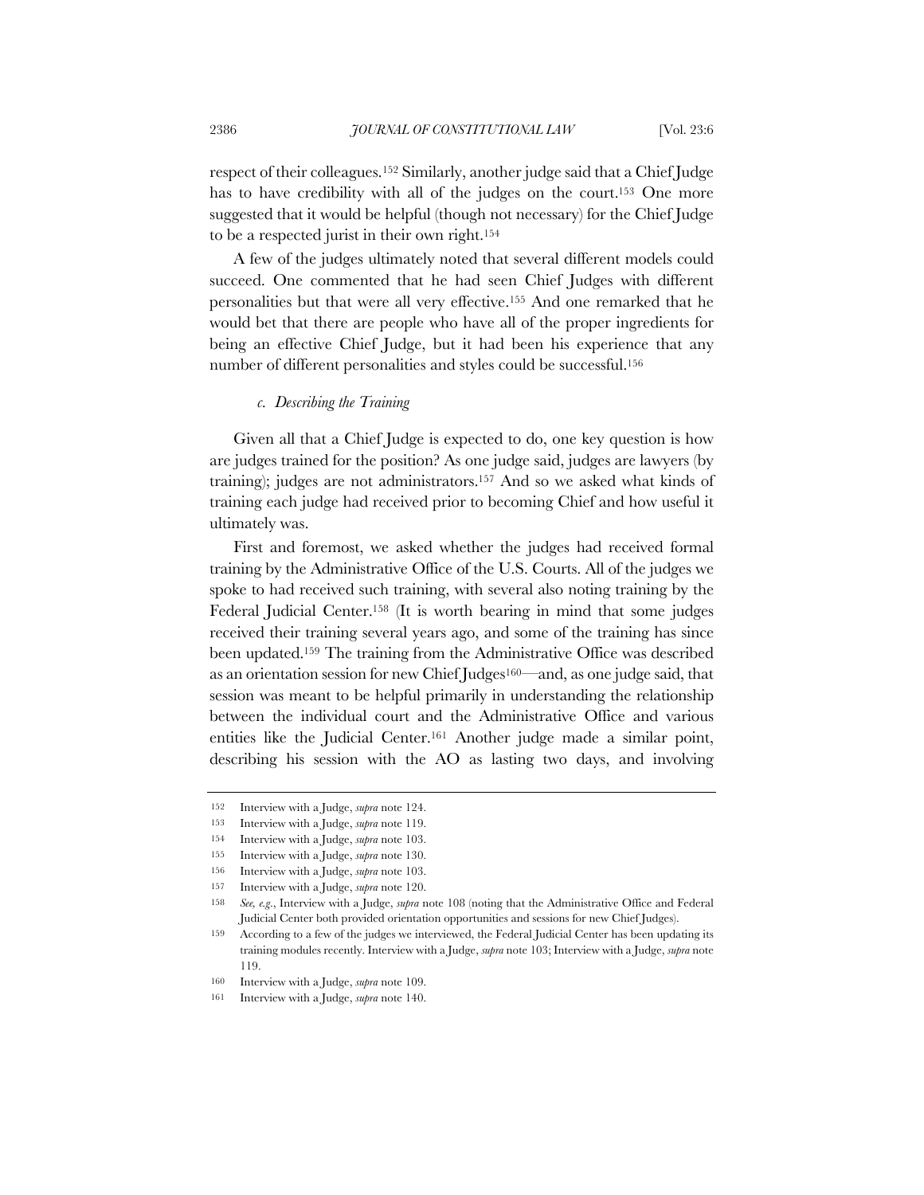respect of their colleagues.[152] Similarly, another judge said that a Chief Judge has to have credibility with all of the judges on the court.[153] One more suggested that it would be helpful (though not necessary) for the Chief Judge to be a respected jurist in their own right.[154]

A few of the judges ultimately noted that several different models could succeed. One commented that he had seen Chief Judges with different personalities but that were all very effective.[155] And one remarked that he would bet that there are people who have all of the proper ingredients for being an effective Chief Judge, but it had been his experience that any number of different personalities and styles could be successful.[156]

#### *c. Describing the Training*

Given all that a Chief Judge is expected to do, one key question is how are judges trained for the position? As one judge said, judges are lawyers (by training); judges are not administrators.[157] And so we asked what kinds of training each judge had received prior to becoming Chief and how useful it ultimately was.

First and foremost, we asked whether the judges had received formal training by the Administrative Office of the U.S. Courts. All of the judges we spoke to had received such training, with several also noting training by the Federal Judicial Center.[158] (It is worth bearing in mind that some judges received their training several years ago, and some of the training has since been updated.[159] The training from the Administrative Office was described as an orientation session for new Chief Judges[160]—and, as one judge said, that session was meant to be helpful primarily in understanding the relationship between the individual court and the Administrative Office and various entities like the Judicial Center.[161] Another judge made a similar point, describing his session with the AO as lasting two days, and involving

---

152 Interview with a Judge, *supra* note 124.

153 Interview with a Judge, *supra* note 119.

154 Interview with a Judge, *supra* note 103.

155 Interview with a Judge, *supra* note 130.

156 Interview with a Judge, *supra* note 103.

157 Interview with a Judge, *supra* note 120.

158 *See, e.g.*, Interview with a Judge, *supra* note 108 (noting that the Administrative Office and Federal Judicial Center both provided orientation opportunities and sessions for new Chief Judges).

159 According to a few of the judges we interviewed, the Federal Judicial Center has been updating its training modules recently. Interview with a Judge, *supra* note 103; Interview with a Judge, *supra* note 119.

160 Interview with a Judge, *supra* note 109.

161 Interview with a Judge, *supra* note 140.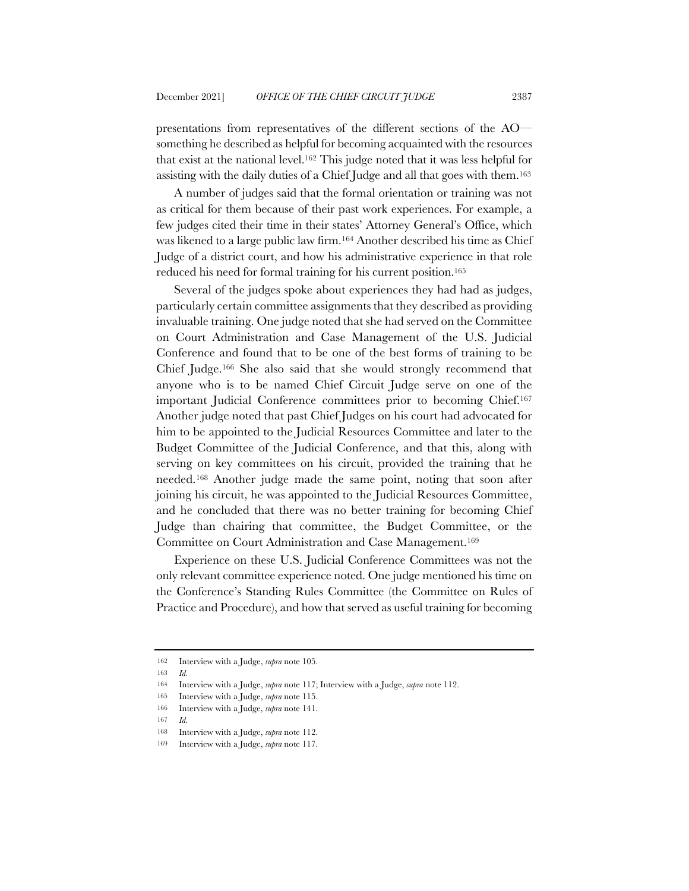presentations from representatives of the different sections of the AO—something he described as helpful for becoming acquainted with the resources that exist at the national level.[162] This judge noted that it was less helpful for assisting with the daily duties of a Chief Judge and all that goes with them.[163]

A number of judges said that the formal orientation or training was not as critical for them because of their past work experiences. For example, a few judges cited their time in their states' Attorney General's Office, which was likened to a large public law firm.[164] Another described his time as Chief Judge of a district court, and how his administrative experience in that role reduced his need for formal training for his current position.[165]

Several of the judges spoke about experiences they had had as judges, particularly certain committee assignments that they described as providing invaluable training. One judge noted that she had served on the Committee on Court Administration and Case Management of the U.S. Judicial Conference and found that to be one of the best forms of training to be Chief Judge.[166] She also said that she would strongly recommend that anyone who is to be named Chief Circuit Judge serve on one of the important Judicial Conference committees prior to becoming Chief.[167] Another judge noted that past Chief Judges on his court had advocated for him to be appointed to the Judicial Resources Committee and later to the Budget Committee of the Judicial Conference, and that this, along with serving on key committees on his circuit, provided the training that he needed.[168] Another judge made the same point, noting that soon after joining his circuit, he was appointed to the Judicial Resources Committee, and he concluded that there was no better training for becoming Chief Judge than chairing that committee, the Budget Committee, or the Committee on Court Administration and Case Management.[169]

Experience on these U.S. Judicial Conference Committees was not the only relevant committee experience noted. One judge mentioned his time on the Conference's Standing Rules Committee (the Committee on Rules of Practice and Procedure), and how that served as useful training for becoming

---

162 Interview with a Judge, *supra* note 105.

163 *Id.*

164 Interview with a Judge, *supra* note 117; Interview with a Judge, *supra* note 112.

165 Interview with a Judge, *supra* note 115.

166 Interview with a Judge, *supra* note 141.

167 *Id.*

168 Interview with a Judge, *supra* note 112.

169 Interview with a Judge, *supra* note 117.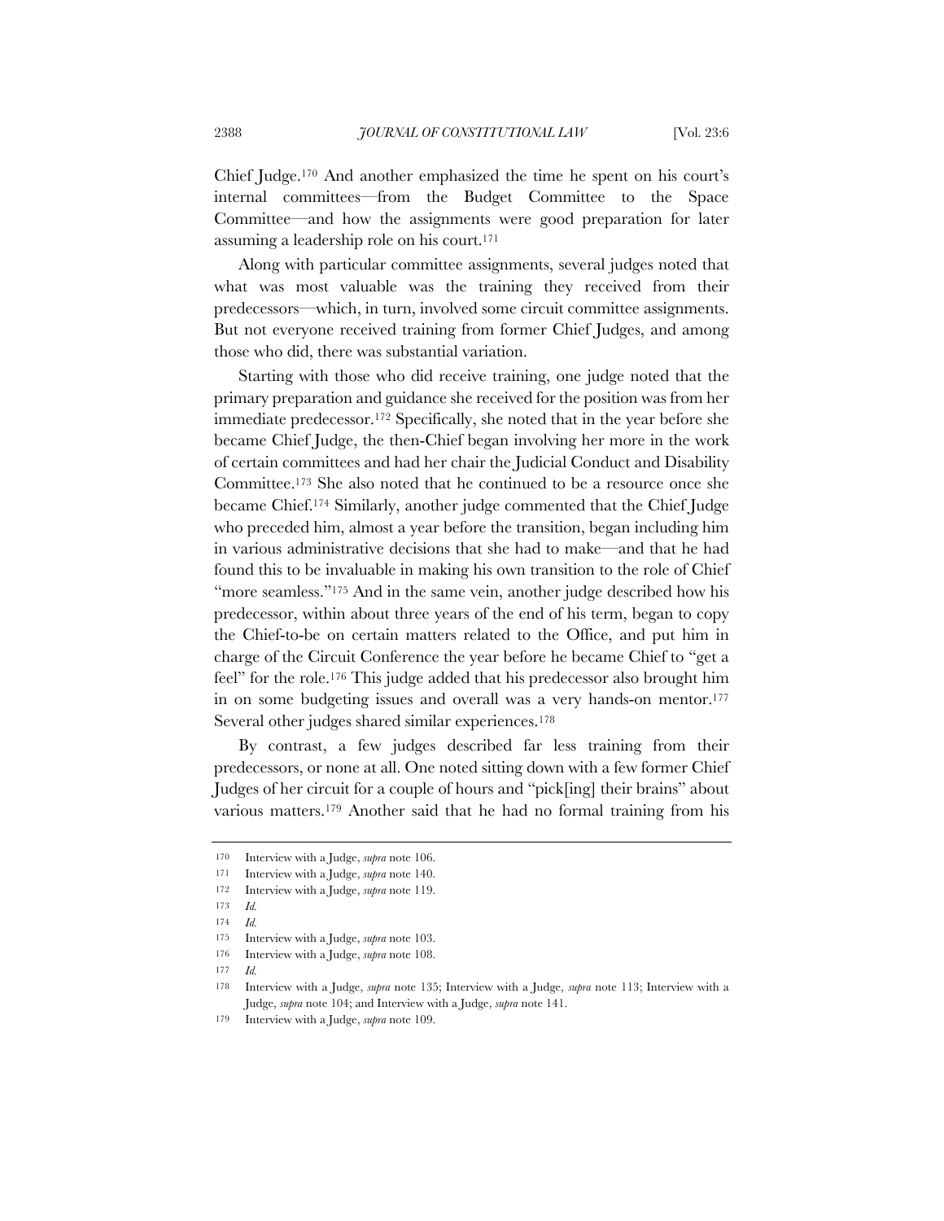Chief Judge.[170] And another emphasized the time he spent on his court's internal committees—from the Budget Committee to the Space Committee—and how the assignments were good preparation for later assuming a leadership role on his court.[171]

Along with particular committee assignments, several judges noted that what was most valuable was the training they received from their predecessors—which, in turn, involved some circuit committee assignments. But not everyone received training from former Chief Judges, and among those who did, there was substantial variation.

Starting with those who did receive training, one judge noted that the primary preparation and guidance she received for the position was from her immediate predecessor.[172] Specifically, she noted that in the year before she became Chief Judge, the then-Chief began involving her more in the work of certain committees and had her chair the Judicial Conduct and Disability Committee.[173] She also noted that he continued to be a resource once she became Chief.[174] Similarly, another judge commented that the Chief Judge who preceded him, almost a year before the transition, began including him in various administrative decisions that she had to make—and that he had found this to be invaluable in making his own transition to the role of Chief "more seamless."[175] And in the same vein, another judge described how his predecessor, within about three years of the end of his term, began to copy the Chief-to-be on certain matters related to the Office, and put him in charge of the Circuit Conference the year before he became Chief to "get a feel" for the role.[176] This judge added that his predecessor also brought him in on some budgeting issues and overall was a very hands-on mentor.[177] Several other judges shared similar experiences.[178]

By contrast, a few judges described far less training from their predecessors, or none at all. One noted sitting down with a few former Chief Judges of her circuit for a couple of hours and "pick[ing] their brains" about various matters.[179] Another said that he had no formal training from his

---

170 Interview with a Judge, *supra* note 106.

171 Interview with a Judge, *supra* note 140.

172 Interview with a Judge, *supra* note 119.

173 *Id.*

174 *Id.*

175 Interview with a Judge, *supra* note 103.

176 Interview with a Judge, *supra* note 108.

177 *Id.*

178 Interview with a Judge, *supra* note 135; Interview with a Judge, *supra* note 113; Interview with a Judge, *supra* note 104; and Interview with a Judge, *supra* note 141.

179 Interview with a Judge, *supra* note 109.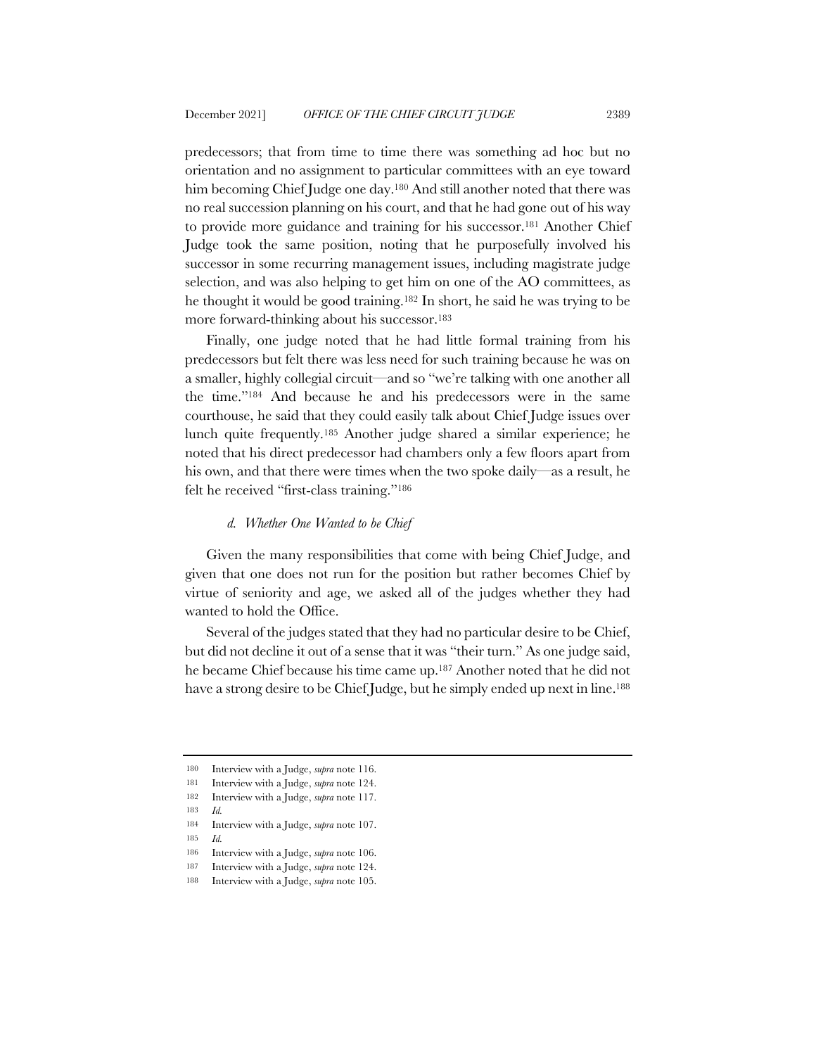predecessors; that from time to time there was something ad hoc but no orientation and no assignment to particular committees with an eye toward him becoming Chief Judge one day.[180] And still another noted that there was no real succession planning on his court, and that he had gone out of his way to provide more guidance and training for his successor.[181] Another Chief Judge took the same position, noting that he purposefully involved his successor in some recurring management issues, including magistrate judge selection, and was also helping to get him on one of the AO committees, as he thought it would be good training.[182] In short, he said he was trying to be more forward-thinking about his successor.[183]

Finally, one judge noted that he had little formal training from his predecessors but felt there was less need for such training because he was on a smaller, highly collegial circuit—and so "we're talking with one another all the time."[184] And because he and his predecessors were in the same courthouse, he said that they could easily talk about Chief Judge issues over lunch quite frequently.[185] Another judge shared a similar experience; he noted that his direct predecessor had chambers only a few floors apart from his own, and that there were times when the two spoke daily—as a result, he felt he received "first-class training."[186]

#### *d. Whether One Wanted to be Chief*

Given the many responsibilities that come with being Chief Judge, and given that one does not run for the position but rather becomes Chief by virtue of seniority and age, we asked all of the judges whether they had wanted to hold the Office.

Several of the judges stated that they had no particular desire to be Chief, but did not decline it out of a sense that it was "their turn." As one judge said, he became Chief because his time came up.[187] Another noted that he did not have a strong desire to be Chief Judge, but he simply ended up next in line.[188]

---

180 Interview with a Judge, *supra* note 116.

181 Interview with a Judge, *supra* note 124.

182 Interview with a Judge, *supra* note 117.

183 *Id.*

184 Interview with a Judge, *supra* note 107.

185 *Id.*

186 Interview with a Judge, *supra* note 106.

187 Interview with a Judge, *supra* note 124.

188 Interview with a Judge, *supra* note 105.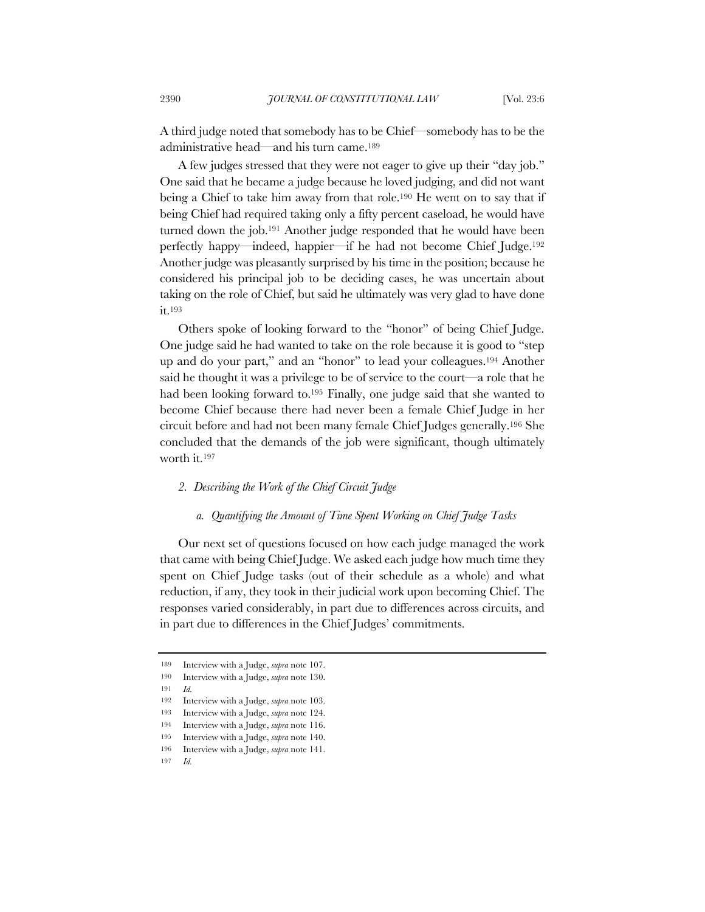A third judge noted that somebody has to be Chief—somebody has to be the administrative head—and his turn came.[189]

A few judges stressed that they were not eager to give up their "day job." One said that he became a judge because he loved judging, and did not want being a Chief to take him away from that role.[190] He went on to say that if being Chief had required taking only a fifty percent caseload, he would have turned down the job.[191] Another judge responded that he would have been perfectly happy—indeed, happier—if he had not become Chief Judge.[192] Another judge was pleasantly surprised by his time in the position; because he considered his principal job to be deciding cases, he was uncertain about taking on the role of Chief, but said he ultimately was very glad to have done it.[193]

Others spoke of looking forward to the "honor" of being Chief Judge. One judge said he had wanted to take on the role because it is good to "step up and do your part," and an "honor" to lead your colleagues.[194] Another said he thought it was a privilege to be of service to the court—a role that he had been looking forward to.[195] Finally, one judge said that she wanted to become Chief because there had never been a female Chief Judge in her circuit before and had not been many female Chief Judges generally.[196] She concluded that the demands of the job were significant, though ultimately worth it.[197]

### *2. Describing the Work of the Chief Circuit Judge*

#### *a. Quantifying the Amount of Time Spent Working on Chief Judge Tasks*

Our next set of questions focused on how each judge managed the work that came with being Chief Judge. We asked each judge how much time they spent on Chief Judge tasks (out of their schedule as a whole) and what reduction, if any, they took in their judicial work upon becoming Chief. The responses varied considerably, in part due to differences across circuits, and in part due to differences in the Chief Judges' commitments.

---

189 Interview with a Judge, *supra* note 107.

190 Interview with a Judge, *supra* note 130.

191 *Id.*

192 Interview with a Judge, *supra* note 103.

193 Interview with a Judge, *supra* note 124.

194 Interview with a Judge, *supra* note 116.

195 Interview with a Judge, *supra* note 140.

196 Interview with a Judge, *supra* note 141.

197 *Id.*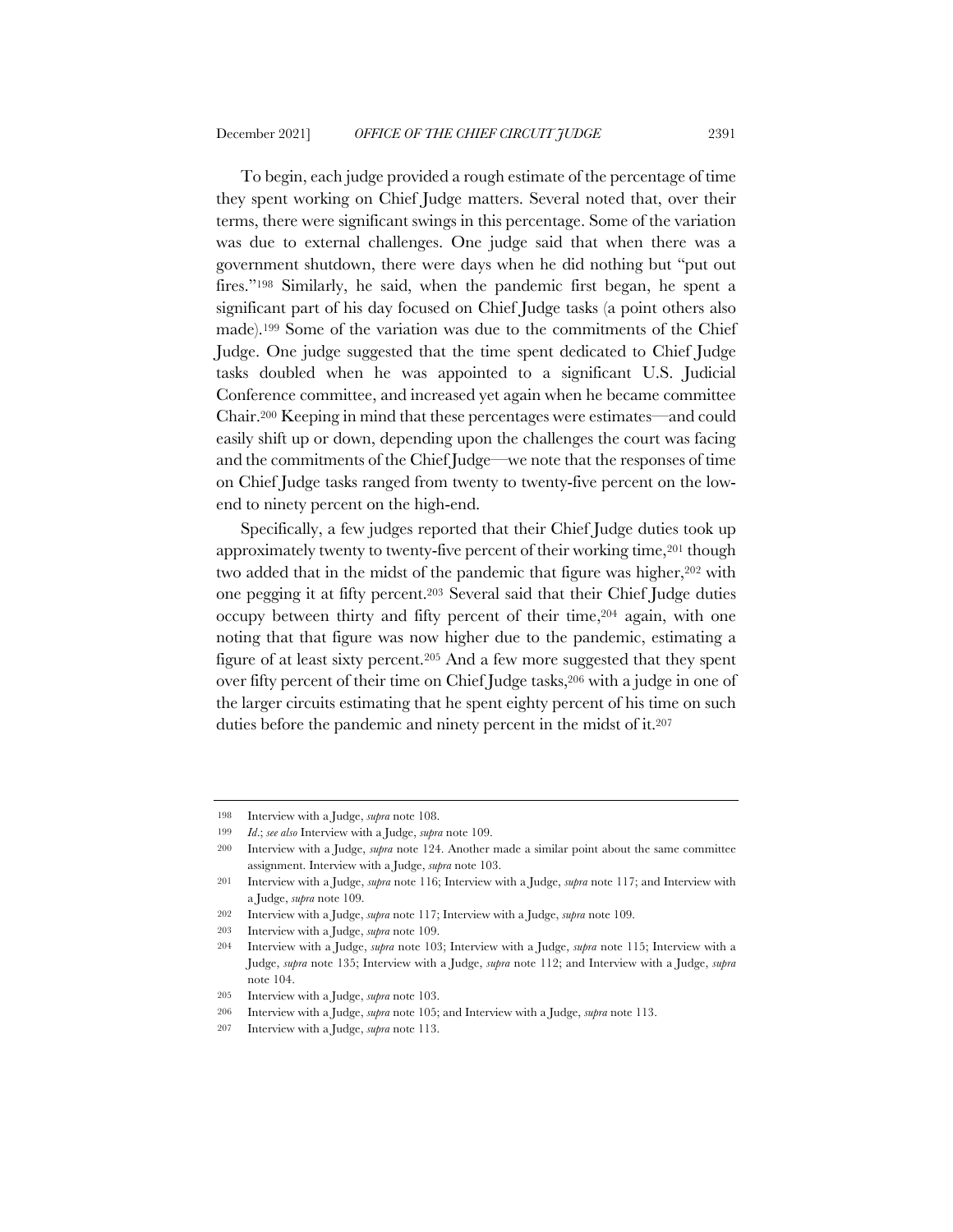To begin, each judge provided a rough estimate of the percentage of time they spent working on Chief Judge matters. Several noted that, over their terms, there were significant swings in this percentage. Some of the variation was due to external challenges. One judge said that when there was a government shutdown, there were days when he did nothing but "put out fires."[198] Similarly, he said, when the pandemic first began, he spent a significant part of his day focused on Chief Judge tasks (a point others also made).[199] Some of the variation was due to the commitments of the Chief Judge. One judge suggested that the time spent dedicated to Chief Judge tasks doubled when he was appointed to a significant U.S. Judicial Conference committee, and increased yet again when he became committee Chair.[200] Keeping in mind that these percentages were estimates—and could easily shift up or down, depending upon the challenges the court was facing and the commitments of the Chief Judge—we note that the responses of time on Chief Judge tasks ranged from twenty to twenty-five percent on the low-end to ninety percent on the high-end.

Specifically, a few judges reported that their Chief Judge duties took up approximately twenty to twenty-five percent of their working time,[201] though two added that in the midst of the pandemic that figure was higher,[202] with one pegging it at fifty percent.[203] Several said that their Chief Judge duties occupy between thirty and fifty percent of their time,[204] again, with one noting that that figure was now higher due to the pandemic, estimating a figure of at least sixty percent.[205] And a few more suggested that they spent over fifty percent of their time on Chief Judge tasks,[206] with a judge in one of the larger circuits estimating that he spent eighty percent of his time on such duties before the pandemic and ninety percent in the midst of it.[207]

---

198 Interview with a Judge, *supra* note 108.

199 *Id.*; *see also* Interview with a Judge, *supra* note 109.

200 Interview with a Judge, *supra* note 124. Another made a similar point about the same committee assignment. Interview with a Judge, *supra* note 103.

201 Interview with a Judge, *supra* note 116; Interview with a Judge, *supra* note 117; and Interview with a Judge, *supra* note 109.

202 Interview with a Judge, *supra* note 117; Interview with a Judge, *supra* note 109.

203 Interview with a Judge, *supra* note 109.

204 Interview with a Judge, *supra* note 103; Interview with a Judge, *supra* note 115; Interview with a Judge, *supra* note 135; Interview with a Judge, *supra* note 112; and Interview with a Judge, *supra* note 104.

205 Interview with a Judge, *supra* note 103.

206 Interview with a Judge, *supra* note 105; and Interview with a Judge, *supra* note 113.

207 Interview with a Judge, *supra* note 113.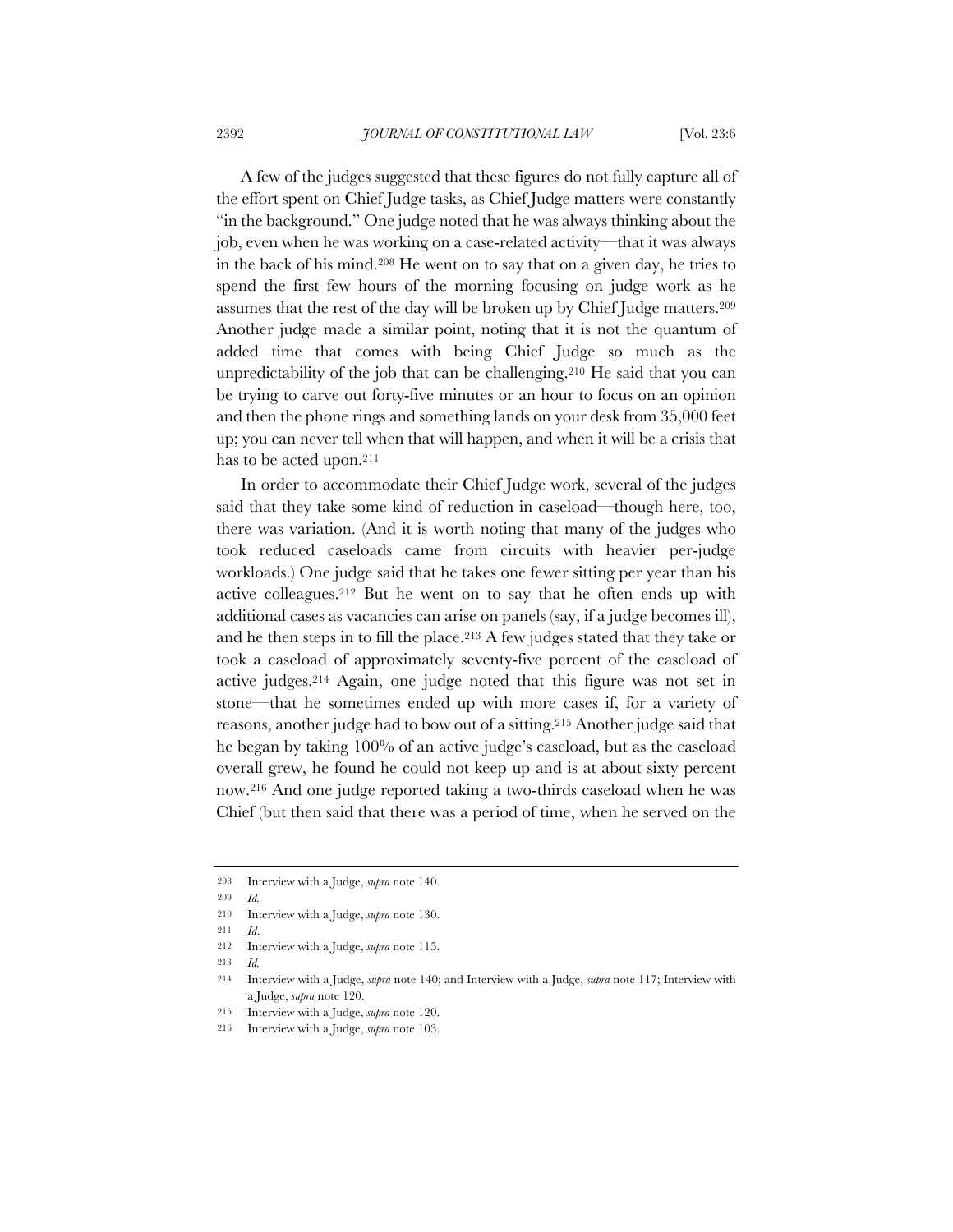A few of the judges suggested that these figures do not fully capture all of the effort spent on Chief Judge tasks, as Chief Judge matters were constantly "in the background." One judge noted that he was always thinking about the job, even when he was working on a case-related activity—that it was always in the back of his mind.[208] He went on to say that on a given day, he tries to spend the first few hours of the morning focusing on judge work as he assumes that the rest of the day will be broken up by Chief Judge matters.[209] Another judge made a similar point, noting that it is not the quantum of added time that comes with being Chief Judge so much as the unpredictability of the job that can be challenging.[210] He said that you can be trying to carve out forty-five minutes or an hour to focus on an opinion and then the phone rings and something lands on your desk from 35,000 feet up; you can never tell when that will happen, and when it will be a crisis that has to be acted upon.[211]

In order to accommodate their Chief Judge work, several of the judges said that they take some kind of reduction in caseload—though here, too, there was variation. (And it is worth noting that many of the judges who took reduced caseloads came from circuits with heavier per-judge workloads.) One judge said that he takes one fewer sitting per year than his active colleagues.[212] But he went on to say that he often ends up with additional cases as vacancies can arise on panels (say, if a judge becomes ill), and he then steps in to fill the place.[213] A few judges stated that they take or took a caseload of approximately seventy-five percent of the caseload of active judges.[214] Again, one judge noted that this figure was not set in stone—that he sometimes ended up with more cases if, for a variety of reasons, another judge had to bow out of a sitting.[215] Another judge said that he began by taking 100% of an active judge's caseload, but as the caseload overall grew, he found he could not keep up and is at about sixty percent now.[216] And one judge reported taking a two-thirds caseload when he was Chief (but then said that there was a period of time, when he served on the

---

208 Interview with a Judge, *supra* note 140.

209 *Id.*

210 Interview with a Judge, *supra* note 130.

211 *Id.*

212 Interview with a Judge, *supra* note 115.

213 *Id.*

214 Interview with a Judge, *supra* note 140; and Interview with a Judge, *supra* note 117; Interview with a Judge, *supra* note 120.

215 Interview with a Judge, *supra* note 120.

216 Interview with a Judge, *supra* note 103.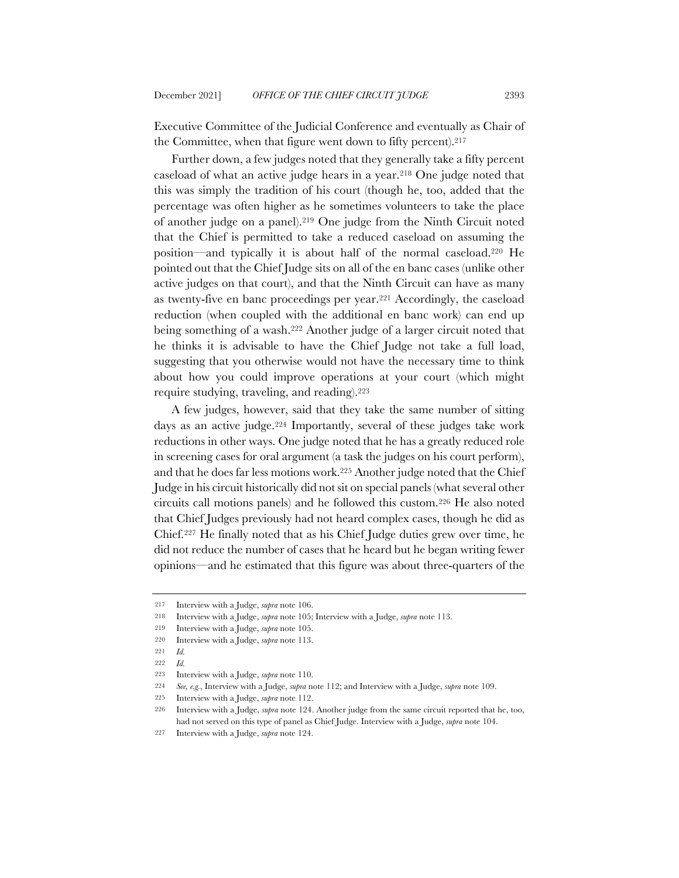Executive Committee of the Judicial Conference and eventually as Chair of the Committee, when that figure went down to fifty percent).[217]

Further down, a few judges noted that they generally take a fifty percent caseload of what an active judge hears in a year.[218] One judge noted that this was simply the tradition of his court (though he, too, added that the percentage was often higher as he sometimes volunteers to take the place of another judge on a panel).[219] One judge from the Ninth Circuit noted that the Chief is permitted to take a reduced caseload on assuming the position—and typically it is about half of the normal caseload.[220] He pointed out that the Chief Judge sits on all of the en banc cases (unlike other active judges on that court), and that the Ninth Circuit can have as many as twenty-five en banc proceedings per year.[221] Accordingly, the caseload reduction (when coupled with the additional en banc work) can end up being something of a wash.[222] Another judge of a larger circuit noted that he thinks it is advisable to have the Chief Judge not take a full load, suggesting that you otherwise would not have the necessary time to think about how you could improve operations at your court (which might require studying, traveling, and reading).[223]

A few judges, however, said that they take the same number of sitting days as an active judge.[224] Importantly, several of these judges take work reductions in other ways. One judge noted that he has a greatly reduced role in screening cases for oral argument (a task the judges on his court perform), and that he does far less motions work.[225] Another judge noted that the Chief Judge in his circuit historically did not sit on special panels (what several other circuits call motions panels) and he followed this custom.[226] He also noted that Chief Judges previously had not heard complex cases, though he did as Chief.[227] He finally noted that as his Chief Judge duties grew over time, he did not reduce the number of cases that he heard but he began writing fewer opinions—and he estimated that this figure was about three-quarters of the

---

217 Interview with a Judge, *supra* note 106.

218 Interview with a Judge, *supra* note 105; Interview with a Judge, *supra* note 113.

219 Interview with a Judge, *supra* note 105.

220 Interview with a Judge, *supra* note 113.

221 *Id.*

222 *Id.*

223 Interview with a Judge, *supra* note 110.

224 *See, e.g.*, Interview with a Judge, *supra* note 112; and Interview with a Judge, *supra* note 109.

225 Interview with a Judge, *supra* note 112.

226 Interview with a Judge, *supra* note 124. Another judge from the same circuit reported that he, too, had not served on this type of panel as Chief Judge. Interview with a Judge, *supra* note 104.

227 Interview with a Judge, *supra* note 124.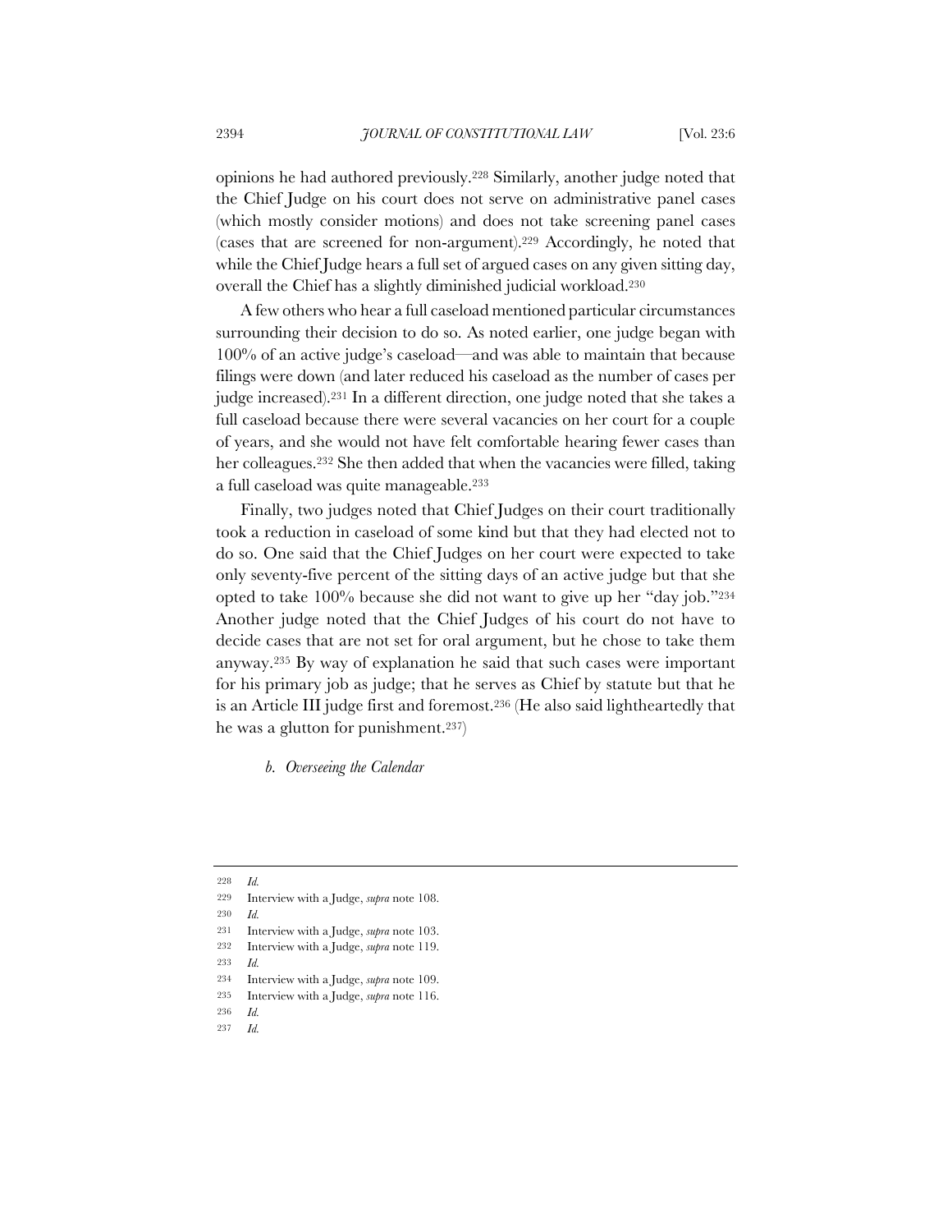opinions he had authored previously.[228] Similarly, another judge noted that the Chief Judge on his court does not serve on administrative panel cases (which mostly consider motions) and does not take screening panel cases (cases that are screened for non-argument).[229] Accordingly, he noted that while the Chief Judge hears a full set of argued cases on any given sitting day, overall the Chief has a slightly diminished judicial workload.[230]

A few others who hear a full caseload mentioned particular circumstances surrounding their decision to do so. As noted earlier, one judge began with 100% of an active judge's caseload—and was able to maintain that because filings were down (and later reduced his caseload as the number of cases per judge increased).[231] In a different direction, one judge noted that she takes a full caseload because there were several vacancies on her court for a couple of years, and she would not have felt comfortable hearing fewer cases than her colleagues.[232] She then added that when the vacancies were filled, taking a full caseload was quite manageable.[233]

Finally, two judges noted that Chief Judges on their court traditionally took a reduction in caseload of some kind but that they had elected not to do so. One said that the Chief Judges on her court were expected to take only seventy-five percent of the sitting days of an active judge but that she opted to take 100% because she did not want to give up her "day job."[234] Another judge noted that the Chief Judges of his court do not have to decide cases that are not set for oral argument, but he chose to take them anyway.[235] By way of explanation he said that such cases were important for his primary job as judge; that he serves as Chief by statute but that he is an Article III judge first and foremost.[236] (He also said lightheartedly that he was a glutton for punishment.[237])

#### *b. Overseeing the Calendar*

---

228 *Id.*

229 Interview with a Judge, *supra* note 108.

230 *Id.*

231 Interview with a Judge, *supra* note 103.

232 Interview with a Judge, *supra* note 119.

233 *Id.*

234 Interview with a Judge, *supra* note 109.

235 Interview with a Judge, *supra* note 116.

236 *Id.*

237 *Id.*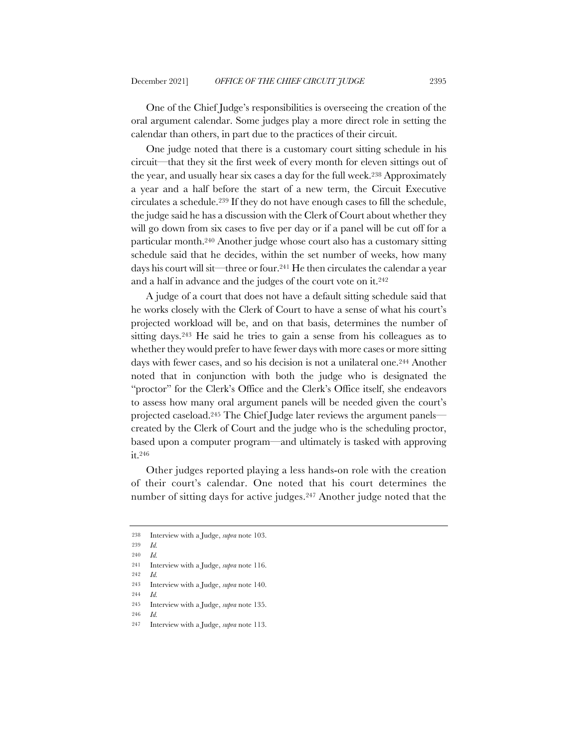One of the Chief Judge's responsibilities is overseeing the creation of the oral argument calendar. Some judges play a more direct role in setting the calendar than others, in part due to the practices of their circuit.

One judge noted that there is a customary court sitting schedule in his circuit—that they sit the first week of every month for eleven sittings out of the year, and usually hear six cases a day for the full week.[238] Approximately a year and a half before the start of a new term, the Circuit Executive circulates a schedule.[239] If they do not have enough cases to fill the schedule, the judge said he has a discussion with the Clerk of Court about whether they will go down from six cases to five per day or if a panel will be cut off for a particular month.[240] Another judge whose court also has a customary sitting schedule said that he decides, within the set number of weeks, how many days his court will sit—three or four.[241] He then circulates the calendar a year and a half in advance and the judges of the court vote on it.[242]

A judge of a court that does not have a default sitting schedule said that he works closely with the Clerk of Court to have a sense of what his court's projected workload will be, and on that basis, determines the number of sitting days.[243] He said he tries to gain a sense from his colleagues as to whether they would prefer to have fewer days with more cases or more sitting days with fewer cases, and so his decision is not a unilateral one.[244] Another noted that in conjunction with both the judge who is designated the "proctor" for the Clerk's Office and the Clerk's Office itself, she endeavors to assess how many oral argument panels will be needed given the court's projected caseload.[245] The Chief Judge later reviews the argument panels—created by the Clerk of Court and the judge who is the scheduling proctor, based upon a computer program—and ultimately is tasked with approving it.[246]

Other judges reported playing a less hands-on role with the creation of their court's calendar. One noted that his court determines the number of sitting days for active judges.[247] Another judge noted that the

---

238 Interview with a Judge, *supra* note 103.

239 *Id.*

240 *Id.*

241 Interview with a Judge, *supra* note 116.

242 *Id.*

243 Interview with a Judge, *supra* note 140.

244 *Id.*

245 Interview with a Judge, *supra* note 135.

246 *Id.*

247 Interview with a Judge, *supra* note 113.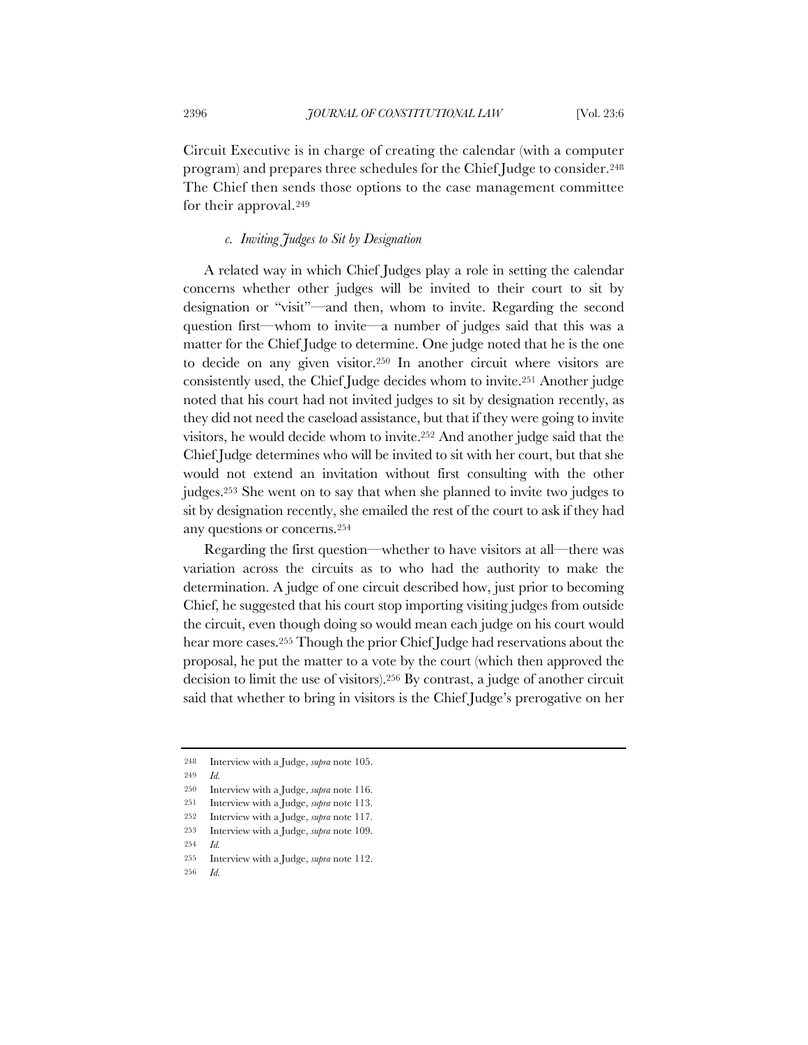Circuit Executive is in charge of creating the calendar (with a computer program) and prepares three schedules for the Chief Judge to consider.[248] The Chief then sends those options to the case management committee for their approval.[249]

#### *c. Inviting Judges to Sit by Designation*

A related way in which Chief Judges play a role in setting the calendar concerns whether other judges will be invited to their court to sit by designation or "visit"—and then, whom to invite. Regarding the second question first—whom to invite—a number of judges said that this was a matter for the Chief Judge to determine. One judge noted that he is the one to decide on any given visitor.[250] In another circuit where visitors are consistently used, the Chief Judge decides whom to invite.[251] Another judge noted that his court had not invited judges to sit by designation recently, as they did not need the caseload assistance, but that if they were going to invite visitors, he would decide whom to invite.[252] And another judge said that the Chief Judge determines who will be invited to sit with her court, but that she would not extend an invitation without first consulting with the other judges.[253] She went on to say that when she planned to invite two judges to sit by designation recently, she emailed the rest of the court to ask if they had any questions or concerns.[254]

Regarding the first question—whether to have visitors at all—there was variation across the circuits as to who had the authority to make the determination. A judge of one circuit described how, just prior to becoming Chief, he suggested that his court stop importing visiting judges from outside the circuit, even though doing so would mean each judge on his court would hear more cases.[255] Though the prior Chief Judge had reservations about the proposal, he put the matter to a vote by the court (which then approved the decision to limit the use of visitors).[256] By contrast, a judge of another circuit said that whether to bring in visitors is the Chief Judge's prerogative on her

---

248 Interview with a Judge, *supra* note 105.

249 *Id.*

250 Interview with a Judge, *supra* note 116.

251 Interview with a Judge, *supra* note 113.

252 Interview with a Judge, *supra* note 117.

253 Interview with a Judge, *supra* note 109.

254 *Id.*

255 Interview with a Judge, *supra* note 112.

256 *Id.*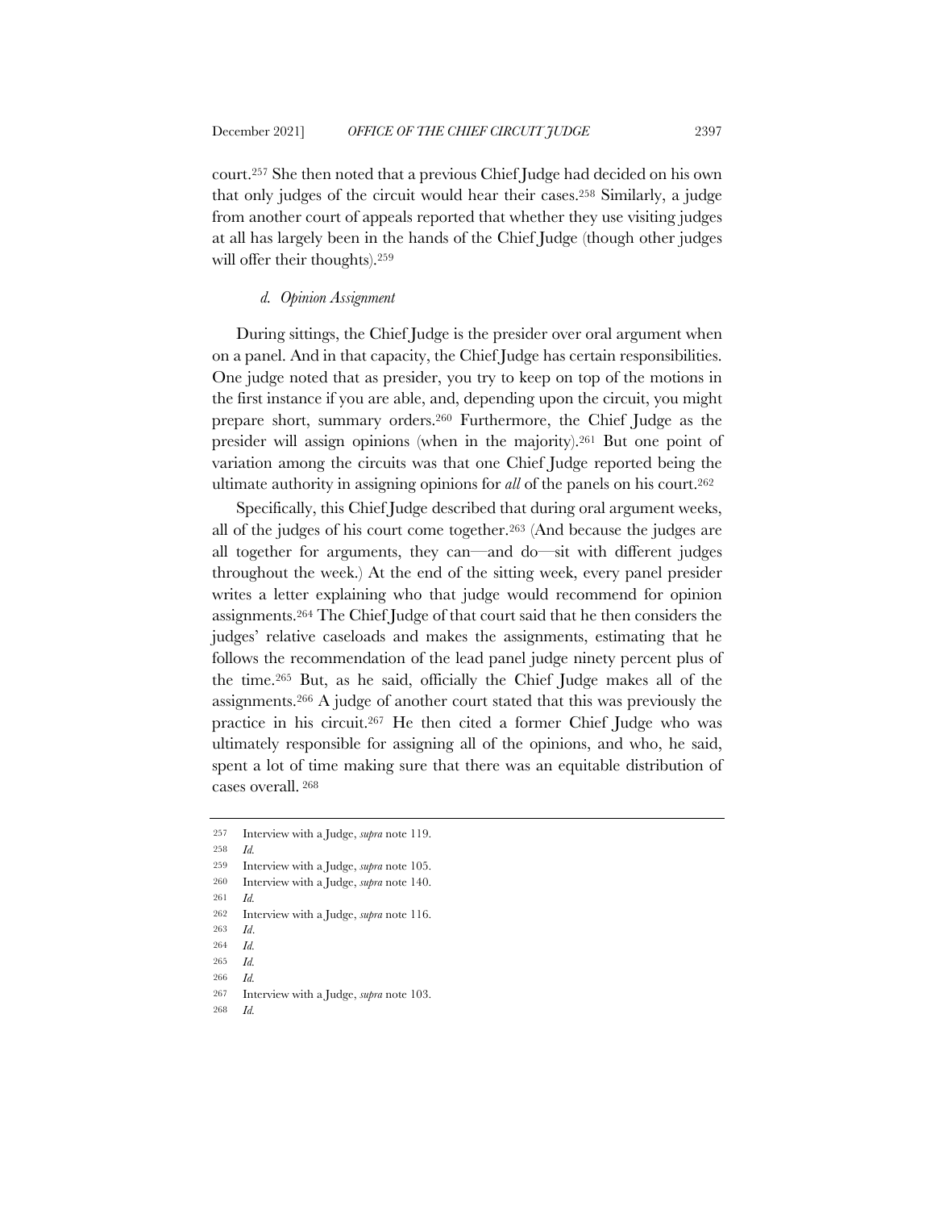court.[257] She then noted that a previous Chief Judge had decided on his own that only judges of the circuit would hear their cases.[258] Similarly, a judge from another court of appeals reported that whether they use visiting judges at all has largely been in the hands of the Chief Judge (though other judges will offer their thoughts).[259]

#### *d. Opinion Assignment*

During sittings, the Chief Judge is the presider over oral argument when on a panel. And in that capacity, the Chief Judge has certain responsibilities. One judge noted that as presider, you try to keep on top of the motions in the first instance if you are able, and, depending upon the circuit, you might prepare short, summary orders.[260] Furthermore, the Chief Judge as the presider will assign opinions (when in the majority).[261] But one point of variation among the circuits was that one Chief Judge reported being the ultimate authority in assigning opinions for *all* of the panels on his court.[262]

Specifically, this Chief Judge described that during oral argument weeks, all of the judges of his court come together.[263] (And because the judges are all together for arguments, they can—and do—sit with different judges throughout the week.) At the end of the sitting week, every panel presider writes a letter explaining who that judge would recommend for opinion assignments.[264] The Chief Judge of that court said that he then considers the judges' relative caseloads and makes the assignments, estimating that he follows the recommendation of the lead panel judge ninety percent plus of the time.[265] But, as he said, officially the Chief Judge makes all of the assignments.[266] A judge of another court stated that this was previously the practice in his circuit.[267] He then cited a former Chief Judge who was ultimately responsible for assigning all of the opinions, and who, he said, spent a lot of time making sure that there was an equitable distribution of cases overall.[268]

---

257 Interview with a Judge, *supra* note 119.

258 *Id.*

259 Interview with a Judge, *supra* note 105.

260 Interview with a Judge, *supra* note 140.

261 *Id.*

262 Interview with a Judge, *supra* note 116.

263 *Id*.

264 *Id.*

265 *Id.*

266 *Id.*

267 Interview with a Judge, *supra* note 103.

268 *Id.*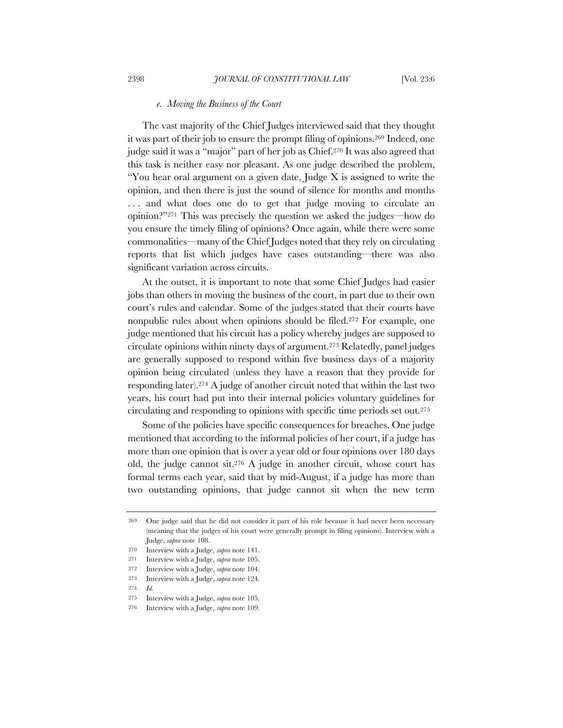### *e. Moving the Business of the Court*

The vast majority of the Chief Judges interviewed said that they thought it was part of their job to ensure the prompt filing of opinions.[269] Indeed, one judge said it was a "major" part of her job as Chief.[270] It was also agreed that this task is neither easy nor pleasant. As one judge described the problem, "You hear oral argument on a given date, Judge X is assigned to write the opinion, and then there is just the sound of silence for months and months . . . and what does one do to get that judge moving to circulate an opinion?"[271] This was precisely the question we asked the judges—how do you ensure the timely filing of opinions? Once again, while there were some commonalities—many of the Chief Judges noted that they rely on circulating reports that list which judges have cases outstanding—there was also significant variation across circuits.

At the outset, it is important to note that some Chief Judges had easier jobs than others in moving the business of the court, in part due to their own court's rules and calendar. Some of the judges stated that their courts have nonpublic rules about when opinions should be filed.[272] For example, one judge mentioned that his circuit has a policy whereby judges are supposed to circulate opinions within ninety days of argument.[273] Relatedly, panel judges are generally supposed to respond within five business days of a majority opinion being circulated (unless they have a reason that they provide for responding later).[274] A judge of another circuit noted that within the last two years, his court had put into their internal policies voluntary guidelines for circulating and responding to opinions with specific time periods set out.[275]

Some of the policies have specific consequences for breaches. One judge mentioned that according to the informal policies of her court, if a judge has more than one opinion that is over a year old or four opinions over 180 days old, the judge cannot sit.[276] A judge in another circuit, whose court has formal terms each year, said that by mid-August, if a judge has more than two outstanding opinions, that judge cannot sit when the new term

---

[269] One judge said that he did not consider it part of his role because it had never been necessary (meaning that the judges of his court were generally prompt in filing opinions). Interview with a Judge, *supra* note 108.

[270] Interview with a Judge, *supra* note 141.

[271] Interview with a Judge, *supra* note 105.

[272] Interview with a Judge, *supra* note 104.

[273] Interview with a Judge, *supra* note 124.

[274] *Id.*

[275] Interview with a Judge, *supra* note 105.

[276] Interview with a Judge, *supra* note 109.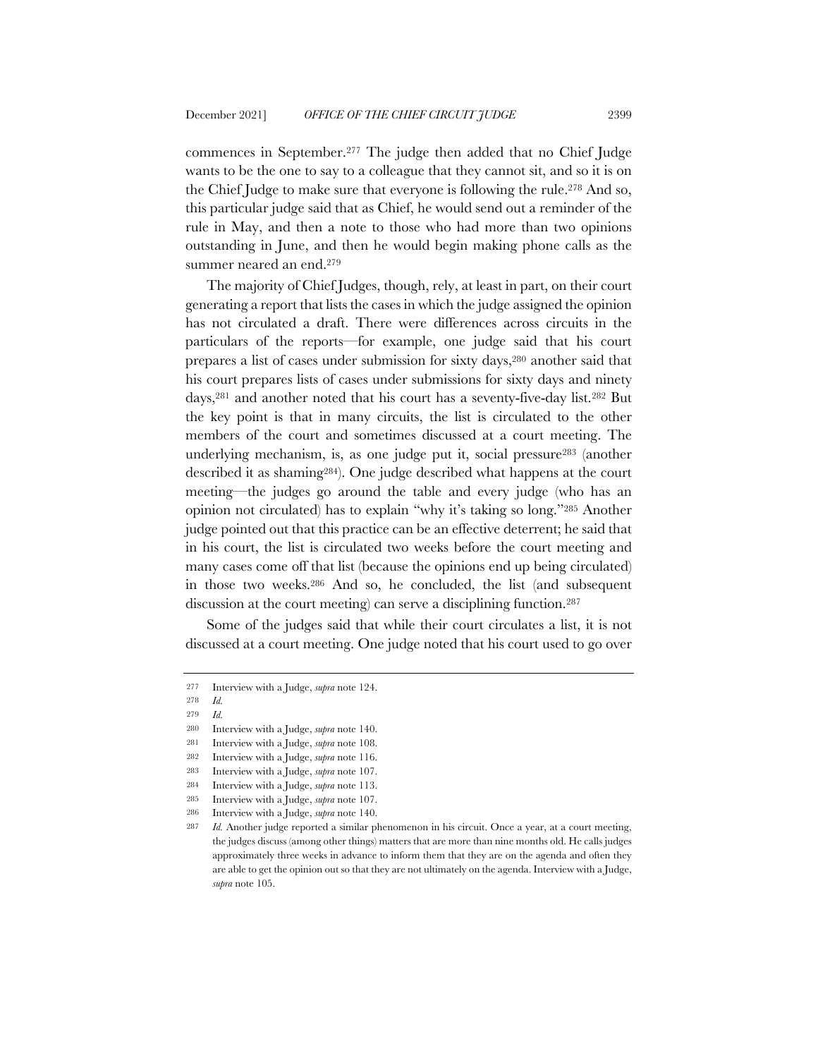commences in September.[277] The judge then added that no Chief Judge wants to be the one to say to a colleague that they cannot sit, and so it is on the Chief Judge to make sure that everyone is following the rule.[278] And so, this particular judge said that as Chief, he would send out a reminder of the rule in May, and then a note to those who had more than two opinions outstanding in June, and then he would begin making phone calls as the summer neared an end.[279]

The majority of Chief Judges, though, rely, at least in part, on their court generating a report that lists the cases in which the judge assigned the opinion has not circulated a draft. There were differences across circuits in the particulars of the reports—for example, one judge said that his court prepares a list of cases under submission for sixty days,[280] another said that his court prepares lists of cases under submissions for sixty days and ninety days,[281] and another noted that his court has a seventy-five-day list.[282] But the key point is that in many circuits, the list is circulated to the other members of the court and sometimes discussed at a court meeting. The underlying mechanism, is, as one judge put it, social pressure[283] (another described it as shaming[284]). One judge described what happens at the court meeting—the judges go around the table and every judge (who has an opinion not circulated) has to explain "why it's taking so long."[285] Another judge pointed out that this practice can be an effective deterrent; he said that in his court, the list is circulated two weeks before the court meeting and many cases come off that list (because the opinions end up being circulated) in those two weeks.[286] And so, he concluded, the list (and subsequent discussion at the court meeting) can serve a disciplining function.[287]

Some of the judges said that while their court circulates a list, it is not discussed at a court meeting. One judge noted that his court used to go over

---

277 Interview with a Judge, *supra* note 124.

278 *Id.*

279 *Id.*

280 Interview with a Judge, *supra* note 140.

281 Interview with a Judge, *supra* note 108.

282 Interview with a Judge, *supra* note 116.

283 Interview with a Judge, *supra* note 107.

284 Interview with a Judge, *supra* note 113.

285 Interview with a Judge, *supra* note 107.

286 Interview with a Judge, *supra* note 140.

287 *Id.* Another judge reported a similar phenomenon in his circuit. Once a year, at a court meeting, the judges discuss (among other things) matters that are more than nine months old. He calls judges approximately three weeks in advance to inform them that they are on the agenda and often they are able to get the opinion out so that they are not ultimately on the agenda. Interview with a Judge, *supra* note 105.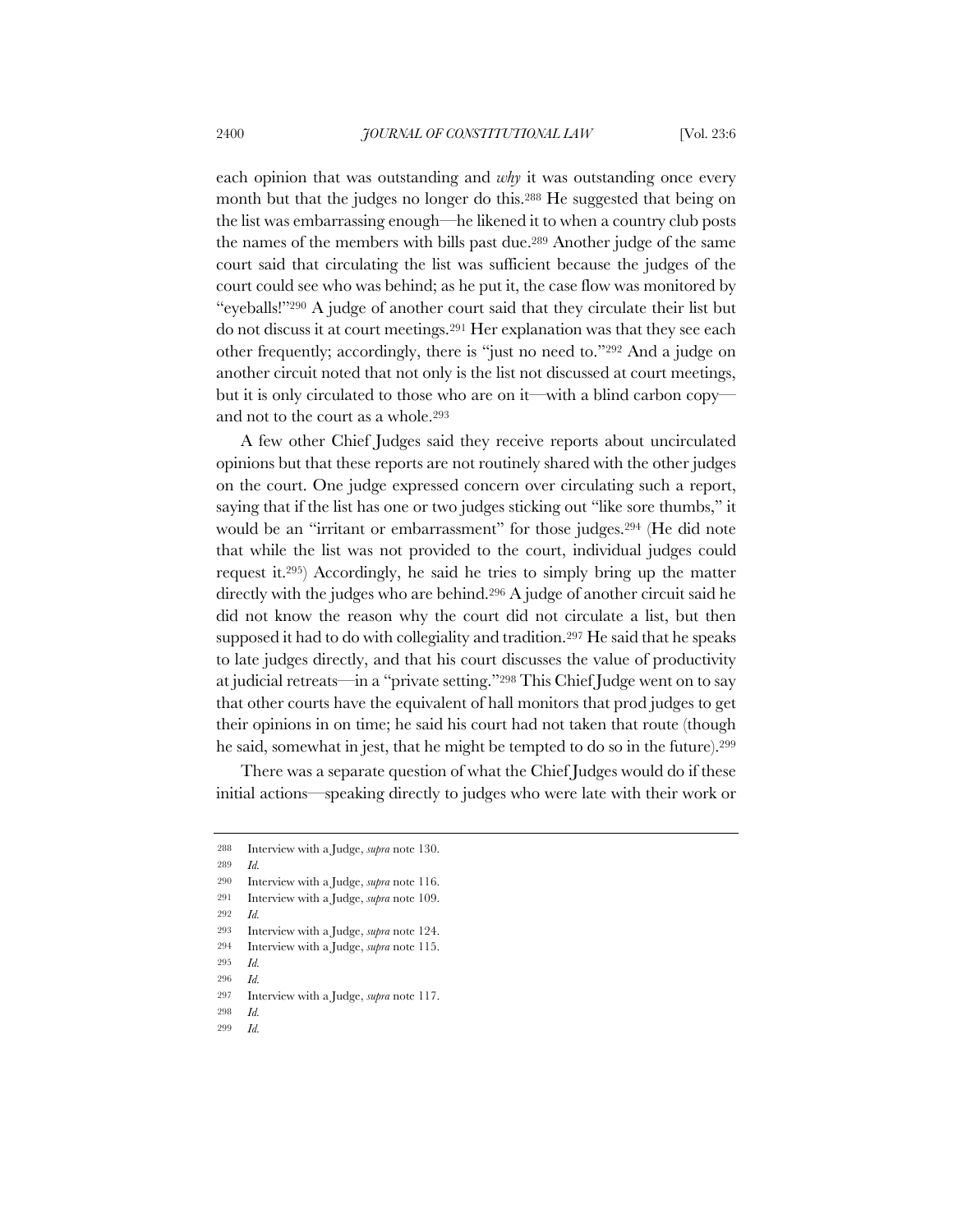each opinion that was outstanding and *why* it was outstanding once every month but that the judges no longer do this.[288] He suggested that being on the list was embarrassing enough—he likened it to when a country club posts the names of the members with bills past due.[289] Another judge of the same court said that circulating the list was sufficient because the judges of the court could see who was behind; as he put it, the case flow was monitored by "eyeballs!"[290] A judge of another court said that they circulate their list but do not discuss it at court meetings.[291] Her explanation was that they see each other frequently; accordingly, there is "just no need to."[292] And a judge on another circuit noted that not only is the list not discussed at court meetings, but it is only circulated to those who are on it—with a blind carbon copy—and not to the court as a whole.[293]

A few other Chief Judges said they receive reports about uncirculated opinions but that these reports are not routinely shared with the other judges on the court. One judge expressed concern over circulating such a report, saying that if the list has one or two judges sticking out "like sore thumbs," it would be an "irritant or embarrassment" for those judges.[294] (He did note that while the list was not provided to the court, individual judges could request it.[295]) Accordingly, he said he tries to simply bring up the matter directly with the judges who are behind.[296] A judge of another circuit said he did not know the reason why the court did not circulate a list, but then supposed it had to do with collegiality and tradition.[297] He said that he speaks to late judges directly, and that his court discusses the value of productivity at judicial retreats—in a "private setting."[298] This Chief Judge went on to say that other courts have the equivalent of hall monitors that prod judges to get their opinions in on time; he said his court had not taken that route (though he said, somewhat in jest, that he might be tempted to do so in the future).[299]

There was a separate question of what the Chief Judges would do if these initial actions—speaking directly to judges who were late with their work or

---

288 Interview with a Judge, *supra* note 130.

289 *Id.*

290 Interview with a Judge, *supra* note 116.

291 Interview with a Judge, *supra* note 109.

292 *Id.*

293 Interview with a Judge, *supra* note 124.

294 Interview with a Judge, *supra* note 115.

295 *Id.*

296 *Id.*

297 Interview with a Judge, *supra* note 117.

298 *Id.*

299 *Id.*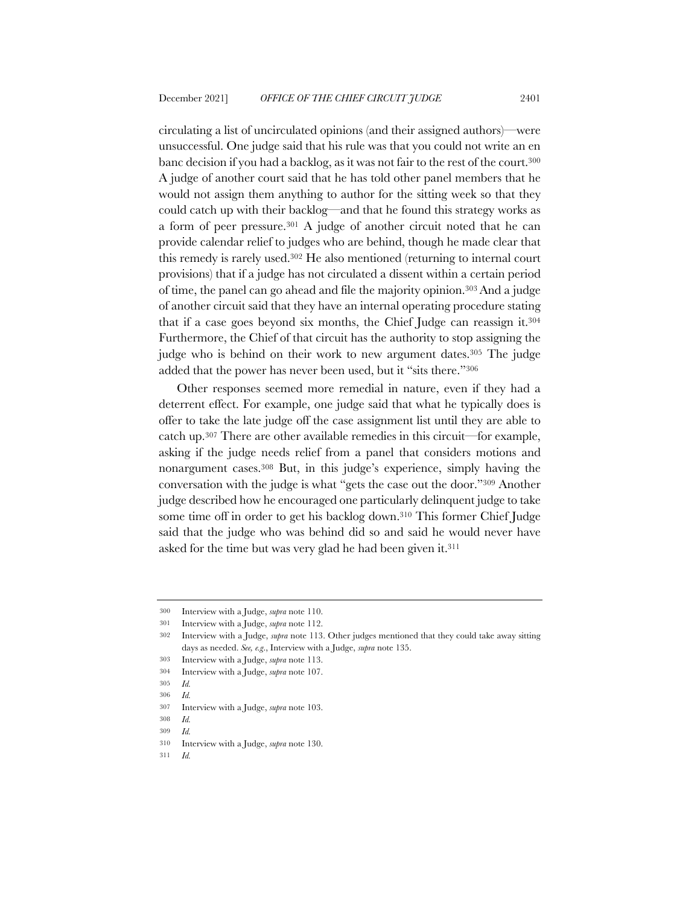circulating a list of uncirculated opinions (and their assigned authors)—were unsuccessful. One judge said that his rule was that you could not write an en banc decision if you had a backlog, as it was not fair to the rest of the court.[300] A judge of another court said that he has told other panel members that he would not assign them anything to author for the sitting week so that they could catch up with their backlog—and that he found this strategy works as a form of peer pressure.[301] A judge of another circuit noted that he can provide calendar relief to judges who are behind, though he made clear that this remedy is rarely used.[302] He also mentioned (returning to internal court provisions) that if a judge has not circulated a dissent within a certain period of time, the panel can go ahead and file the majority opinion.[303] And a judge of another circuit said that they have an internal operating procedure stating that if a case goes beyond six months, the Chief Judge can reassign it.[304] Furthermore, the Chief of that circuit has the authority to stop assigning the judge who is behind on their work to new argument dates.[305] The judge added that the power has never been used, but it "sits there."[306]

Other responses seemed more remedial in nature, even if they had a deterrent effect. For example, one judge said that what he typically does is offer to take the late judge off the case assignment list until they are able to catch up.[307] There are other available remedies in this circuit—for example, asking if the judge needs relief from a panel that considers motions and nonargument cases.[308] But, in this judge's experience, simply having the conversation with the judge is what "gets the case out the door."[309] Another judge described how he encouraged one particularly delinquent judge to take some time off in order to get his backlog down.[310] This former Chief Judge said that the judge who was behind did so and said he would never have asked for the time but was very glad he had been given it.[311]

---

300 Interview with a Judge, *supra* note 110.

301 Interview with a Judge, *supra* note 112.

302 Interview with a Judge, *supra* note 113. Other judges mentioned that they could take away sitting days as needed. *See, e.g.*, Interview with a Judge, *supra* note 135.

303 Interview with a Judge, *supra* note 113.

304 Interview with a Judge, *supra* note 107.

305 *Id.*

306 *Id.*

307 Interview with a Judge, *supra* note 103.

308 *Id.*

309 *Id.*

310 Interview with a Judge, *supra* note 130.

311 *Id.*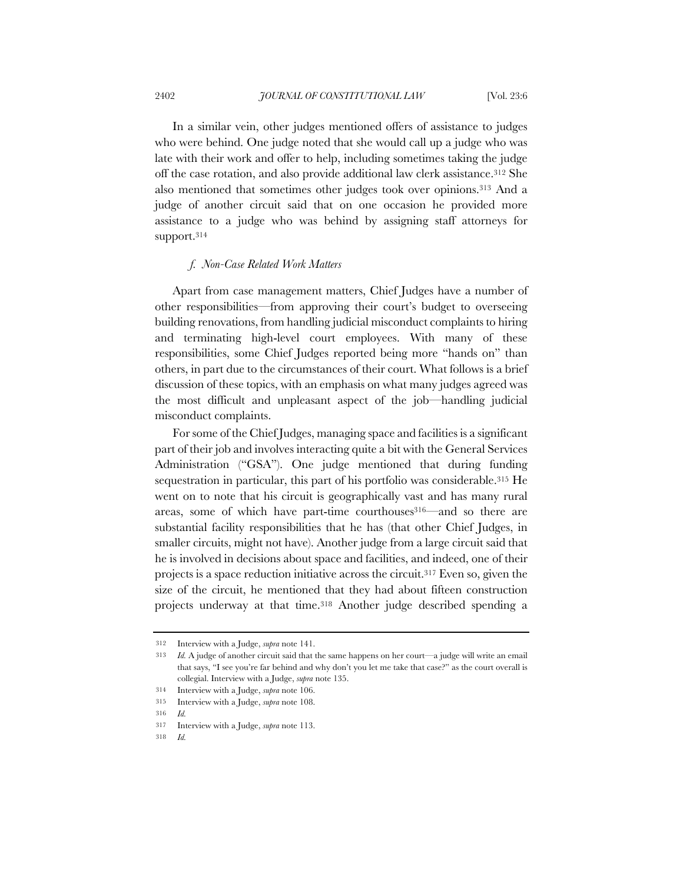In a similar vein, other judges mentioned offers of assistance to judges who were behind. One judge noted that she would call up a judge who was late with their work and offer to help, including sometimes taking the judge off the case rotation, and also provide additional law clerk assistance.[312] She also mentioned that sometimes other judges took over opinions.[313] And a judge of another circuit said that on one occasion he provided more assistance to a judge who was behind by assigning staff attorneys for support.[314]

#### *f. Non-Case Related Work Matters*

Apart from case management matters, Chief Judges have a number of other responsibilities—from approving their court's budget to overseeing building renovations, from handling judicial misconduct complaints to hiring and terminating high-level court employees. With many of these responsibilities, some Chief Judges reported being more "hands on" than others, in part due to the circumstances of their court. What follows is a brief discussion of these topics, with an emphasis on what many judges agreed was the most difficult and unpleasant aspect of the job—handling judicial misconduct complaints.

For some of the Chief Judges, managing space and facilities is a significant part of their job and involves interacting quite a bit with the General Services Administration ("GSA"). One judge mentioned that during funding sequestration in particular, this part of his portfolio was considerable.[315] He went on to note that his circuit is geographically vast and has many rural areas, some of which have part-time courthouses[316]—and so there are substantial facility responsibilities that he has (that other Chief Judges, in smaller circuits, might not have). Another judge from a large circuit said that he is involved in decisions about space and facilities, and indeed, one of their projects is a space reduction initiative across the circuit.[317] Even so, given the size of the circuit, he mentioned that they had about fifteen construction projects underway at that time.[318] Another judge described spending a

---

312 Interview with a Judge, *supra* note 141.

313 *Id.* A judge of another circuit said that the same happens on her court—a judge will write an email that says, "I see you're far behind and why don't you let me take that case?" as the court overall is collegial. Interview with a Judge, *supra* note 135.

314 Interview with a Judge, *supra* note 106.

315 Interview with a Judge, *supra* note 108.

316 *Id.*

317 Interview with a Judge, *supra* note 113.

318 *Id.*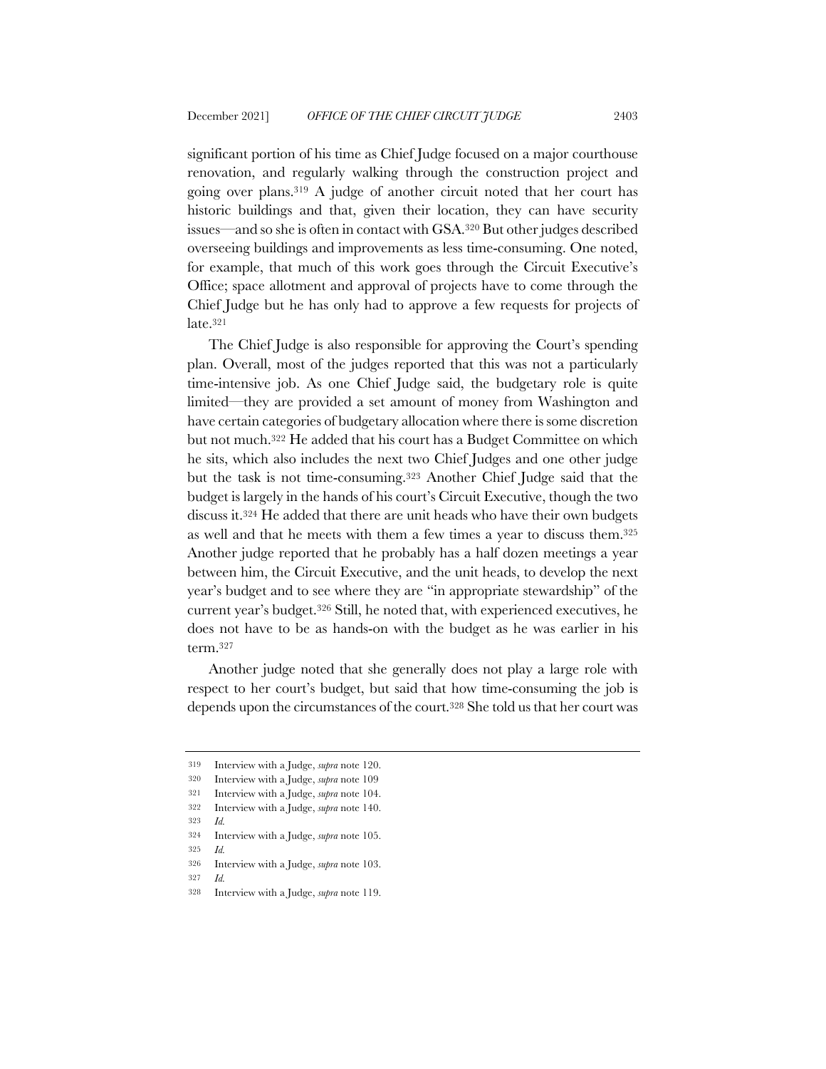significant portion of his time as Chief Judge focused on a major courthouse renovation, and regularly walking through the construction project and going over plans.[319] A judge of another circuit noted that her court has historic buildings and that, given their location, they can have security issues—and so she is often in contact with GSA.[320] But other judges described overseeing buildings and improvements as less time-consuming. One noted, for example, that much of this work goes through the Circuit Executive's Office; space allotment and approval of projects have to come through the Chief Judge but he has only had to approve a few requests for projects of late.[321]

The Chief Judge is also responsible for approving the Court's spending plan. Overall, most of the judges reported that this was not a particularly time-intensive job. As one Chief Judge said, the budgetary role is quite limited—they are provided a set amount of money from Washington and have certain categories of budgetary allocation where there is some discretion but not much.[322] He added that his court has a Budget Committee on which he sits, which also includes the next two Chief Judges and one other judge but the task is not time-consuming.[323] Another Chief Judge said that the budget is largely in the hands of his court's Circuit Executive, though the two discuss it.[324] He added that there are unit heads who have their own budgets as well and that he meets with them a few times a year to discuss them.[325] Another judge reported that he probably has a half dozen meetings a year between him, the Circuit Executive, and the unit heads, to develop the next year's budget and to see where they are "in appropriate stewardship" of the current year's budget.[326] Still, he noted that, with experienced executives, he does not have to be as hands-on with the budget as he was earlier in his term.[327]

Another judge noted that she generally does not play a large role with respect to her court's budget, but said that how time-consuming the job is depends upon the circumstances of the court.[328] She told us that her court was

---

[319] Interview with a Judge, *supra* note 120.

[320] Interview with a Judge, *supra* note 109

[321] Interview with a Judge, *supra* note 104.

[322] Interview with a Judge, *supra* note 140.

[323] *Id.*

[324] Interview with a Judge, *supra* note 105.

[325] *Id.*

[326] Interview with a Judge, *supra* note 103.

[327] *Id.*

[328] Interview with a Judge, *supra* note 119.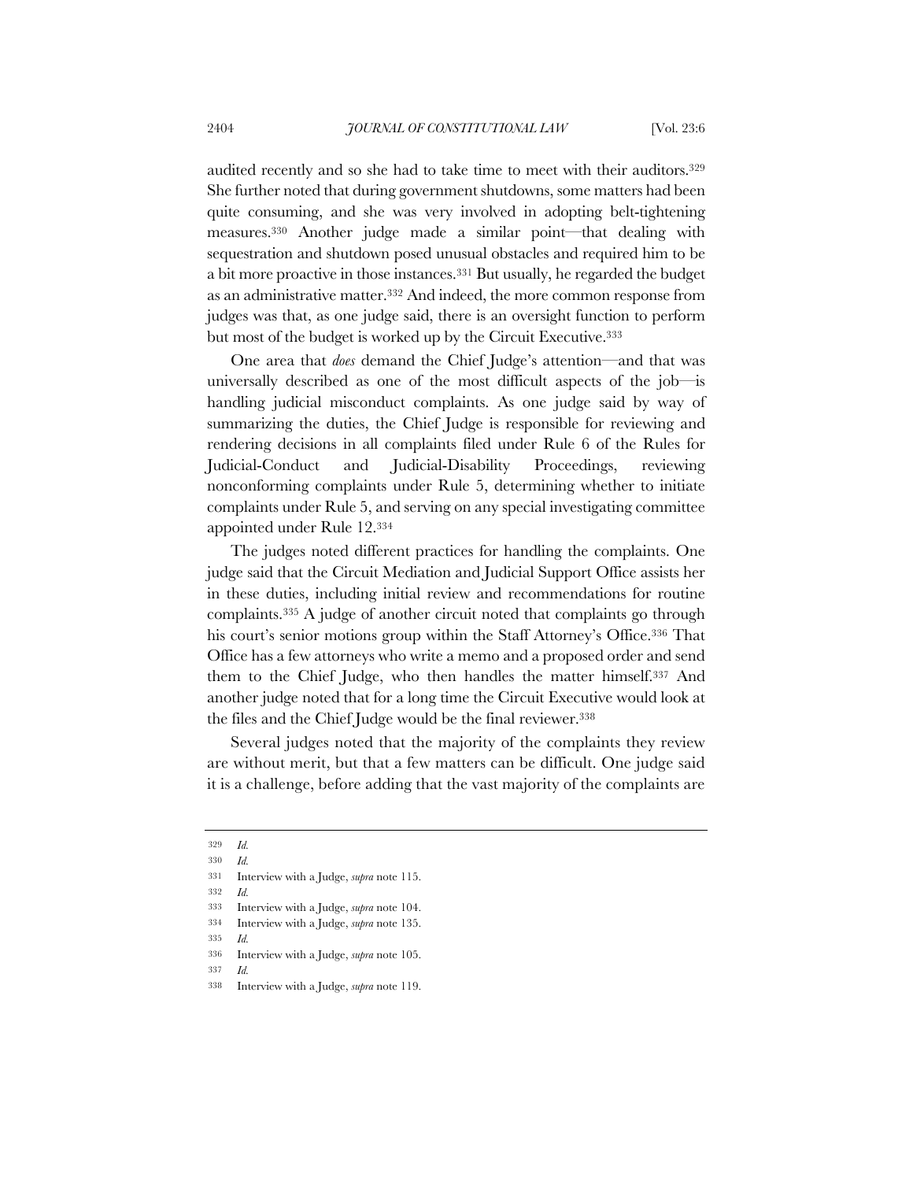audited recently and so she had to take time to meet with their auditors.[329] She further noted that during government shutdowns, some matters had been quite consuming, and she was very involved in adopting belt-tightening measures.[330] Another judge made a similar point—that dealing with sequestration and shutdown posed unusual obstacles and required him to be a bit more proactive in those instances.[331] But usually, he regarded the budget as an administrative matter.[332] And indeed, the more common response from judges was that, as one judge said, there is an oversight function to perform but most of the budget is worked up by the Circuit Executive.[333]

One area that *does* demand the Chief Judge's attention—and that was universally described as one of the most difficult aspects of the job—is handling judicial misconduct complaints. As one judge said by way of summarizing the duties, the Chief Judge is responsible for reviewing and rendering decisions in all complaints filed under Rule 6 of the Rules for Judicial-Conduct and Judicial-Disability Proceedings, reviewing nonconforming complaints under Rule 5, determining whether to initiate complaints under Rule 5, and serving on any special investigating committee appointed under Rule 12.[334]

The judges noted different practices for handling the complaints. One judge said that the Circuit Mediation and Judicial Support Office assists her in these duties, including initial review and recommendations for routine complaints.[335] A judge of another circuit noted that complaints go through his court's senior motions group within the Staff Attorney's Office.[336] That Office has a few attorneys who write a memo and a proposed order and send them to the Chief Judge, who then handles the matter himself.[337] And another judge noted that for a long time the Circuit Executive would look at the files and the Chief Judge would be the final reviewer.[338]

Several judges noted that the majority of the complaints they review are without merit, but that a few matters can be difficult. One judge said it is a challenge, before adding that the vast majority of the complaints are

---

[329] *Id.*

[330] *Id.*

[331] Interview with a Judge, *supra* note 115.

[332] *Id.*

[333] Interview with a Judge, *supra* note 104.

[334] Interview with a Judge, *supra* note 135.

[335] *Id.*

[336] Interview with a Judge, *supra* note 105.

[337] *Id.*

[338] Interview with a Judge, *supra* note 119.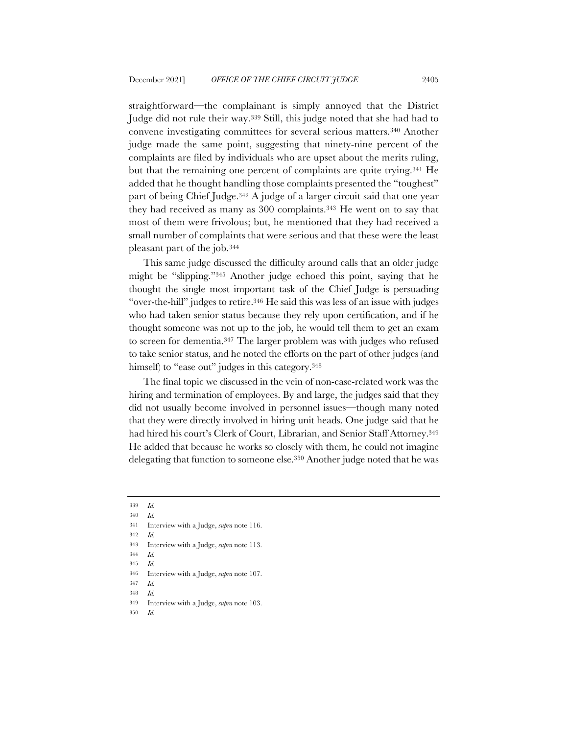straightforward—the complainant is simply annoyed that the District Judge did not rule their way.[339] Still, this judge noted that she had had to convene investigating committees for several serious matters.[340] Another judge made the same point, suggesting that ninety-nine percent of the complaints are filed by individuals who are upset about the merits ruling, but that the remaining one percent of complaints are quite trying.[341] He added that he thought handling those complaints presented the "toughest" part of being Chief Judge.[342] A judge of a larger circuit said that one year they had received as many as 300 complaints.[343] He went on to say that most of them were frivolous; but, he mentioned that they had received a small number of complaints that were serious and that these were the least pleasant part of the job.[344]

This same judge discussed the difficulty around calls that an older judge might be "slipping."[345] Another judge echoed this point, saying that he thought the single most important task of the Chief Judge is persuading "over-the-hill" judges to retire.[346] He said this was less of an issue with judges who had taken senior status because they rely upon certification, and if he thought someone was not up to the job, he would tell them to get an exam to screen for dementia.[347] The larger problem was with judges who refused to take senior status, and he noted the efforts on the part of other judges (and himself) to "ease out" judges in this category.[348]

The final topic we discussed in the vein of non-case-related work was the hiring and termination of employees. By and large, the judges said that they did not usually become involved in personnel issues—though many noted that they were directly involved in hiring unit heads. One judge said that he had hired his court's Clerk of Court, Librarian, and Senior Staff Attorney.[349] He added that because he works so closely with them, he could not imagine delegating that function to someone else.[350] Another judge noted that he was

---

339 *Id.*

340 *Id.*

341 Interview with a Judge, *supra* note 116.

342 *Id.*

343 Interview with a Judge, *supra* note 113.

344 *Id.*

345 *Id.*

346 Interview with a Judge, *supra* note 107.

347 *Id.*

348 *Id.*

349 Interview with a Judge, *supra* note 103.

350 *Id.*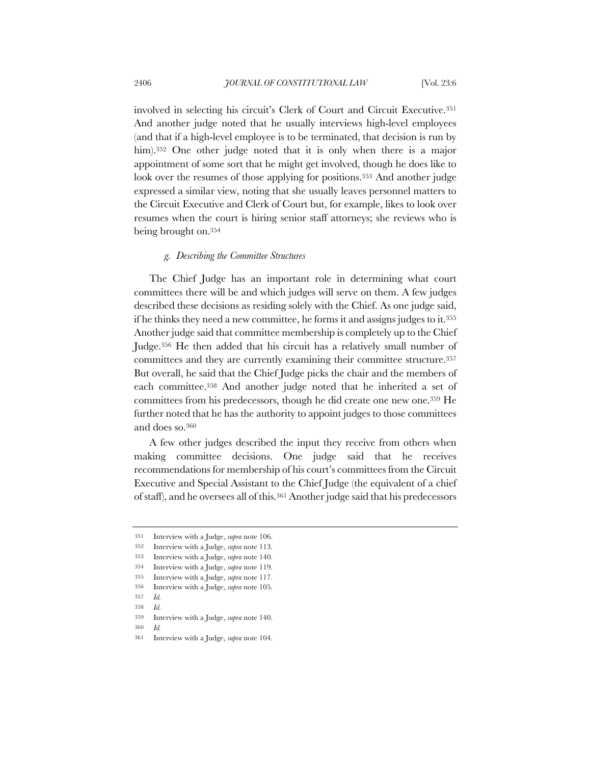involved in selecting his circuit's Clerk of Court and Circuit Executive.[351] And another judge noted that he usually interviews high-level employees (and that if a high-level employee is to be terminated, that decision is run by him).[352] One other judge noted that it is only when there is a major appointment of some sort that he might get involved, though he does like to look over the resumes of those applying for positions.[353] And another judge expressed a similar view, noting that she usually leaves personnel matters to the Circuit Executive and Clerk of Court but, for example, likes to look over resumes when the court is hiring senior staff attorneys; she reviews who is being brought on.[354]

#### *g. Describing the Committee Structures*

The Chief Judge has an important role in determining what court committees there will be and which judges will serve on them. A few judges described these decisions as residing solely with the Chief. As one judge said, if he thinks they need a new committee, he forms it and assigns judges to it.[355] Another judge said that committee membership is completely up to the Chief Judge.[356] He then added that his circuit has a relatively small number of committees and they are currently examining their committee structure.[357] But overall, he said that the Chief Judge picks the chair and the members of each committee.[358] And another judge noted that he inherited a set of committees from his predecessors, though he did create one new one.[359] He further noted that he has the authority to appoint judges to those committees and does so.[360]

A few other judges described the input they receive from others when making committee decisions. One judge said that he receives recommendations for membership of his court's committees from the Circuit Executive and Special Assistant to the Chief Judge (the equivalent of a chief of staff), and he oversees all of this.[361] Another judge said that his predecessors

---

[351] Interview with a Judge, *supra* note 106.

[352] Interview with a Judge, *supra* note 113.

[353] Interview with a Judge, *supra* note 140.

[354] Interview with a Judge, *supra* note 119.

[355] Interview with a Judge, *supra* note 117.

[356] Interview with a Judge, *supra* note 105.

[357] *Id.*

[358] *Id.*

[359] Interview with a Judge, *supra* note 140.

[360] *Id.*

[361] Interview with a Judge, *supra* note 104.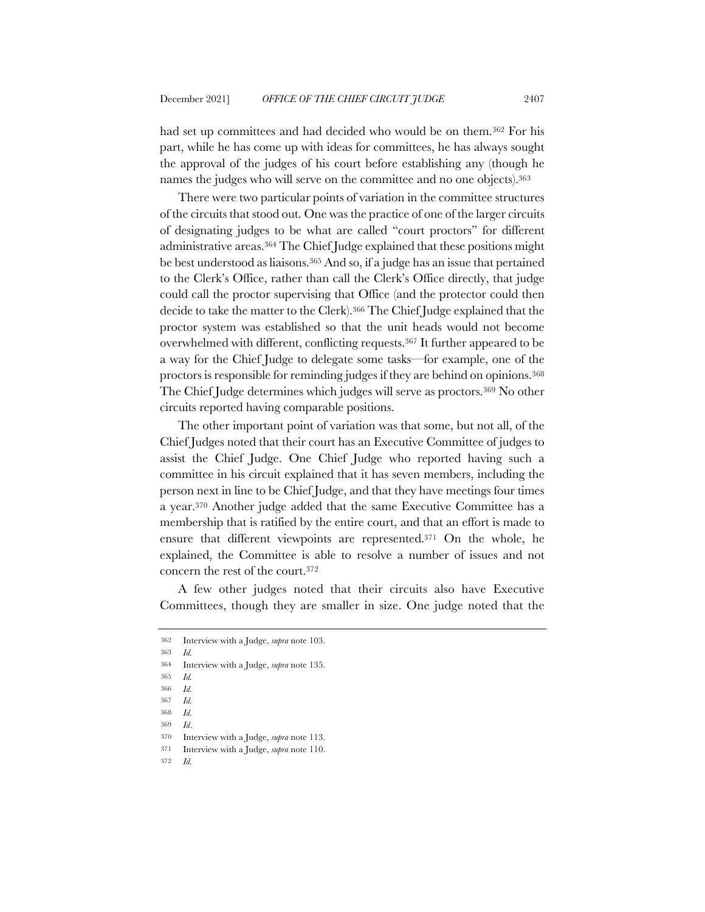had set up committees and had decided who would be on them.[362] For his part, while he has come up with ideas for committees, he has always sought the approval of the judges of his court before establishing any (though he names the judges who will serve on the committee and no one objects).[363]

There were two particular points of variation in the committee structures of the circuits that stood out. One was the practice of one of the larger circuits of designating judges to be what are called "court proctors" for different administrative areas.[364] The Chief Judge explained that these positions might be best understood as liaisons.[365] And so, if a judge has an issue that pertained to the Clerk's Office, rather than call the Clerk's Office directly, that judge could call the proctor supervising that Office (and the protector could then decide to take the matter to the Clerk).[366] The Chief Judge explained that the proctor system was established so that the unit heads would not become overwhelmed with different, conflicting requests.[367] It further appeared to be a way for the Chief Judge to delegate some tasks—for example, one of the proctors is responsible for reminding judges if they are behind on opinions.[368] The Chief Judge determines which judges will serve as proctors.[369] No other circuits reported having comparable positions.

The other important point of variation was that some, but not all, of the Chief Judges noted that their court has an Executive Committee of judges to assist the Chief Judge. One Chief Judge who reported having such a committee in his circuit explained that it has seven members, including the person next in line to be Chief Judge, and that they have meetings four times a year.[370] Another judge added that the same Executive Committee has a membership that is ratified by the entire court, and that an effort is made to ensure that different viewpoints are represented.[371] On the whole, he explained, the Committee is able to resolve a number of issues and not concern the rest of the court.[372]

A few other judges noted that their circuits also have Executive Committees, though they are smaller in size. One judge noted that the

---

362 Interview with a Judge, *supra* note 103.

363 *Id.*

364 Interview with a Judge, *supra* note 135.

365 *Id.*

366 *Id.*

367 *Id.*

368 *Id.*

369 *Id*.

370 Interview with a Judge, *supra* note 113.

371 Interview with a Judge, *supra* note 110.

372 *Id.*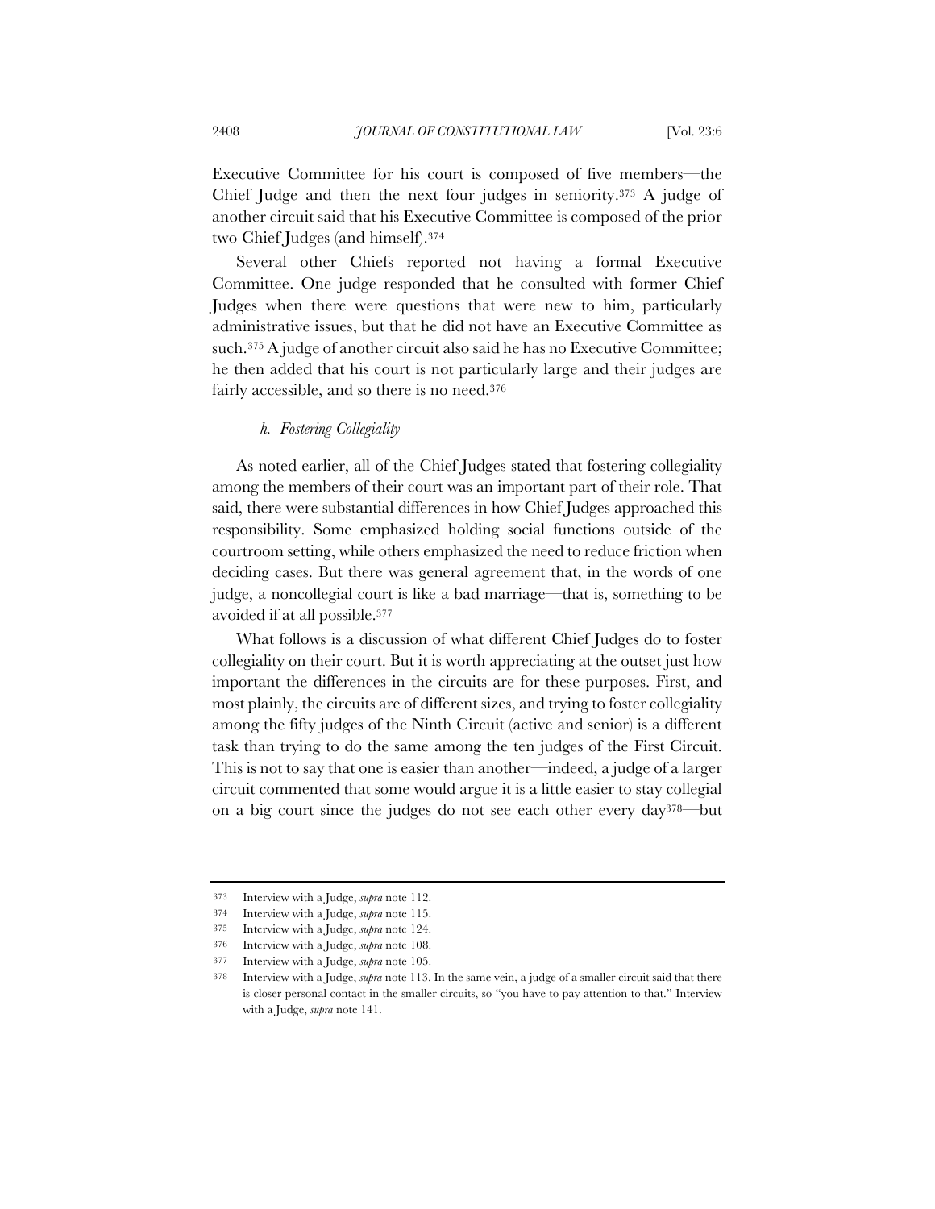Executive Committee for his court is composed of five members—the Chief Judge and then the next four judges in seniority.[373] A judge of another circuit said that his Executive Committee is composed of the prior two Chief Judges (and himself).[374]

Several other Chiefs reported not having a formal Executive Committee. One judge responded that he consulted with former Chief Judges when there were questions that were new to him, particularly administrative issues, but that he did not have an Executive Committee as such.[375] A judge of another circuit also said he has no Executive Committee; he then added that his court is not particularly large and their judges are fairly accessible, and so there is no need.[376]

#### *h. Fostering Collegiality*

As noted earlier, all of the Chief Judges stated that fostering collegiality among the members of their court was an important part of their role. That said, there were substantial differences in how Chief Judges approached this responsibility. Some emphasized holding social functions outside of the courtroom setting, while others emphasized the need to reduce friction when deciding cases. But there was general agreement that, in the words of one judge, a noncollegial court is like a bad marriage—that is, something to be avoided if at all possible.[377]

What follows is a discussion of what different Chief Judges do to foster collegiality on their court. But it is worth appreciating at the outset just how important the differences in the circuits are for these purposes. First, and most plainly, the circuits are of different sizes, and trying to foster collegiality among the fifty judges of the Ninth Circuit (active and senior) is a different task than trying to do the same among the ten judges of the First Circuit. This is not to say that one is easier than another—indeed, a judge of a larger circuit commented that some would argue it is a little easier to stay collegial on a big court since the judges do not see each other every day[378]—but

---

373 Interview with a Judge, *supra* note 112.

374 Interview with a Judge, *supra* note 115.

375 Interview with a Judge, *supra* note 124.

376 Interview with a Judge, *supra* note 108.

377 Interview with a Judge, *supra* note 105.

378 Interview with a Judge, *supra* note 113. In the same vein, a judge of a smaller circuit said that there is closer personal contact in the smaller circuits, so "you have to pay attention to that." Interview with a Judge, *supra* note 141.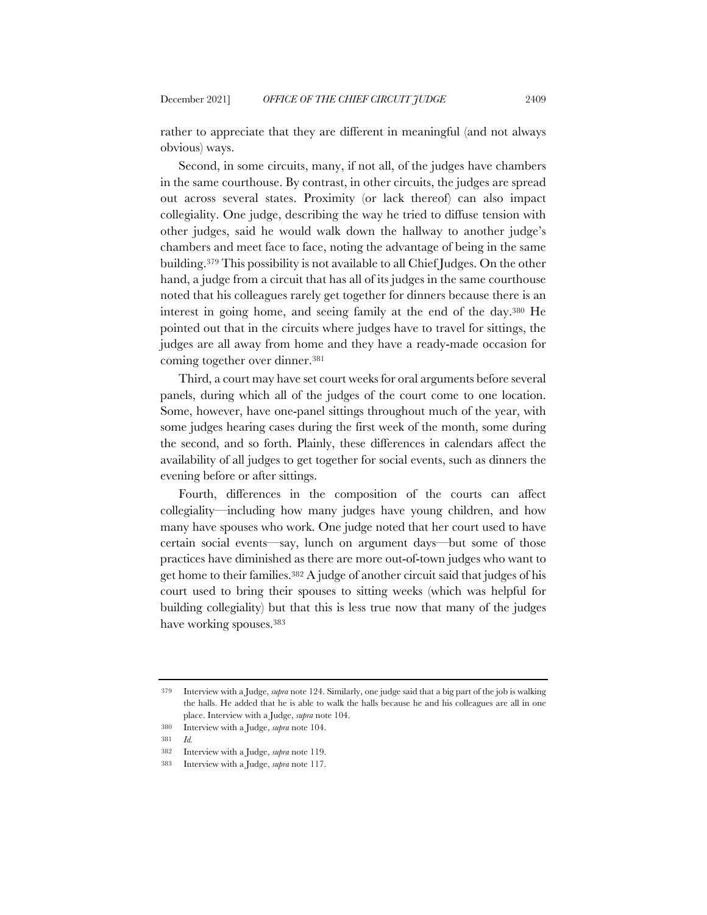rather to appreciate that they are different in meaningful (and not always obvious) ways.

Second, in some circuits, many, if not all, of the judges have chambers in the same courthouse. By contrast, in other circuits, the judges are spread out across several states. Proximity (or lack thereof) can also impact collegiality. One judge, describing the way he tried to diffuse tension with other judges, said he would walk down the hallway to another judge's chambers and meet face to face, noting the advantage of being in the same building.[379] This possibility is not available to all Chief Judges. On the other hand, a judge from a circuit that has all of its judges in the same courthouse noted that his colleagues rarely get together for dinners because there is an interest in going home, and seeing family at the end of the day.[380] He pointed out that in the circuits where judges have to travel for sittings, the judges are all away from home and they have a ready-made occasion for coming together over dinner.[381]

Third, a court may have set court weeks for oral arguments before several panels, during which all of the judges of the court come to one location. Some, however, have one-panel sittings throughout much of the year, with some judges hearing cases during the first week of the month, some during the second, and so forth. Plainly, these differences in calendars affect the availability of all judges to get together for social events, such as dinners the evening before or after sittings.

Fourth, differences in the composition of the courts can affect collegiality—including how many judges have young children, and how many have spouses who work. One judge noted that her court used to have certain social events—say, lunch on argument days—but some of those practices have diminished as there are more out-of-town judges who want to get home to their families.[382] A judge of another circuit said that judges of his court used to bring their spouses to sitting weeks (which was helpful for building collegiality) but that this is less true now that many of the judges have working spouses.[383]

---

379 Interview with a Judge, *supra* note 124. Similarly, one judge said that a big part of the job is walking the halls. He added that he is able to walk the halls because he and his colleagues are all in one place. Interview with a Judge, *supra* note 104.

380 Interview with a Judge, *supra* note 104.

381 *Id.*

382 Interview with a Judge, *supra* note 119.

383 Interview with a Judge, *supra* note 117.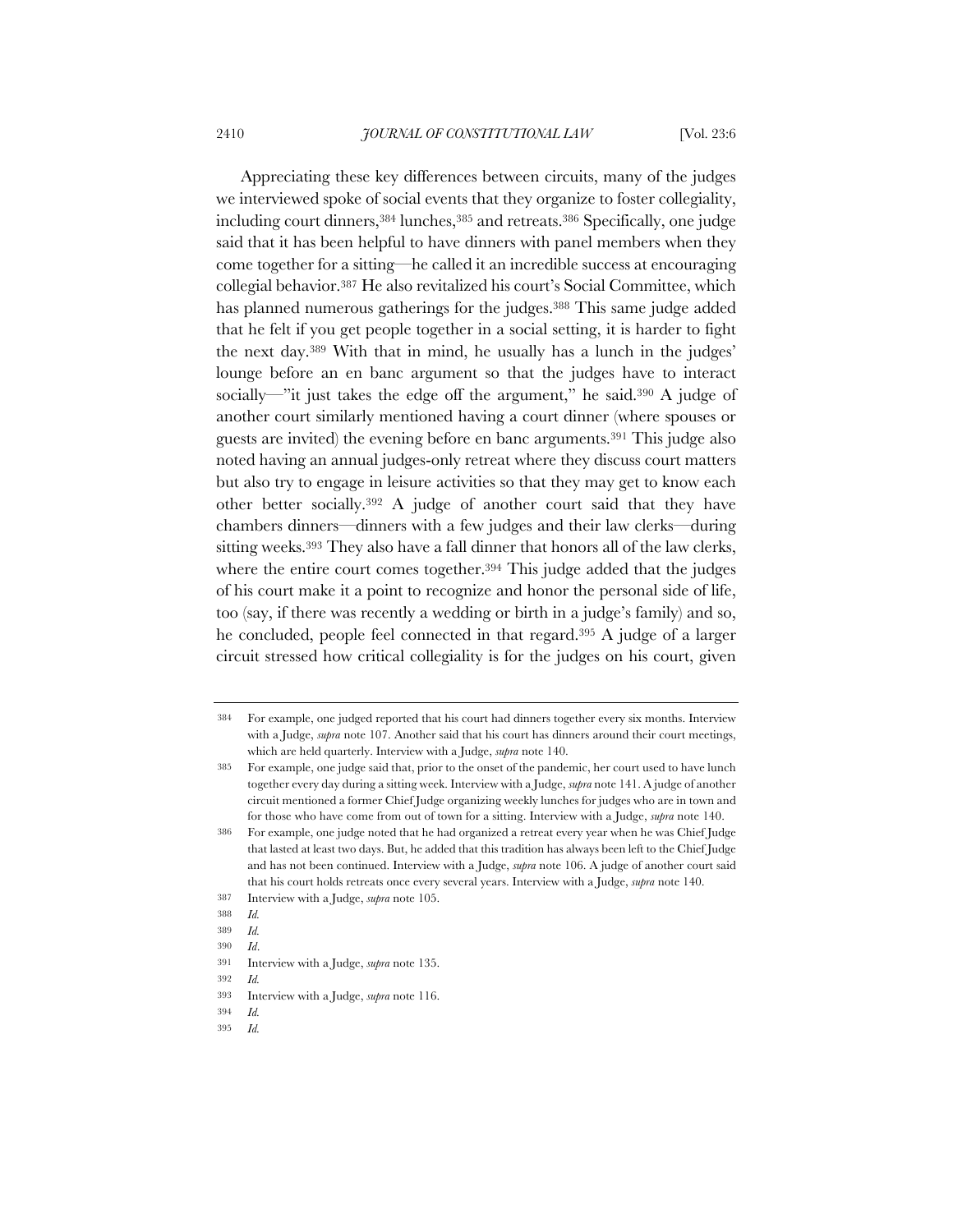Appreciating these key differences between circuits, many of the judges we interviewed spoke of social events that they organize to foster collegiality, including court dinners,[384] lunches,[385] and retreats.[386] Specifically, one judge said that it has been helpful to have dinners with panel members when they come together for a sitting—he called it an incredible success at encouraging collegial behavior.[387] He also revitalized his court's Social Committee, which has planned numerous gatherings for the judges.[388] This same judge added that he felt if you get people together in a social setting, it is harder to fight the next day.[389] With that in mind, he usually has a lunch in the judges' lounge before an en banc argument so that the judges have to interact socially—"it just takes the edge off the argument," he said.[390] A judge of another court similarly mentioned having a court dinner (where spouses or guests are invited) the evening before en banc arguments.[391] This judge also noted having an annual judges-only retreat where they discuss court matters but also try to engage in leisure activities so that they may get to know each other better socially.[392] A judge of another court said that they have chambers dinners—dinners with a few judges and their law clerks—during sitting weeks.[393] They also have a fall dinner that honors all of the law clerks, where the entire court comes together.[394] This judge added that the judges of his court make it a point to recognize and honor the personal side of life, too (say, if there was recently a wedding or birth in a judge's family) and so, he concluded, people feel connected in that regard.[395] A judge of a larger circuit stressed how critical collegiality is for the judges on his court, given

---

384 For example, one judged reported that his court had dinners together every six months. Interview with a Judge, *supra* note 107. Another said that his court has dinners around their court meetings, which are held quarterly. Interview with a Judge, *supra* note 140.

385 For example, one judge said that, prior to the onset of the pandemic, her court used to have lunch together every day during a sitting week. Interview with a Judge, *supra* note 141. A judge of another circuit mentioned a former Chief Judge organizing weekly lunches for judges who are in town and for those who have come from out of town for a sitting. Interview with a Judge, *supra* note 140.

386 For example, one judge noted that he had organized a retreat every year when he was Chief Judge that lasted at least two days. But, he added that this tradition has always been left to the Chief Judge and has not been continued. Interview with a Judge, *supra* note 106. A judge of another court said that his court holds retreats once every several years. Interview with a Judge, *supra* note 140.

387 Interview with a Judge, *supra* note 105.

388 *Id.*

389 *Id.*

390 *Id*.

391 Interview with a Judge, *supra* note 135.

392 *Id.*

393 Interview with a Judge, *supra* note 116.

394 *Id.*

395 *Id.*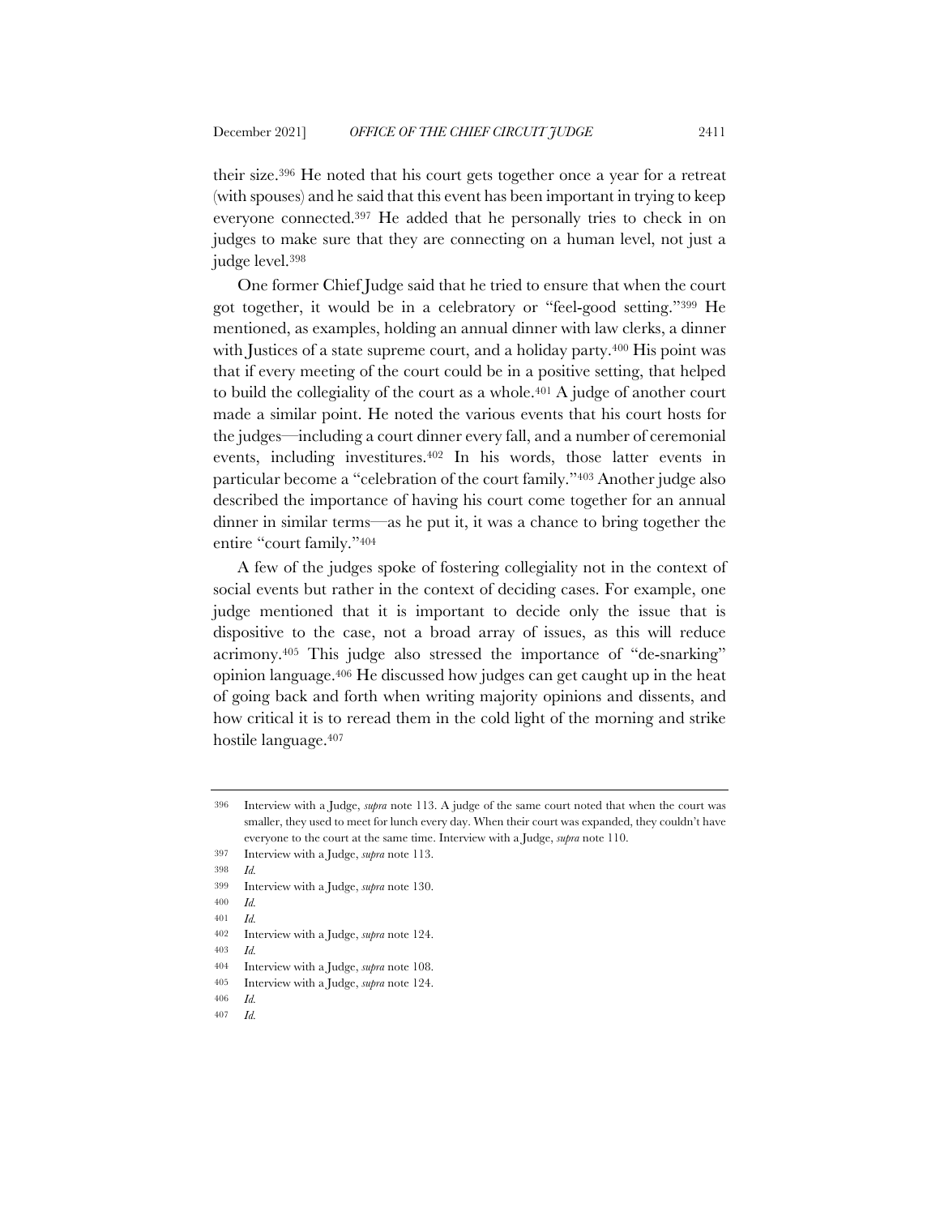their size.[396] He noted that his court gets together once a year for a retreat (with spouses) and he said that this event has been important in trying to keep everyone connected.[397] He added that he personally tries to check in on judges to make sure that they are connecting on a human level, not just a judge level.[398]

One former Chief Judge said that he tried to ensure that when the court got together, it would be in a celebratory or "feel-good setting."[399] He mentioned, as examples, holding an annual dinner with law clerks, a dinner with Justices of a state supreme court, and a holiday party.[400] His point was that if every meeting of the court could be in a positive setting, that helped to build the collegiality of the court as a whole.[401] A judge of another court made a similar point. He noted the various events that his court hosts for the judges—including a court dinner every fall, and a number of ceremonial events, including investitures.[402] In his words, those latter events in particular become a "celebration of the court family."[403] Another judge also described the importance of having his court come together for an annual dinner in similar terms—as he put it, it was a chance to bring together the entire "court family."[404]

A few of the judges spoke of fostering collegiality not in the context of social events but rather in the context of deciding cases. For example, one judge mentioned that it is important to decide only the issue that is dispositive to the case, not a broad array of issues, as this will reduce acrimony.[405] This judge also stressed the importance of "de-snarking" opinion language.[406] He discussed how judges can get caught up in the heat of going back and forth when writing majority opinions and dissents, and how critical it is to reread them in the cold light of the morning and strike hostile language.[407]

---

396 Interview with a Judge, *supra* note 113. A judge of the same court noted that when the court was smaller, they used to meet for lunch every day. When their court was expanded, they couldn't have everyone to the court at the same time. Interview with a Judge, *supra* note 110.

397 Interview with a Judge, *supra* note 113.

398 *Id.*

399 Interview with a Judge, *supra* note 130.

400 *Id.*

401 *Id.*

402 Interview with a Judge, *supra* note 124.

403 *Id.*

404 Interview with a Judge, *supra* note 108.

405 Interview with a Judge, *supra* note 124.

406 *Id.*

407 *Id.*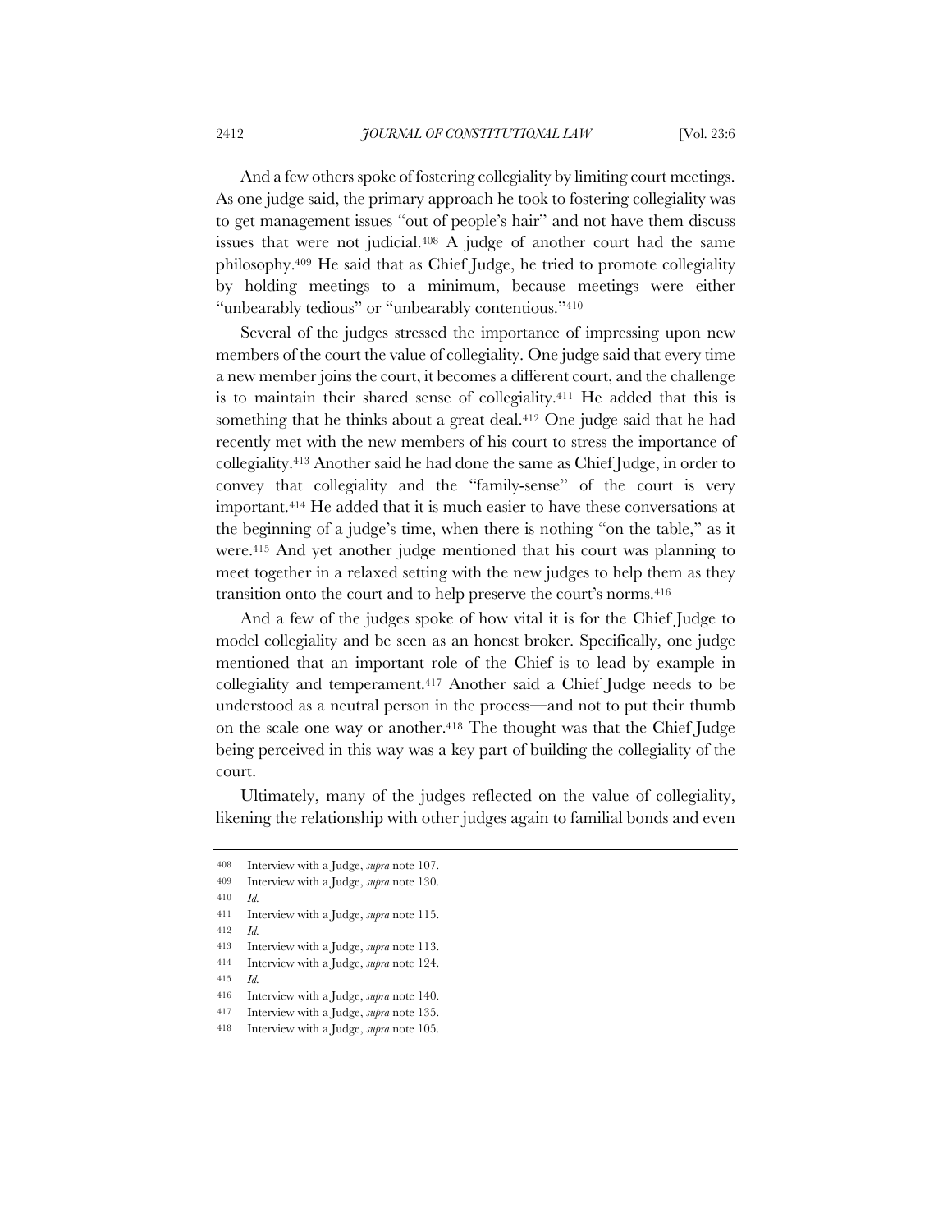And a few others spoke of fostering collegiality by limiting court meetings. As one judge said, the primary approach he took to fostering collegiality was to get management issues "out of people's hair" and not have them discuss issues that were not judicial.[408] A judge of another court had the same philosophy.[409] He said that as Chief Judge, he tried to promote collegiality by holding meetings to a minimum, because meetings were either "unbearably tedious" or "unbearably contentious."[410]

Several of the judges stressed the importance of impressing upon new members of the court the value of collegiality. One judge said that every time a new member joins the court, it becomes a different court, and the challenge is to maintain their shared sense of collegiality.[411] He added that this is something that he thinks about a great deal.[412] One judge said that he had recently met with the new members of his court to stress the importance of collegiality.[413] Another said he had done the same as Chief Judge, in order to convey that collegiality and the "family-sense" of the court is very important.[414] He added that it is much easier to have these conversations at the beginning of a judge's time, when there is nothing "on the table," as it were.[415] And yet another judge mentioned that his court was planning to meet together in a relaxed setting with the new judges to help them as they transition onto the court and to help preserve the court's norms.[416]

And a few of the judges spoke of how vital it is for the Chief Judge to model collegiality and be seen as an honest broker. Specifically, one judge mentioned that an important role of the Chief is to lead by example in collegiality and temperament.[417] Another said a Chief Judge needs to be understood as a neutral person in the process—and not to put their thumb on the scale one way or another.[418] The thought was that the Chief Judge being perceived in this way was a key part of building the collegiality of the court.

Ultimately, many of the judges reflected on the value of collegiality, likening the relationship with other judges again to familial bonds and even

---

408 Interview with a Judge, *supra* note 107.

409 Interview with a Judge, *supra* note 130.

410 *Id.*

411 Interview with a Judge, *supra* note 115.

412 *Id.*

413 Interview with a Judge, *supra* note 113.

414 Interview with a Judge, *supra* note 124.

415 *Id.*

416 Interview with a Judge, *supra* note 140.

417 Interview with a Judge, *supra* note 135.

418 Interview with a Judge, *supra* note 105.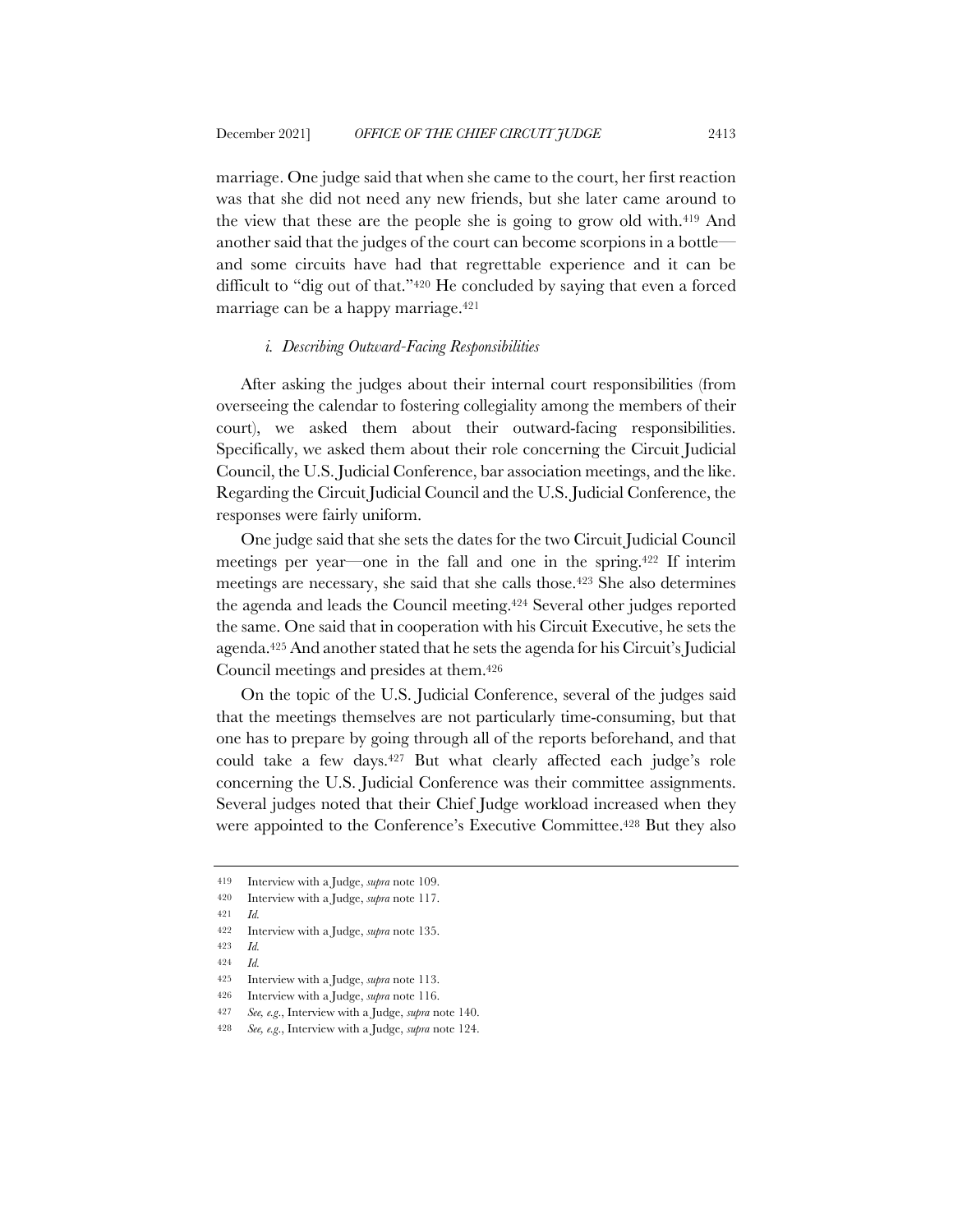marriage. One judge said that when she came to the court, her first reaction was that she did not need any new friends, but she later came around to the view that these are the people she is going to grow old with.[419] And another said that the judges of the court can become scorpions in a bottle—and some circuits have had that regrettable experience and it can be difficult to "dig out of that."[420] He concluded by saying that even a forced marriage can be a happy marriage.[421]

#### *i. Describing Outward-Facing Responsibilities*

After asking the judges about their internal court responsibilities (from overseeing the calendar to fostering collegiality among the members of their court), we asked them about their outward-facing responsibilities. Specifically, we asked them about their role concerning the Circuit Judicial Council, the U.S. Judicial Conference, bar association meetings, and the like. Regarding the Circuit Judicial Council and the U.S. Judicial Conference, the responses were fairly uniform.

One judge said that she sets the dates for the two Circuit Judicial Council meetings per year—one in the fall and one in the spring.[422] If interim meetings are necessary, she said that she calls those.[423] She also determines the agenda and leads the Council meeting.[424] Several other judges reported the same. One said that in cooperation with his Circuit Executive, he sets the agenda.[425] And another stated that he sets the agenda for his Circuit's Judicial Council meetings and presides at them.[426]

On the topic of the U.S. Judicial Conference, several of the judges said that the meetings themselves are not particularly time-consuming, but that one has to prepare by going through all of the reports beforehand, and that could take a few days.[427] But what clearly affected each judge's role concerning the U.S. Judicial Conference was their committee assignments. Several judges noted that their Chief Judge workload increased when they were appointed to the Conference's Executive Committee.[428] But they also

---

419 Interview with a Judge, *supra* note 109.

420 Interview with a Judge, *supra* note 117.

421 *Id.*

422 Interview with a Judge, *supra* note 135.

423 *Id.*

424 *Id.*

425 Interview with a Judge, *supra* note 113.

426 Interview with a Judge, *supra* note 116.

427 *See, e.g.*, Interview with a Judge, *supra* note 140.

428 *See, e.g.*, Interview with a Judge, *supra* note 124.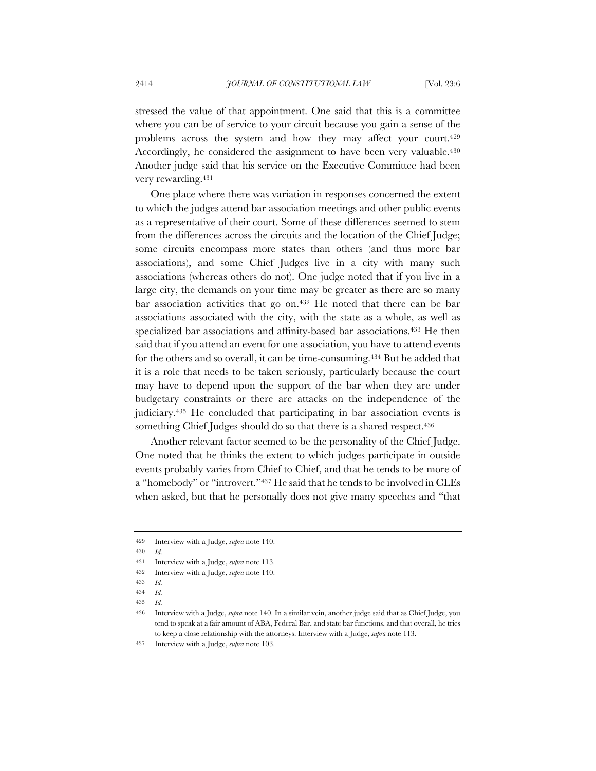stressed the value of that appointment. One said that this is a committee where you can be of service to your circuit because you gain a sense of the problems across the system and how they may affect your court.[429] Accordingly, he considered the assignment to have been very valuable.[430] Another judge said that his service on the Executive Committee had been very rewarding.[431]

One place where there was variation in responses concerned the extent to which the judges attend bar association meetings and other public events as a representative of their court. Some of these differences seemed to stem from the differences across the circuits and the location of the Chief Judge; some circuits encompass more states than others (and thus more bar associations), and some Chief Judges live in a city with many such associations (whereas others do not). One judge noted that if you live in a large city, the demands on your time may be greater as there are so many bar association activities that go on.[432] He noted that there can be bar associations associated with the city, with the state as a whole, as well as specialized bar associations and affinity-based bar associations.[433] He then said that if you attend an event for one association, you have to attend events for the others and so overall, it can be time-consuming.[434] But he added that it is a role that needs to be taken seriously, particularly because the court may have to depend upon the support of the bar when they are under budgetary constraints or there are attacks on the independence of the judiciary.[435] He concluded that participating in bar association events is something Chief Judges should do so that there is a shared respect.[436]

Another relevant factor seemed to be the personality of the Chief Judge. One noted that he thinks the extent to which judges participate in outside events probably varies from Chief to Chief, and that he tends to be more of a "homebody" or "introvert."[437] He said that he tends to be involved in CLEs when asked, but that he personally does not give many speeches and "that

---

429 Interview with a Judge, *supra* note 140.

430 *Id.*

431 Interview with a Judge, *supra* note 113.

432 Interview with a Judge, *supra* note 140.

433 *Id.*

434 *Id.*

435 *Id.*

436 Interview with a Judge, *supra* note 140. In a similar vein, another judge said that as Chief Judge, you tend to speak at a fair amount of ABA, Federal Bar, and state bar functions, and that overall, he tries to keep a close relationship with the attorneys. Interview with a Judge, *supra* note 113.

437 Interview with a Judge, *supra* note 103.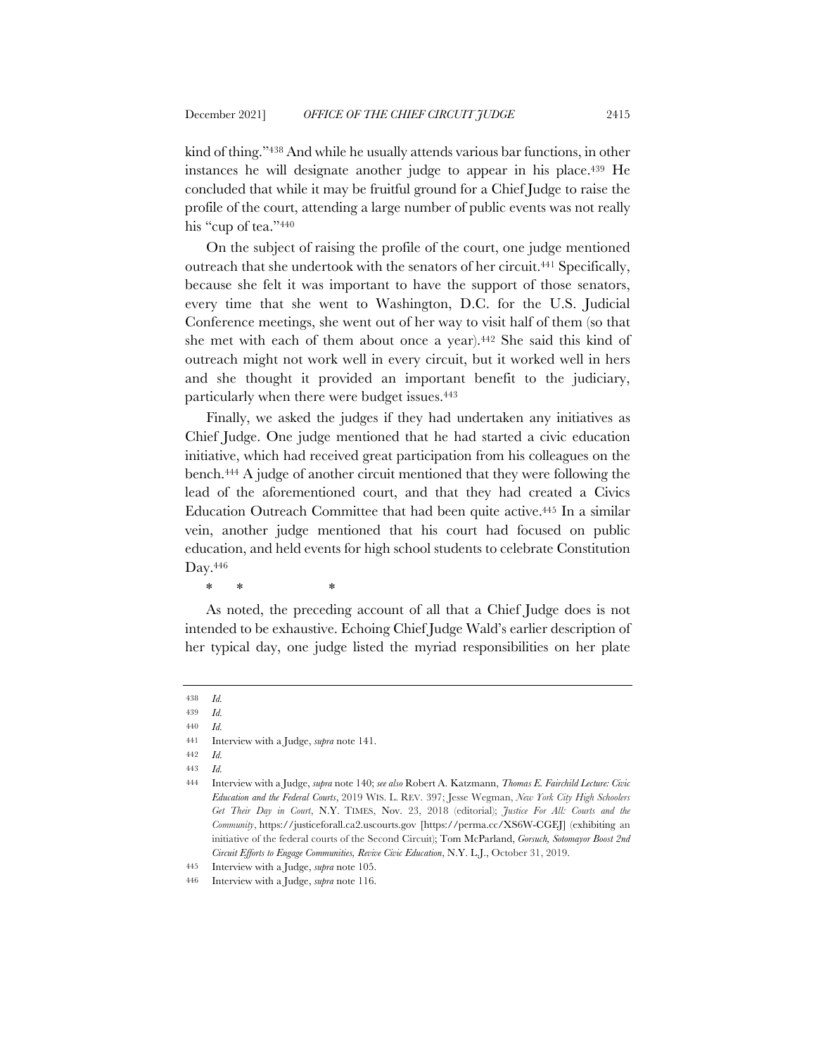kind of thing."[438] And while he usually attends various bar functions, in other instances he will designate another judge to appear in his place.[439] He concluded that while it may be fruitful ground for a Chief Judge to raise the profile of the court, attending a large number of public events was not really his "cup of tea."[440]

On the subject of raising the profile of the court, one judge mentioned outreach that she undertook with the senators of her circuit.[441] Specifically, because she felt it was important to have the support of those senators, every time that she went to Washington, D.C. for the U.S. Judicial Conference meetings, she went out of her way to visit half of them (so that she met with each of them about once a year).[442] She said this kind of outreach might not work well in every circuit, but it worked well in hers and she thought it provided an important benefit to the judiciary, particularly when there were budget issues.[443]

Finally, we asked the judges if they had undertaken any initiatives as Chief Judge. One judge mentioned that he had started a civic education initiative, which had received great participation from his colleagues on the bench.[444] A judge of another circuit mentioned that they were following the lead of the aforementioned court, and that they had created a Civics Education Outreach Committee that had been quite active.[445] In a similar vein, another judge mentioned that his court had focused on public education, and held events for high school students to celebrate Constitution Day.[446]

\* \* \*

As noted, the preceding account of all that a Chief Judge does is not intended to be exhaustive. Echoing Chief Judge Wald's earlier description of her typical day, one judge listed the myriad responsibilities on her plate

---

438 *Id.*

439 *Id.*

440 *Id.*

441 Interview with a Judge, *supra* note 141.

442 *Id.*

443 *Id.*

444 Interview with a Judge, *supra* note 140; *see also* Robert A. Katzmann, *Thomas E. Fairchild Lecture: Civic Education and the Federal Courts*, 2019 WIS. L. REV. 397; Jesse Wegman, *New York City High Schoolers Get Their Day in Court*, N.Y. TIMES, Nov. 23, 2018 (editorial); *Justice For All: Courts and the Community*, https://justiceforall.ca2.uscourts.gov [https://perma.cc/XS6W-CGEJ] (exhibiting an initiative of the federal courts of the Second Circuit); Tom McParland, *Gorsuch, Sotomayor Boost 2nd Circuit Efforts to Engage Communities, Revive Civic Education*, N.Y. L.J., October 31, 2019.

445 Interview with a Judge, *supra* note 105.

446 Interview with a Judge, *supra* note 116.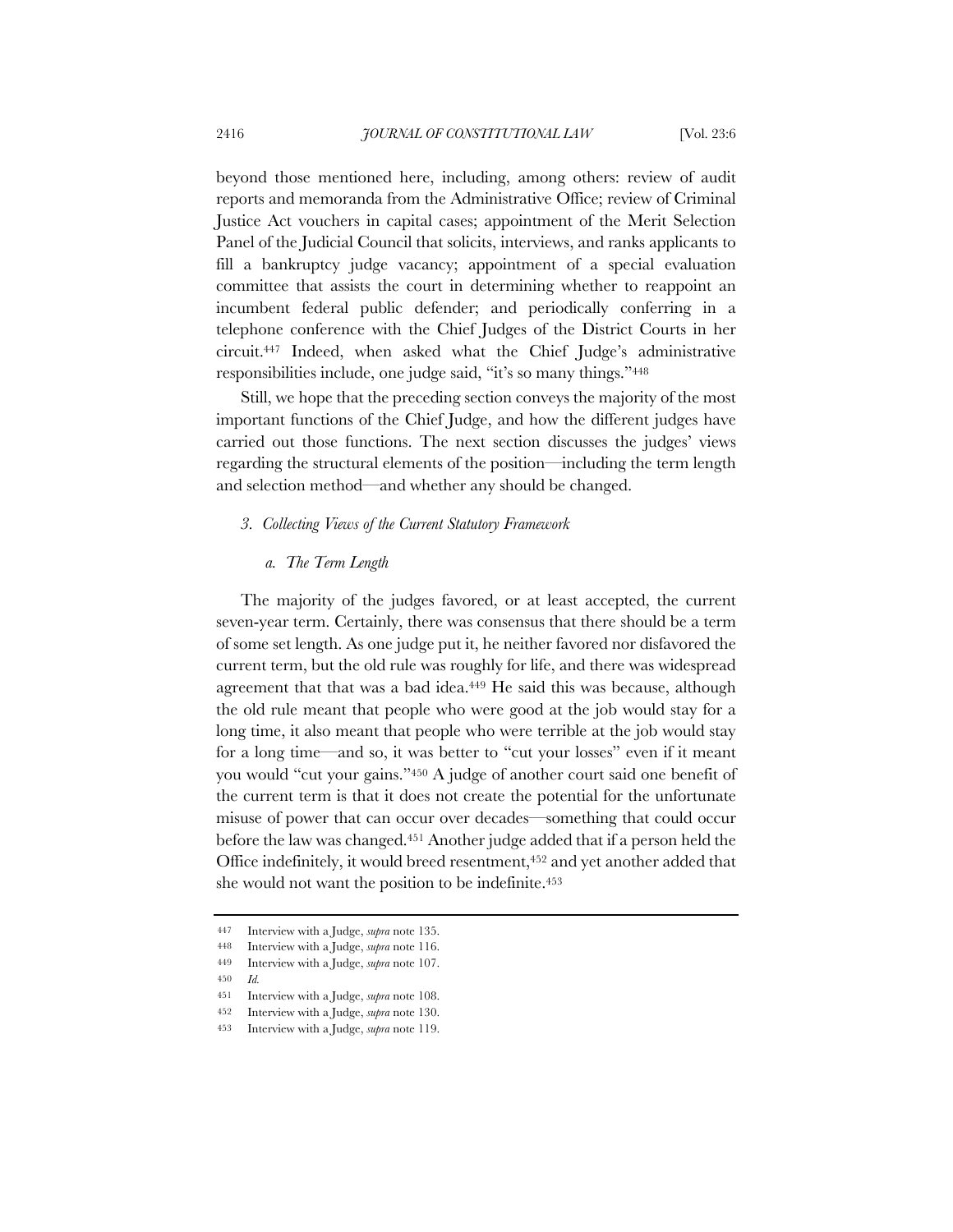beyond those mentioned here, including, among others: review of audit reports and memoranda from the Administrative Office; review of Criminal Justice Act vouchers in capital cases; appointment of the Merit Selection Panel of the Judicial Council that solicits, interviews, and ranks applicants to fill a bankruptcy judge vacancy; appointment of a special evaluation committee that assists the court in determining whether to reappoint an incumbent federal public defender; and periodically conferring in a telephone conference with the Chief Judges of the District Courts in her circuit.[447] Indeed, when asked what the Chief Judge's administrative responsibilities include, one judge said, "it's so many things."[448]

Still, we hope that the preceding section conveys the majority of the most important functions of the Chief Judge, and how the different judges have carried out those functions. The next section discusses the judges' views regarding the structural elements of the position—including the term length and selection method—and whether any should be changed.

### *3. Collecting Views of the Current Statutory Framework*

#### *a. The Term Length*

The majority of the judges favored, or at least accepted, the current seven-year term. Certainly, there was consensus that there should be a term of some set length. As one judge put it, he neither favored nor disfavored the current term, but the old rule was roughly for life, and there was widespread agreement that that was a bad idea.[449] He said this was because, although the old rule meant that people who were good at the job would stay for a long time, it also meant that people who were terrible at the job would stay for a long time—and so, it was better to "cut your losses" even if it meant you would "cut your gains."[450] A judge of another court said one benefit of the current term is that it does not create the potential for the unfortunate misuse of power that can occur over decades—something that could occur before the law was changed.[451] Another judge added that if a person held the Office indefinitely, it would breed resentment,[452] and yet another added that she would not want the position to be indefinite.[453]

---

447 Interview with a Judge, *supra* note 135.

448 Interview with a Judge, *supra* note 116.

449 Interview with a Judge, *supra* note 107.

450 *Id.*

451 Interview with a Judge, *supra* note 108.

452 Interview with a Judge, *supra* note 130.

453 Interview with a Judge, *supra* note 119.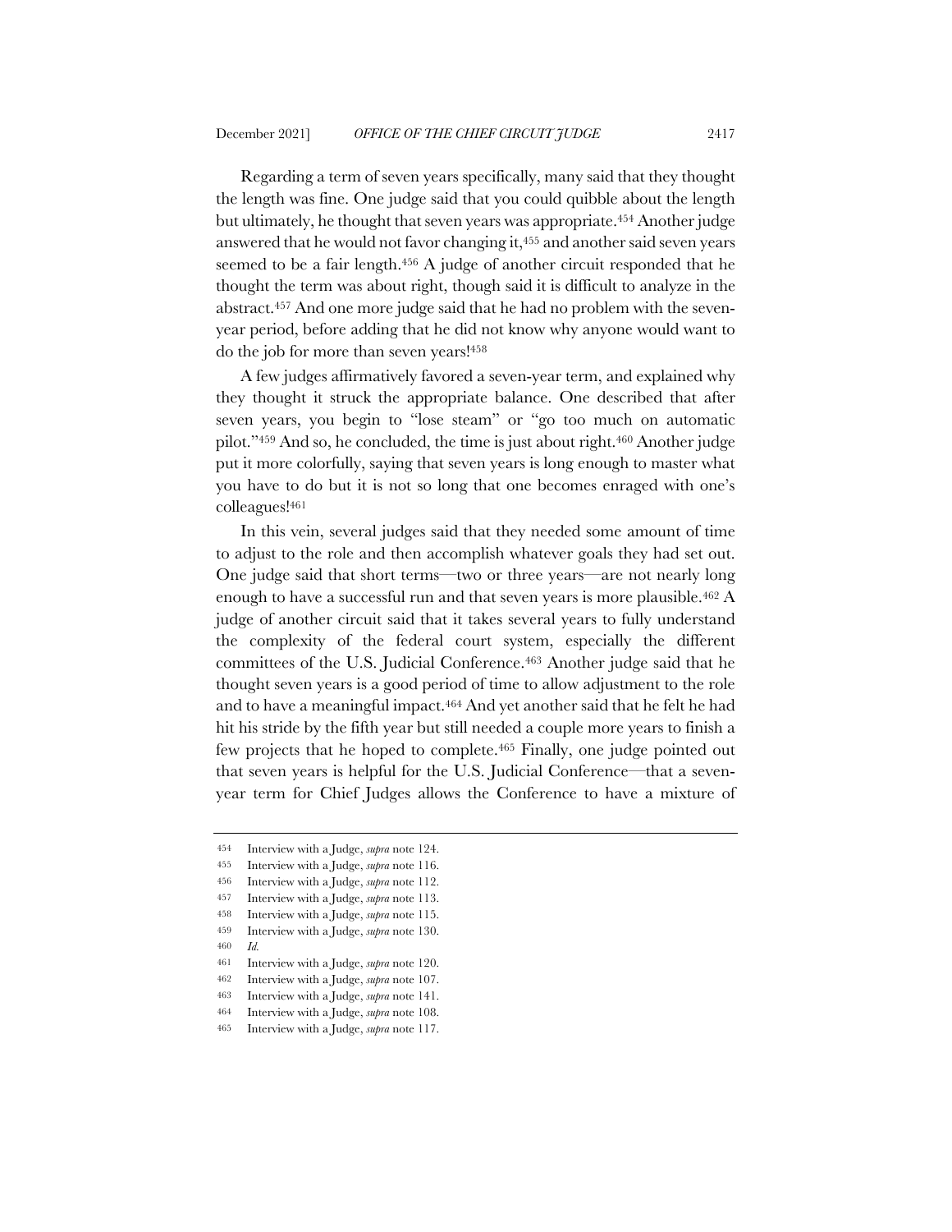Regarding a term of seven years specifically, many said that they thought the length was fine. One judge said that you could quibble about the length but ultimately, he thought that seven years was appropriate.[454] Another judge answered that he would not favor changing it,[455] and another said seven years seemed to be a fair length.[456] A judge of another circuit responded that he thought the term was about right, though said it is difficult to analyze in the abstract.[457] And one more judge said that he had no problem with the seven-year period, before adding that he did not know why anyone would want to do the job for more than seven years![458]

A few judges affirmatively favored a seven-year term, and explained why they thought it struck the appropriate balance. One described that after seven years, you begin to "lose steam" or "go too much on automatic pilot."[459] And so, he concluded, the time is just about right.[460] Another judge put it more colorfully, saying that seven years is long enough to master what you have to do but it is not so long that one becomes enraged with one's colleagues![461]

In this vein, several judges said that they needed some amount of time to adjust to the role and then accomplish whatever goals they had set out. One judge said that short terms—two or three years—are not nearly long enough to have a successful run and that seven years is more plausible.[462] A judge of another circuit said that it takes several years to fully understand the complexity of the federal court system, especially the different committees of the U.S. Judicial Conference.[463] Another judge said that he thought seven years is a good period of time to allow adjustment to the role and to have a meaningful impact.[464] And yet another said that he felt he had hit his stride by the fifth year but still needed a couple more years to finish a few projects that he hoped to complete.[465] Finally, one judge pointed out that seven years is helpful for the U.S. Judicial Conference—that a seven-year term for Chief Judges allows the Conference to have a mixture of

---

[454] Interview with a Judge, *supra* note 124.

[455] Interview with a Judge, *supra* note 116.

[456] Interview with a Judge, *supra* note 112.

[457] Interview with a Judge, *supra* note 113.

[458] Interview with a Judge, *supra* note 115.

[459] Interview with a Judge, *supra* note 130.

[460] *Id.*

[461] Interview with a Judge, *supra* note 120.

[462] Interview with a Judge, *supra* note 107.

[463] Interview with a Judge, *supra* note 141.

[464] Interview with a Judge, *supra* note 108.

[465] Interview with a Judge, *supra* note 117.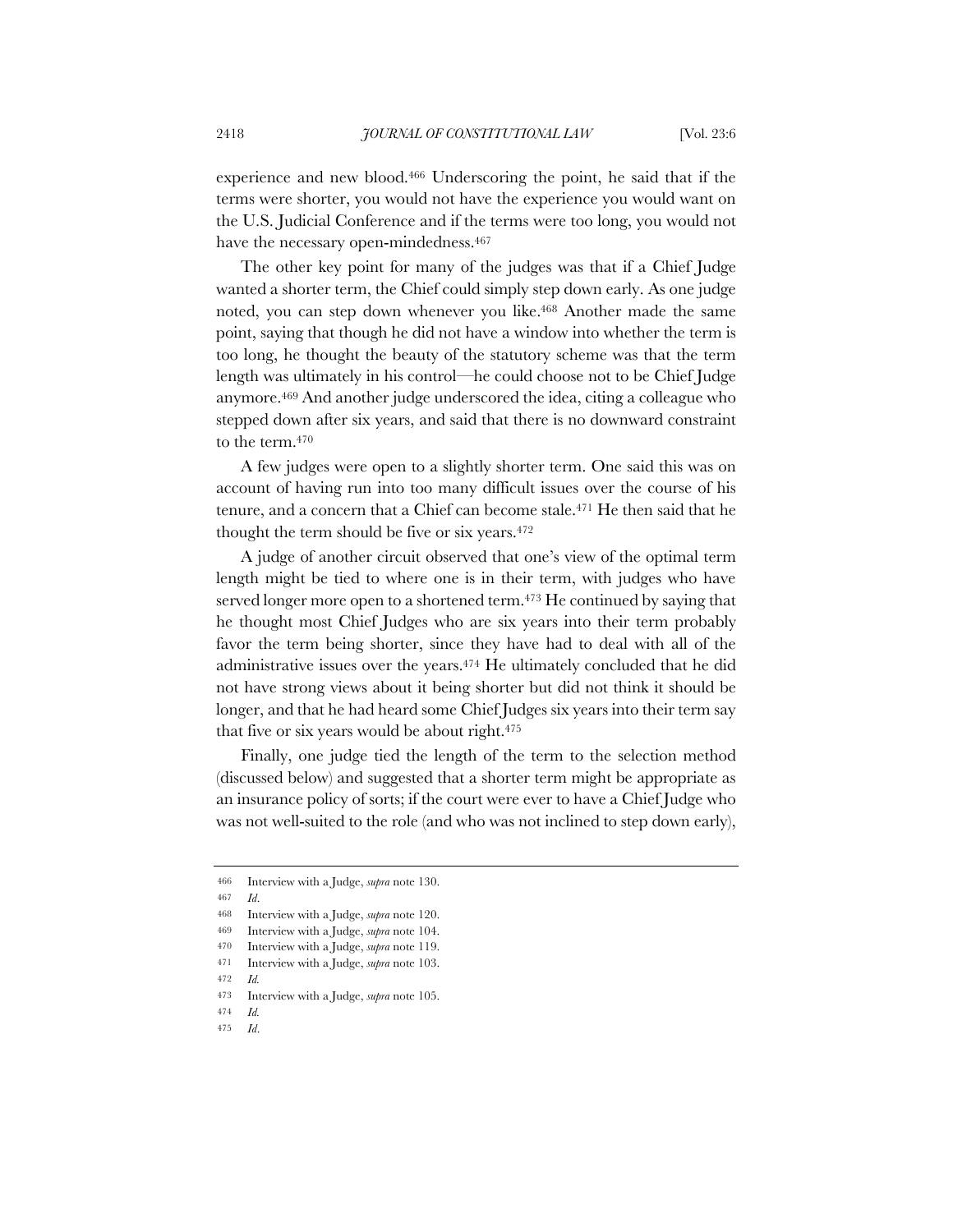experience and new blood.[466] Underscoring the point, he said that if the terms were shorter, you would not have the experience you would want on the U.S. Judicial Conference and if the terms were too long, you would not have the necessary open-mindedness.[467]

The other key point for many of the judges was that if a Chief Judge wanted a shorter term, the Chief could simply step down early. As one judge noted, you can step down whenever you like.[468] Another made the same point, saying that though he did not have a window into whether the term is too long, he thought the beauty of the statutory scheme was that the term length was ultimately in his control—he could choose not to be Chief Judge anymore.[469] And another judge underscored the idea, citing a colleague who stepped down after six years, and said that there is no downward constraint to the term.[470]

A few judges were open to a slightly shorter term. One said this was on account of having run into too many difficult issues over the course of his tenure, and a concern that a Chief can become stale.[471] He then said that he thought the term should be five or six years.[472]

A judge of another circuit observed that one's view of the optimal term length might be tied to where one is in their term, with judges who have served longer more open to a shortened term.[473] He continued by saying that he thought most Chief Judges who are six years into their term probably favor the term being shorter, since they have had to deal with all of the administrative issues over the years.[474] He ultimately concluded that he did not have strong views about it being shorter but did not think it should be longer, and that he had heard some Chief Judges six years into their term say that five or six years would be about right.[475]

Finally, one judge tied the length of the term to the selection method (discussed below) and suggested that a shorter term might be appropriate as an insurance policy of sorts; if the court were ever to have a Chief Judge who was not well-suited to the role (and who was not inclined to step down early),

---

466 Interview with a Judge, *supra* note 130.

467 *Id.*

468 Interview with a Judge, *supra* note 120.

469 Interview with a Judge, *supra* note 104.

470 Interview with a Judge, *supra* note 119.

471 Interview with a Judge, *supra* note 103.

472 *Id.*

473 Interview with a Judge, *supra* note 105.

474 *Id.*

475 *Id.*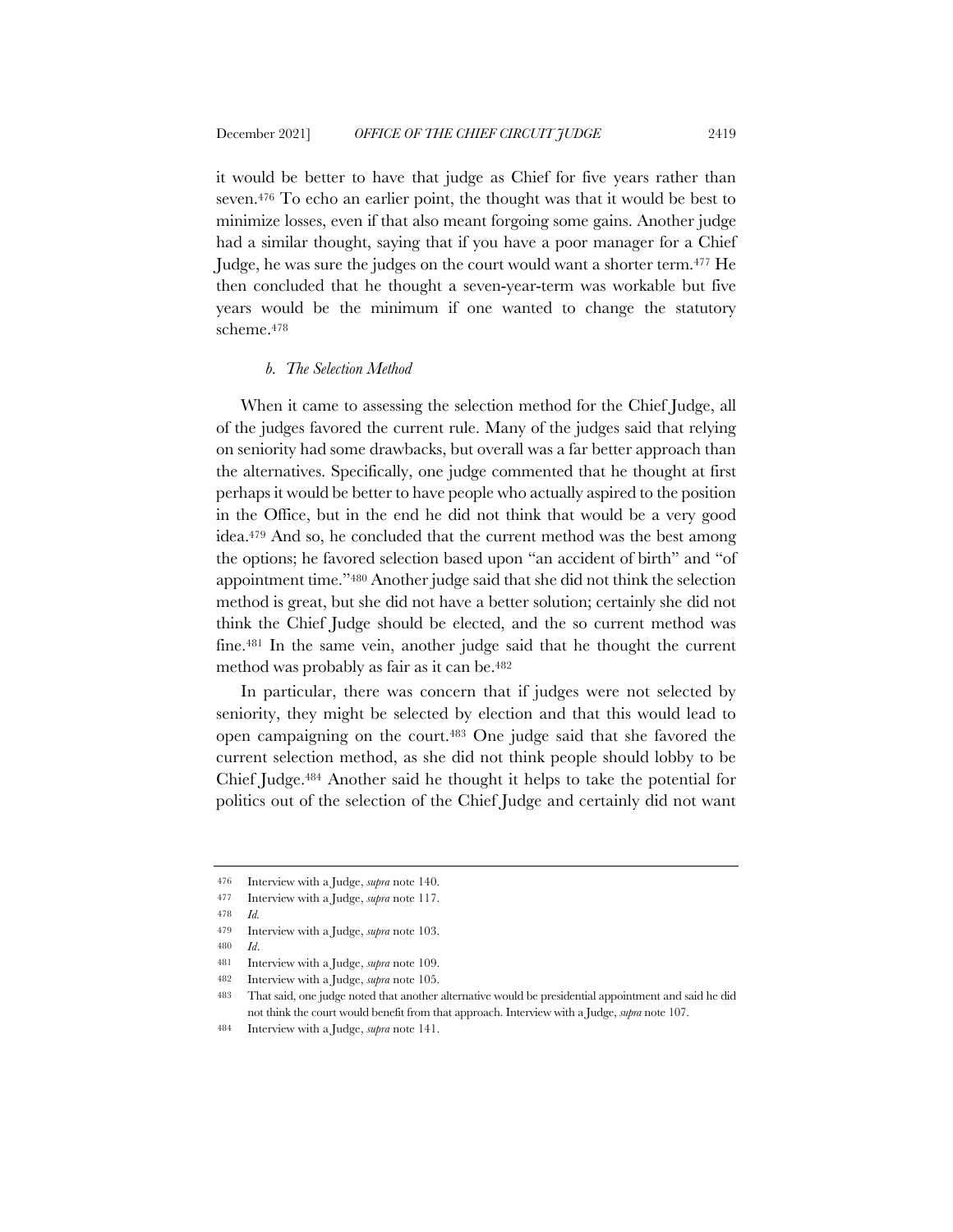it would be better to have that judge as Chief for five years rather than seven.[476] To echo an earlier point, the thought was that it would be best to minimize losses, even if that also meant forgoing some gains. Another judge had a similar thought, saying that if you have a poor manager for a Chief Judge, he was sure the judges on the court would want a shorter term.[477] He then concluded that he thought a seven-year-term was workable but five years would be the minimum if one wanted to change the statutory scheme.[478]

#### *b. The Selection Method*

When it came to assessing the selection method for the Chief Judge, all of the judges favored the current rule. Many of the judges said that relying on seniority had some drawbacks, but overall was a far better approach than the alternatives. Specifically, one judge commented that he thought at first perhaps it would be better to have people who actually aspired to the position in the Office, but in the end he did not think that would be a very good idea.[479] And so, he concluded that the current method was the best among the options; he favored selection based upon "an accident of birth" and "of appointment time."[480] Another judge said that she did not think the selection method is great, but she did not have a better solution; certainly she did not think the Chief Judge should be elected, and the so current method was fine.[481] In the same vein, another judge said that he thought the current method was probably as fair as it can be.[482]

In particular, there was concern that if judges were not selected by seniority, they might be selected by election and that this would lead to open campaigning on the court.[483] One judge said that she favored the current selection method, as she did not think people should lobby to be Chief Judge.[484] Another said he thought it helps to take the potential for politics out of the selection of the Chief Judge and certainly did not want

---

476 Interview with a Judge, *supra* note 140.

477 Interview with a Judge, *supra* note 117.

478 *Id.*

479 Interview with a Judge, *supra* note 103.

480 *Id*.

481 Interview with a Judge, *supra* note 109.

482 Interview with a Judge, *supra* note 105.

483 That said, one judge noted that another alternative would be presidential appointment and said he did not think the court would benefit from that approach. Interview with a Judge, *supra* note 107.

484 Interview with a Judge, *supra* note 141.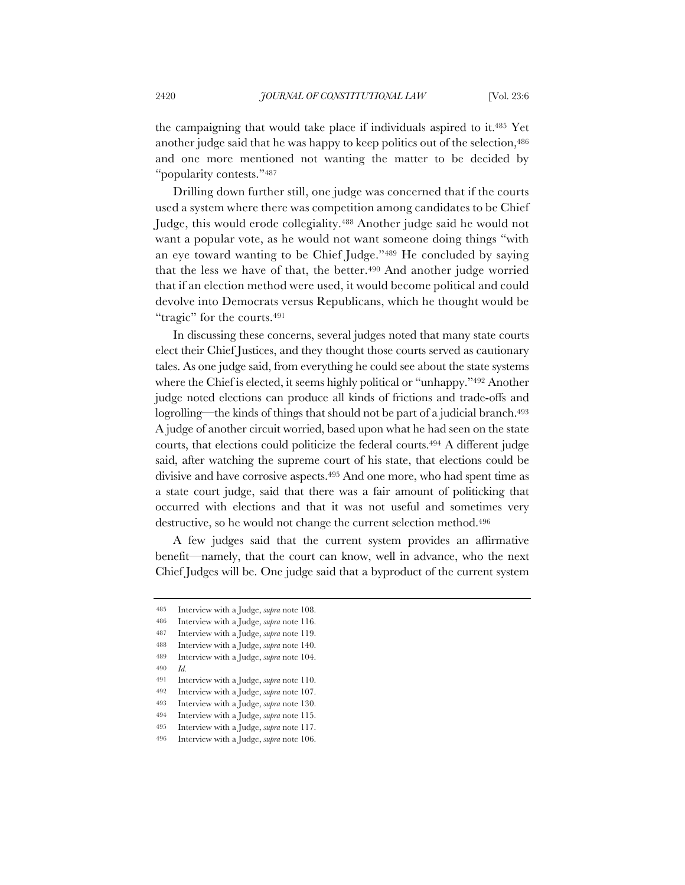the campaigning that would take place if individuals aspired to it.[485] Yet another judge said that he was happy to keep politics out of the selection,[486] and one more mentioned not wanting the matter to be decided by "popularity contests."[487]

Drilling down further still, one judge was concerned that if the courts used a system where there was competition among candidates to be Chief Judge, this would erode collegiality.[488] Another judge said he would not want a popular vote, as he would not want someone doing things "with an eye toward wanting to be Chief Judge."[489] He concluded by saying that the less we have of that, the better.[490] And another judge worried that if an election method were used, it would become political and could devolve into Democrats versus Republicans, which he thought would be "tragic" for the courts.[491]

In discussing these concerns, several judges noted that many state courts elect their Chief Justices, and they thought those courts served as cautionary tales. As one judge said, from everything he could see about the state systems where the Chief is elected, it seems highly political or "unhappy."[492] Another judge noted elections can produce all kinds of frictions and trade-offs and logrolling—the kinds of things that should not be part of a judicial branch.[493] A judge of another circuit worried, based upon what he had seen on the state courts, that elections could politicize the federal courts.[494] A different judge said, after watching the supreme court of his state, that elections could be divisive and have corrosive aspects.[495] And one more, who had spent time as a state court judge, said that there was a fair amount of politicking that occurred with elections and that it was not useful and sometimes very destructive, so he would not change the current selection method.[496]

A few judges said that the current system provides an affirmative benefit—namely, that the court can know, well in advance, who the next Chief Judges will be. One judge said that a byproduct of the current system

---

485 Interview with a Judge, *supra* note 108.

486 Interview with a Judge, *supra* note 116.

487 Interview with a Judge, *supra* note 119.

488 Interview with a Judge, *supra* note 140.

489 Interview with a Judge, *supra* note 104.

490 *Id.*

491 Interview with a Judge, *supra* note 110.

492 Interview with a Judge, *supra* note 107.

493 Interview with a Judge, *supra* note 130.

494 Interview with a Judge, *supra* note 115.

495 Interview with a Judge, *supra* note 117.

496 Interview with a Judge, *supra* note 106.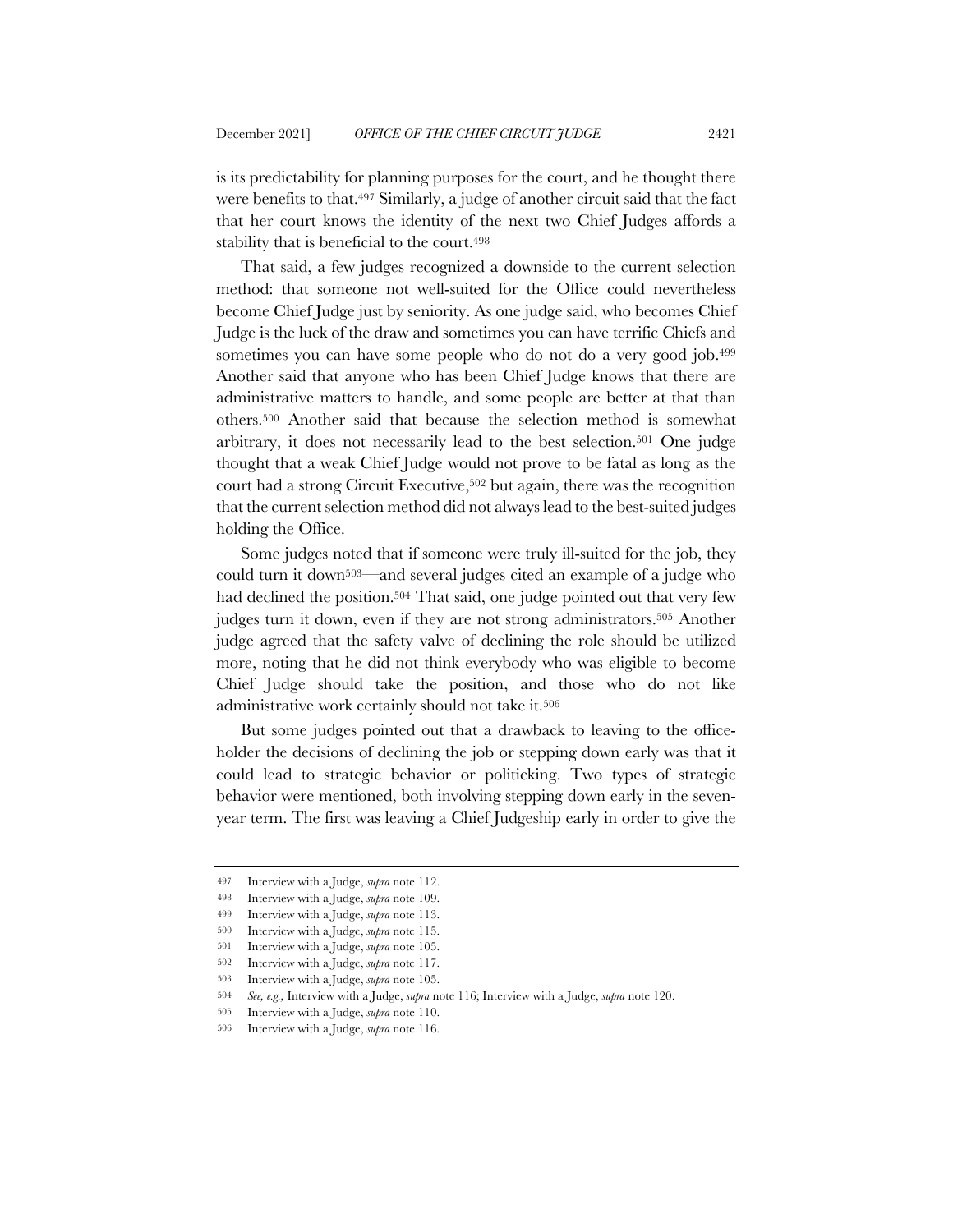is its predictability for planning purposes for the court, and he thought there were benefits to that.[497] Similarly, a judge of another circuit said that the fact that her court knows the identity of the next two Chief Judges affords a stability that is beneficial to the court.[498]

That said, a few judges recognized a downside to the current selection method: that someone not well-suited for the Office could nevertheless become Chief Judge just by seniority. As one judge said, who becomes Chief Judge is the luck of the draw and sometimes you can have terrific Chiefs and sometimes you can have some people who do not do a very good job.[499] Another said that anyone who has been Chief Judge knows that there are administrative matters to handle, and some people are better at that than others.[500] Another said that because the selection method is somewhat arbitrary, it does not necessarily lead to the best selection.[501] One judge thought that a weak Chief Judge would not prove to be fatal as long as the court had a strong Circuit Executive,[502] but again, there was the recognition that the current selection method did not always lead to the best-suited judges holding the Office.

Some judges noted that if someone were truly ill-suited for the job, they could turn it down[503]—and several judges cited an example of a judge who had declined the position.[504] That said, one judge pointed out that very few judges turn it down, even if they are not strong administrators.[505] Another judge agreed that the safety valve of declining the role should be utilized more, noting that he did not think everybody who was eligible to become Chief Judge should take the position, and those who do not like administrative work certainly should not take it.[506]

But some judges pointed out that a drawback to leaving to the office-holder the decisions of declining the job or stepping down early was that it could lead to strategic behavior or politicking. Two types of strategic behavior were mentioned, both involving stepping down early in the seven-year term. The first was leaving a Chief Judgeship early in order to give the

---

497 Interview with a Judge, *supra* note 112.

498 Interview with a Judge, *supra* note 109.

499 Interview with a Judge, *supra* note 113.

500 Interview with a Judge, *supra* note 115.

501 Interview with a Judge, *supra* note 105.

502 Interview with a Judge, *supra* note 117.

503 Interview with a Judge, *supra* note 105.

504 *See, e.g.,* Interview with a Judge, *supra* note 116; Interview with a Judge, *supra* note 120.

505 Interview with a Judge, *supra* note 110.

506 Interview with a Judge, *supra* note 116.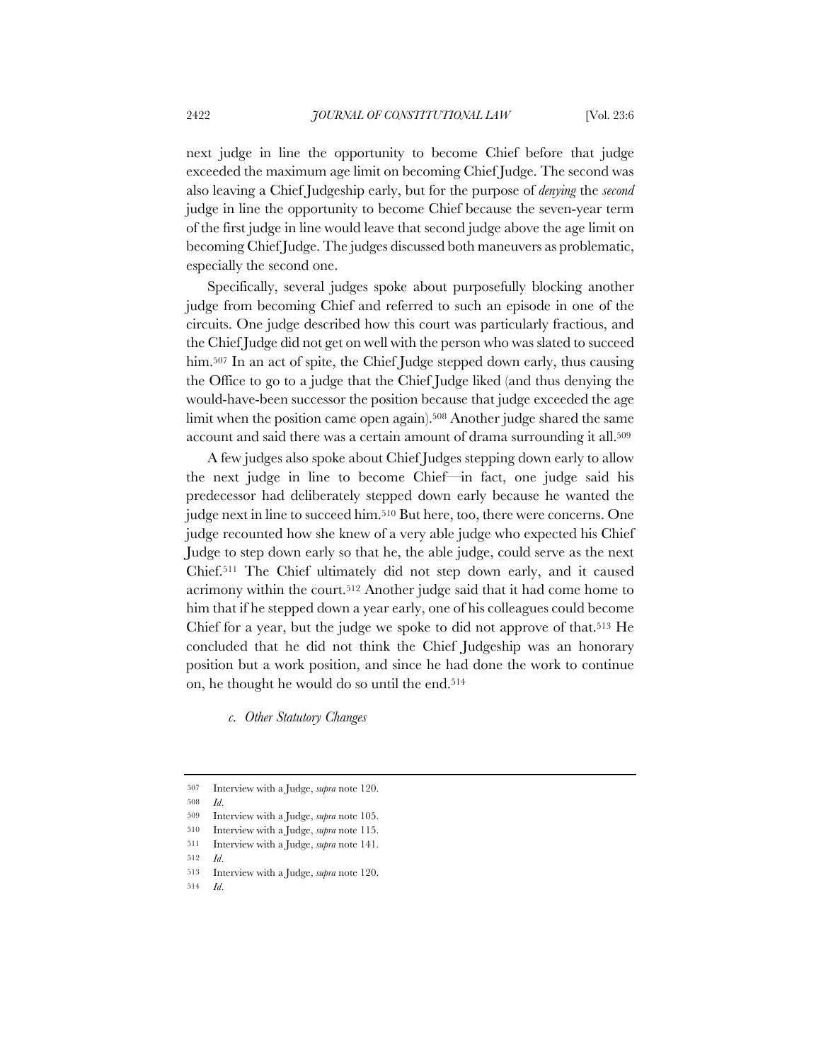next judge in line the opportunity to become Chief before that judge exceeded the maximum age limit on becoming Chief Judge. The second was also leaving a Chief Judgeship early, but for the purpose of *denying* the *second* judge in line the opportunity to become Chief because the seven-year term of the first judge in line would leave that second judge above the age limit on becoming Chief Judge. The judges discussed both maneuvers as problematic, especially the second one.

Specifically, several judges spoke about purposefully blocking another judge from becoming Chief and referred to such an episode in one of the circuits. One judge described how this court was particularly fractious, and the Chief Judge did not get on well with the person who was slated to succeed him.[507] In an act of spite, the Chief Judge stepped down early, thus causing the Office to go to a judge that the Chief Judge liked (and thus denying the would-have-been successor the position because that judge exceeded the age limit when the position came open again).[508] Another judge shared the same account and said there was a certain amount of drama surrounding it all.[509]

A few judges also spoke about Chief Judges stepping down early to allow the next judge in line to become Chief—in fact, one judge said his predecessor had deliberately stepped down early because he wanted the judge next in line to succeed him.[510] But here, too, there were concerns. One judge recounted how she knew of a very able judge who expected his Chief Judge to step down early so that he, the able judge, could serve as the next Chief.[511] The Chief ultimately did not step down early, and it caused acrimony within the court.[512] Another judge said that it had come home to him that if he stepped down a year early, one of his colleagues could become Chief for a year, but the judge we spoke to did not approve of that.[513] He concluded that he did not think the Chief Judgeship was an honorary position but a work position, and since he had done the work to continue on, he thought he would do so until the end.[514]

*c. Other Statutory Changes*

---

507 Interview with a Judge, *supra* note 120.

508 *Id.*

509 Interview with a Judge, *supra* note 105.

510 Interview with a Judge, *supra* note 115.

511 Interview with a Judge, *supra* note 141.

512 *Id.*

513 Interview with a Judge, *supra* note 120.

514 *Id.*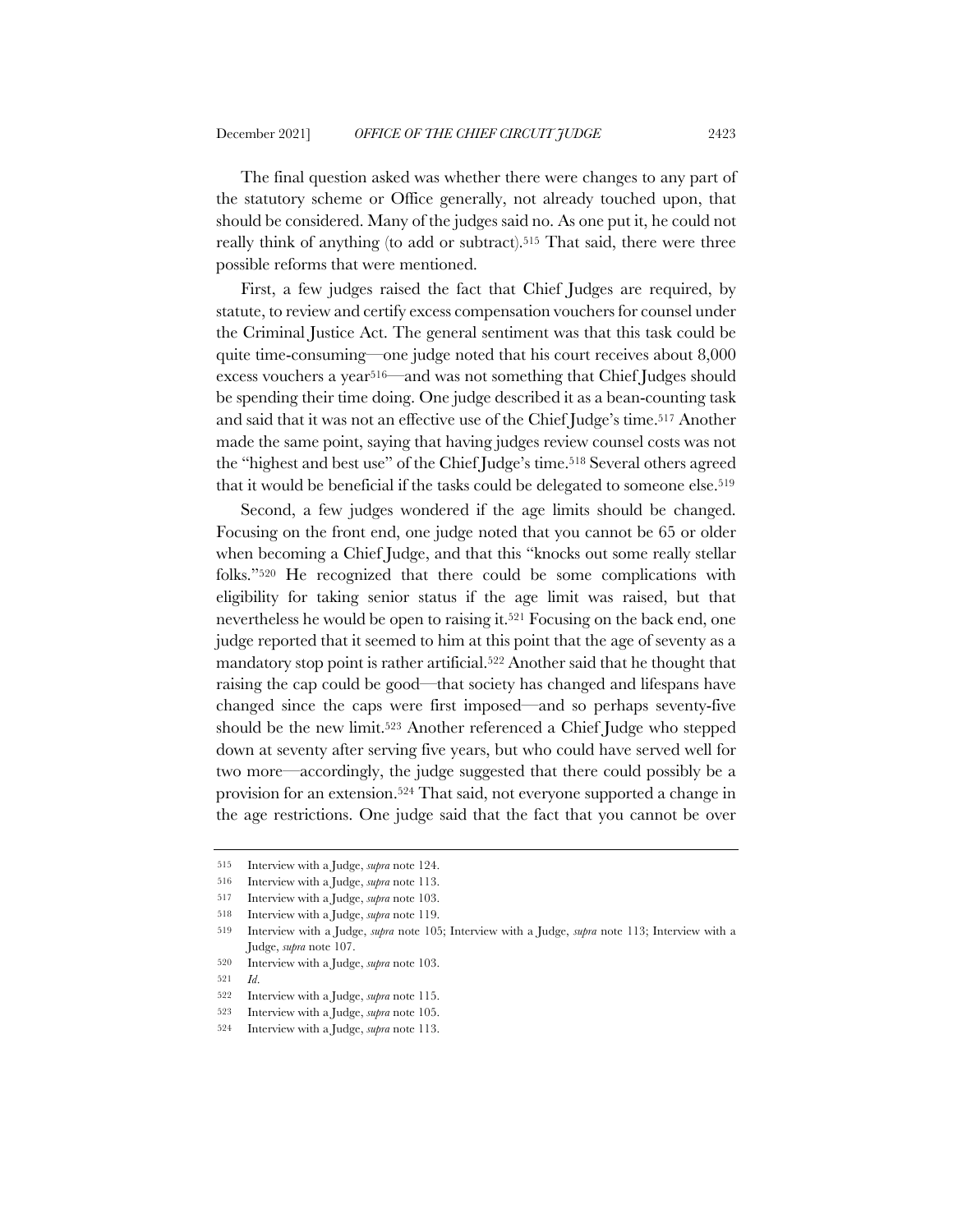The final question asked was whether there were changes to any part of the statutory scheme or Office generally, not already touched upon, that should be considered. Many of the judges said no. As one put it, he could not really think of anything (to add or subtract).[515] That said, there were three possible reforms that were mentioned.

First, a few judges raised the fact that Chief Judges are required, by statute, to review and certify excess compensation vouchers for counsel under the Criminal Justice Act. The general sentiment was that this task could be quite time-consuming—one judge noted that his court receives about 8,000 excess vouchers a year[516]—and was not something that Chief Judges should be spending their time doing. One judge described it as a bean-counting task and said that it was not an effective use of the Chief Judge's time.[517] Another made the same point, saying that having judges review counsel costs was not the "highest and best use" of the Chief Judge's time.[518] Several others agreed that it would be beneficial if the tasks could be delegated to someone else.[519]

Second, a few judges wondered if the age limits should be changed. Focusing on the front end, one judge noted that you cannot be 65 or older when becoming a Chief Judge, and that this "knocks out some really stellar folks."[520] He recognized that there could be some complications with eligibility for taking senior status if the age limit was raised, but that nevertheless he would be open to raising it.[521] Focusing on the back end, one judge reported that it seemed to him at this point that the age of seventy as a mandatory stop point is rather artificial.[522] Another said that he thought that raising the cap could be good—that society has changed and lifespans have changed since the caps were first imposed—and so perhaps seventy-five should be the new limit.[523] Another referenced a Chief Judge who stepped down at seventy after serving five years, but who could have served well for two more—accordingly, the judge suggested that there could possibly be a provision for an extension.[524] That said, not everyone supported a change in the age restrictions. One judge said that the fact that you cannot be over

---

515 Interview with a Judge, *supra* note 124.

516 Interview with a Judge, *supra* note 113.

517 Interview with a Judge, *supra* note 103.

518 Interview with a Judge, *supra* note 119.

519 Interview with a Judge, *supra* note 105; Interview with a Judge, *supra* note 113; Interview with a Judge, *supra* note 107.

520 Interview with a Judge, *supra* note 103.

521 *Id.*

522 Interview with a Judge, *supra* note 115.

523 Interview with a Judge, *supra* note 105.

524 Interview with a Judge, *supra* note 113.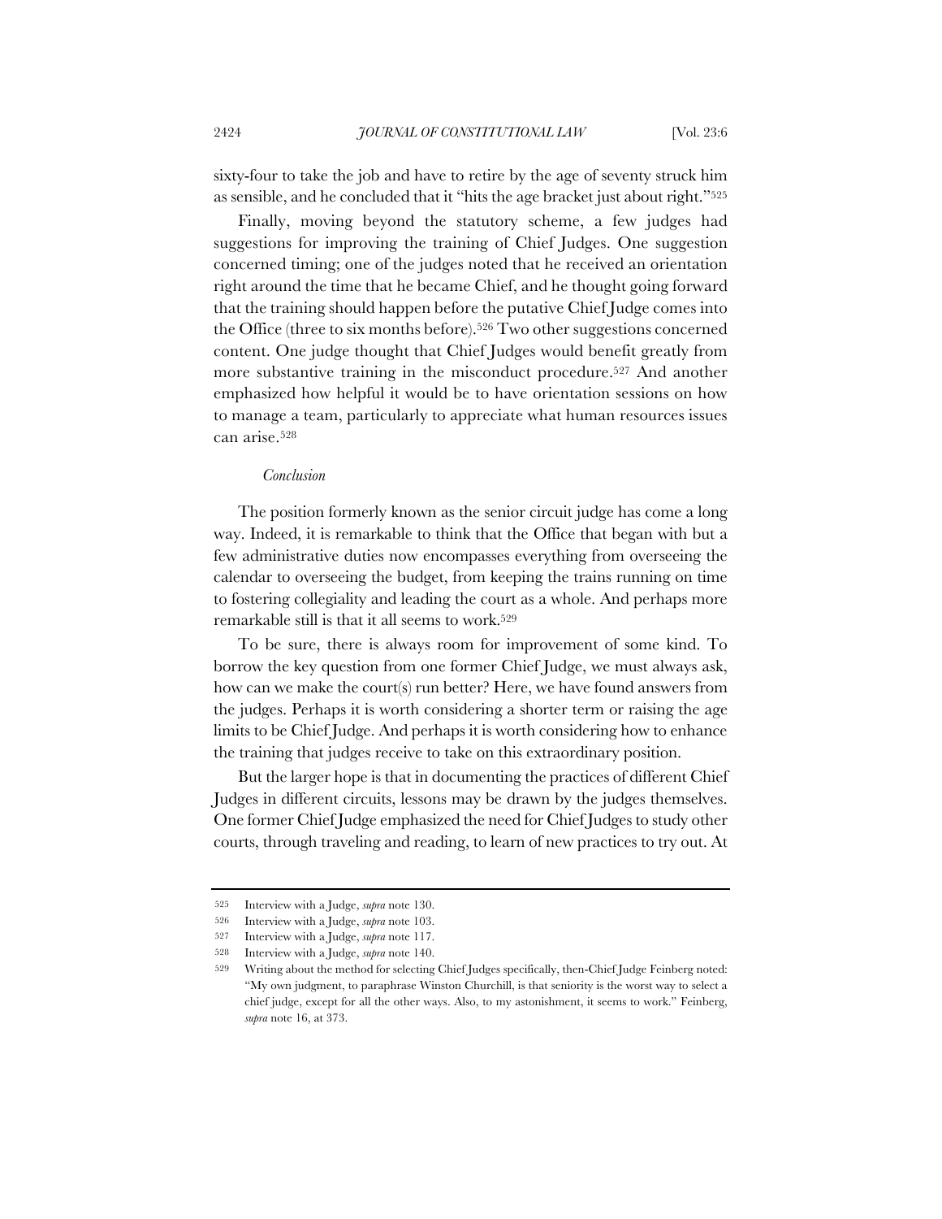sixty-four to take the job and have to retire by the age of seventy struck him as sensible, and he concluded that it "hits the age bracket just about right."[525]

Finally, moving beyond the statutory scheme, a few judges had suggestions for improving the training of Chief Judges. One suggestion concerned timing; one of the judges noted that he received an orientation right around the time that he became Chief, and he thought going forward that the training should happen before the putative Chief Judge comes into the Office (three to six months before).[526] Two other suggestions concerned content. One judge thought that Chief Judges would benefit greatly from more substantive training in the misconduct procedure.[527] And another emphasized how helpful it would be to have orientation sessions on how to manage a team, particularly to appreciate what human resources issues can arise.[528]

### *Conclusion*

The position formerly known as the senior circuit judge has come a long way. Indeed, it is remarkable to think that the Office that began with but a few administrative duties now encompasses everything from overseeing the calendar to overseeing the budget, from keeping the trains running on time to fostering collegiality and leading the court as a whole. And perhaps more remarkable still is that it all seems to work.[529]

To be sure, there is always room for improvement of some kind. To borrow the key question from one former Chief Judge, we must always ask, how can we make the court(s) run better? Here, we have found answers from the judges. Perhaps it is worth considering a shorter term or raising the age limits to be Chief Judge. And perhaps it is worth considering how to enhance the training that judges receive to take on this extraordinary position.

But the larger hope is that in documenting the practices of different Chief Judges in different circuits, lessons may be drawn by the judges themselves. One former Chief Judge emphasized the need for Chief Judges to study other courts, through traveling and reading, to learn of new practices to try out. At

---

525 Interview with a Judge, *supra* note 130.

526 Interview with a Judge, *supra* note 103.

527 Interview with a Judge, *supra* note 117.

528 Interview with a Judge, *supra* note 140.

529 Writing about the method for selecting Chief Judges specifically, then-Chief Judge Feinberg noted: "My own judgment, to paraphrase Winston Churchill, is that seniority is the worst way to select a chief judge, except for all the other ways. Also, to my astonishment, it seems to work." Feinberg, *supra* note 16, at 373.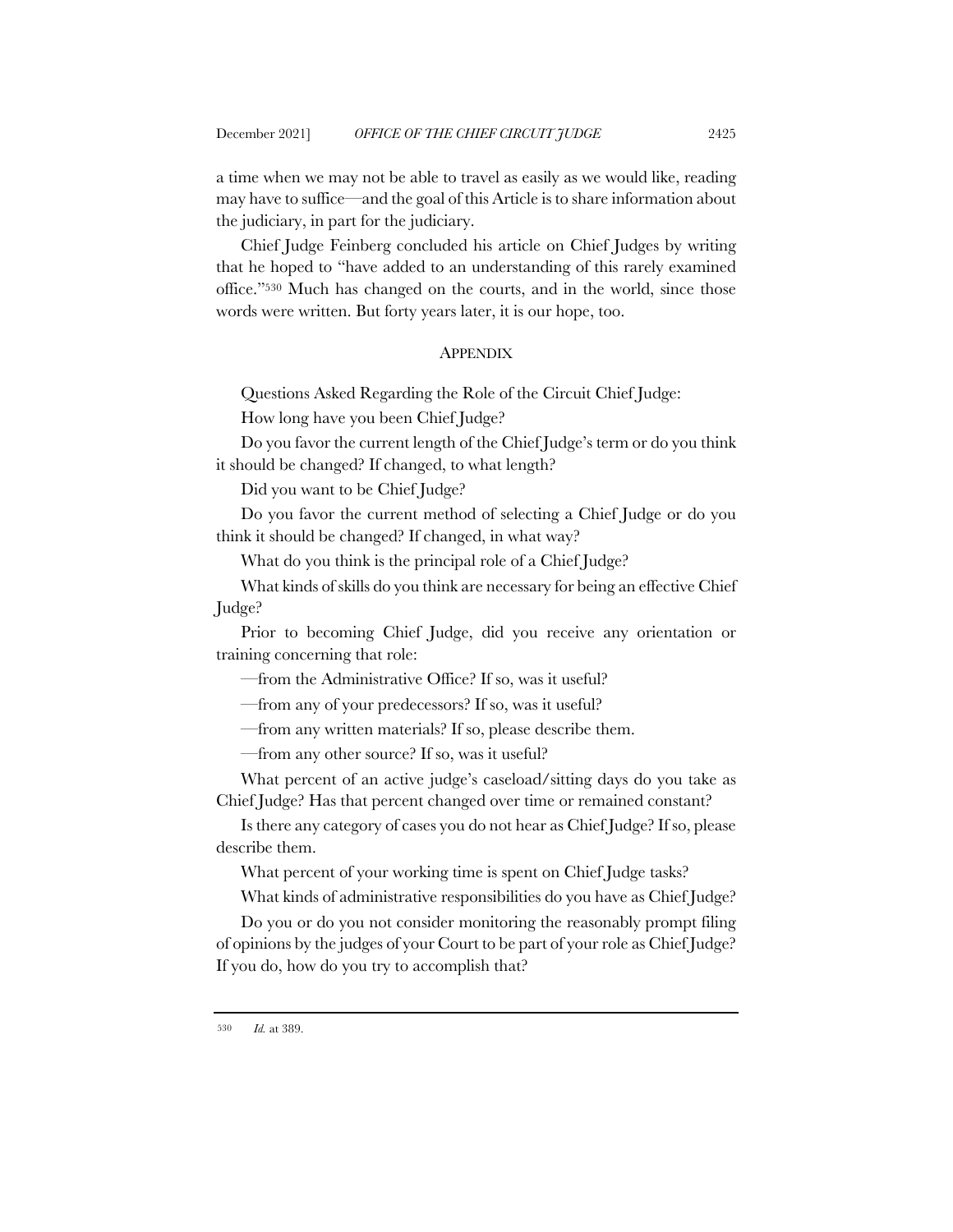a time when we may not be able to travel as easily as we would like, reading may have to suffice—and the goal of this Article is to share information about the judiciary, in part for the judiciary.

Chief Judge Feinberg concluded his article on Chief Judges by writing that he hoped to "have added to an understanding of this rarely examined office."[530] Much has changed on the courts, and in the world, since those words were written. But forty years later, it is our hope, too.

## APPENDIX

Questions Asked Regarding the Role of the Circuit Chief Judge:

How long have you been Chief Judge?

Do you favor the current length of the Chief Judge's term or do you think it should be changed? If changed, to what length?

Did you want to be Chief Judge?

Do you favor the current method of selecting a Chief Judge or do you think it should be changed? If changed, in what way?

What do you think is the principal role of a Chief Judge?

What kinds of skills do you think are necessary for being an effective Chief Judge?

Prior to becoming Chief Judge, did you receive any orientation or training concerning that role:

—from the Administrative Office? If so, was it useful?

—from any of your predecessors? If so, was it useful?

—from any written materials? If so, please describe them.

—from any other source? If so, was it useful?

What percent of an active judge's caseload/sitting days do you take as Chief Judge? Has that percent changed over time or remained constant?

Is there any category of cases you do not hear as Chief Judge? If so, please describe them.

What percent of your working time is spent on Chief Judge tasks?

What kinds of administrative responsibilities do you have as Chief Judge?

Do you or do you not consider monitoring the reasonably prompt filing of opinions by the judges of your Court to be part of your role as Chief Judge? If you do, how do you try to accomplish that?

---

[530] *Id.* at 389.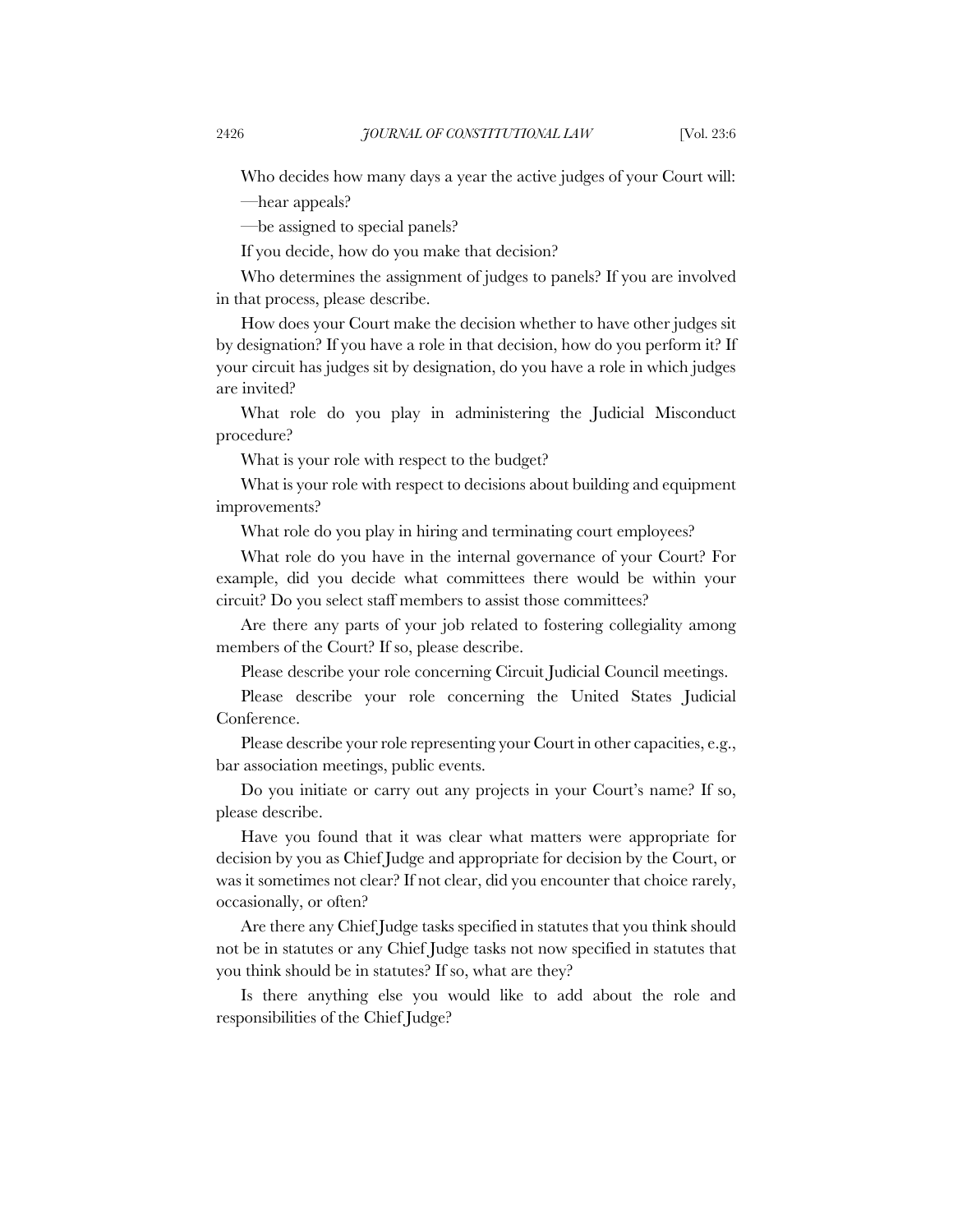Who decides how many days a year the active judges of your Court will:

—hear appeals?

—be assigned to special panels?

If you decide, how do you make that decision?

Who determines the assignment of judges to panels? If you are involved in that process, please describe.

How does your Court make the decision whether to have other judges sit by designation? If you have a role in that decision, how do you perform it? If your circuit has judges sit by designation, do you have a role in which judges are invited?

What role do you play in administering the Judicial Misconduct procedure?

What is your role with respect to the budget?

What is your role with respect to decisions about building and equipment improvements?

What role do you play in hiring and terminating court employees?

What role do you have in the internal governance of your Court? For example, did you decide what committees there would be within your circuit? Do you select staff members to assist those committees?

Are there any parts of your job related to fostering collegiality among members of the Court? If so, please describe.

Please describe your role concerning Circuit Judicial Council meetings.

Please describe your role concerning the United States Judicial Conference.

Please describe your role representing your Court in other capacities, e.g., bar association meetings, public events.

Do you initiate or carry out any projects in your Court's name? If so, please describe.

Have you found that it was clear what matters were appropriate for decision by you as Chief Judge and appropriate for decision by the Court, or was it sometimes not clear? If not clear, did you encounter that choice rarely, occasionally, or often?

Are there any Chief Judge tasks specified in statutes that you think should not be in statutes or any Chief Judge tasks not now specified in statutes that you think should be in statutes? If so, what are they?

Is there anything else you would like to add about the role and responsibilities of the Chief Judge?